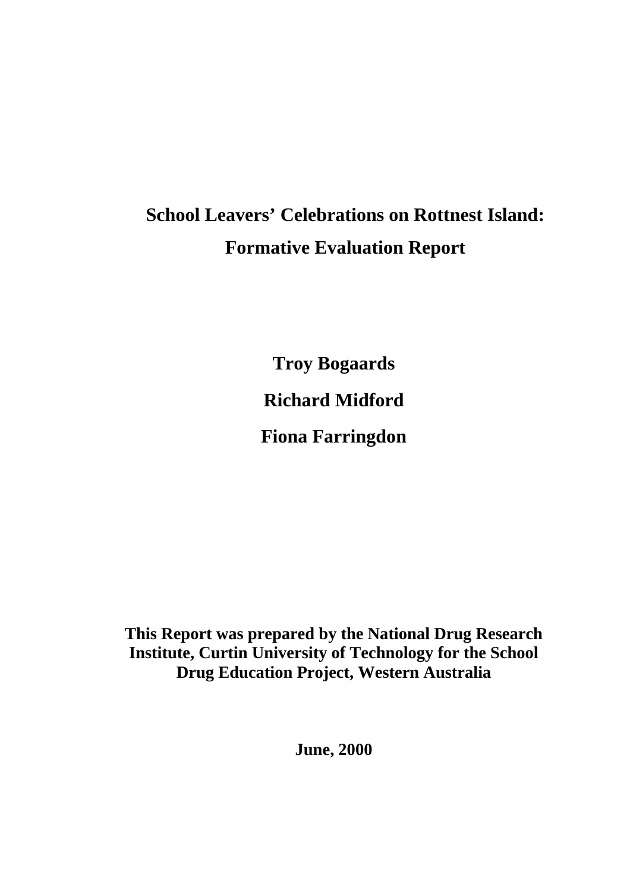# School Leavers' Celebrations on Rottnest Island: Formative Evaluation Report

**Troy Bogaards**

**Richard Midford**

**Fiona Farringdon**

**This Report was prepared by the National Drug Research Institute, Curtin University of Technology for the School Drug Education Project, Western Australia**

**June, 2000**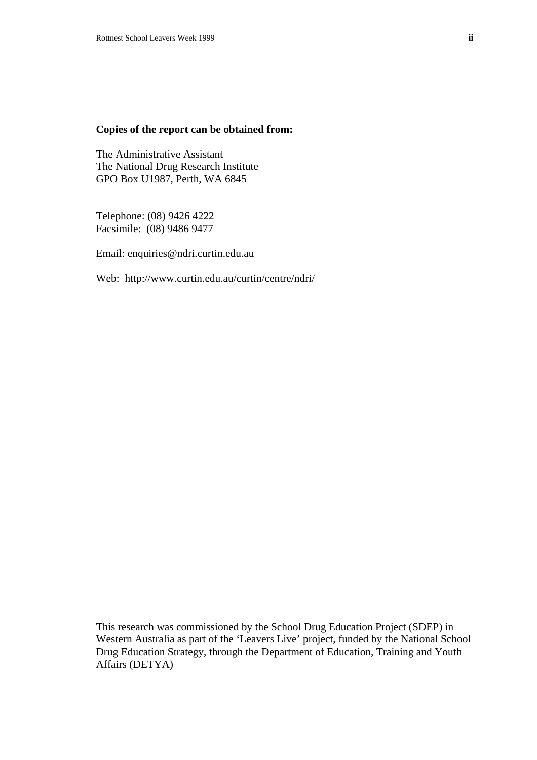**Copies of the report can be obtained from:**

The Administrative Assistant
The National Drug Research Institute
GPO Box U1987, Perth, WA 6845

Telephone: (08) 9426 4222
Facsimile: (08) 9486 9477

Email: enquiries@ndri.curtin.edu.au

Web: http://www.curtin.edu.au/curtin/centre/ndri/

This research was commissioned by the School Drug Education Project (SDEP) in Western Australia as part of the 'Leavers Live' project, funded by the National School Drug Education Strategy, through the Department of Education, Training and Youth Affairs (DETYA)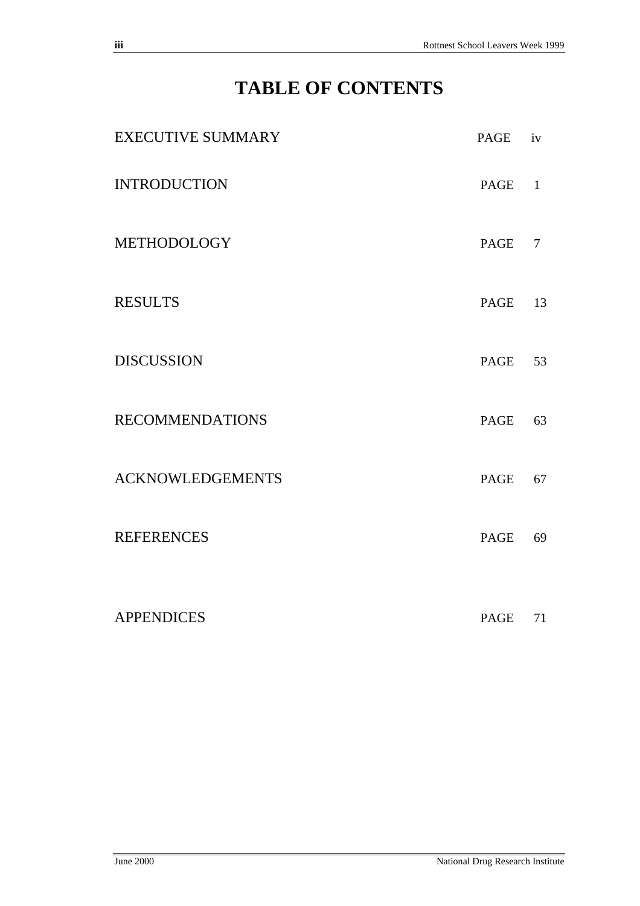# TABLE OF CONTENTS

| | | |
|---|---|---|
| EXECUTIVE SUMMARY | PAGE | iv |
| INTRODUCTION | PAGE | 1 |
| METHODOLOGY | PAGE | 7 |
| RESULTS | PAGE | 13 |
| DISCUSSION | PAGE | 53 |
| RECOMMENDATIONS | PAGE | 63 |
| ACKNOWLEDGEMENTS | PAGE | 67 |
| REFERENCES | PAGE | 69 |
| APPENDICES | PAGE | 71 |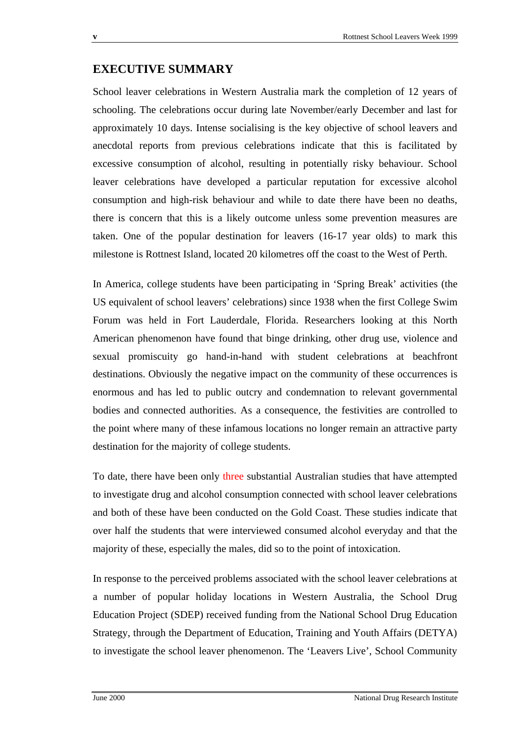## EXECUTIVE SUMMARY

School leaver celebrations in Western Australia mark the completion of 12 years of schooling. The celebrations occur during late November/early December and last for approximately 10 days. Intense socialising is the key objective of school leavers and anecdotal reports from previous celebrations indicate that this is facilitated by excessive consumption of alcohol, resulting in potentially risky behaviour. School leaver celebrations have developed a particular reputation for excessive alcohol consumption and high-risk behaviour and while to date there have been no deaths, there is concern that this is a likely outcome unless some prevention measures are taken. One of the popular destination for leavers (16-17 year olds) to mark this milestone is Rottnest Island, located 20 kilometres off the coast to the West of Perth.

In America, college students have been participating in 'Spring Break' activities (the US equivalent of school leavers' celebrations) since 1938 when the first College Swim Forum was held in Fort Lauderdale, Florida. Researchers looking at this North American phenomenon have found that binge drinking, other drug use, violence and sexual promiscuity go hand-in-hand with student celebrations at beachfront destinations. Obviously the negative impact on the community of these occurrences is enormous and has led to public outcry and condemnation to relevant governmental bodies and connected authorities. As a consequence, the festivities are controlled to the point where many of these infamous locations no longer remain an attractive party destination for the majority of college students.

To date, there have been only three substantial Australian studies that have attempted to investigate drug and alcohol consumption connected with school leaver celebrations and both of these have been conducted on the Gold Coast. These studies indicate that over half the students that were interviewed consumed alcohol everyday and that the majority of these, especially the males, did so to the point of intoxication.

In response to the perceived problems associated with the school leaver celebrations at a number of popular holiday locations in Western Australia, the School Drug Education Project (SDEP) received funding from the National School Drug Education Strategy, through the Department of Education, Training and Youth Affairs (DETYA) to investigate the school leaver phenomenon. The 'Leavers Live', School Community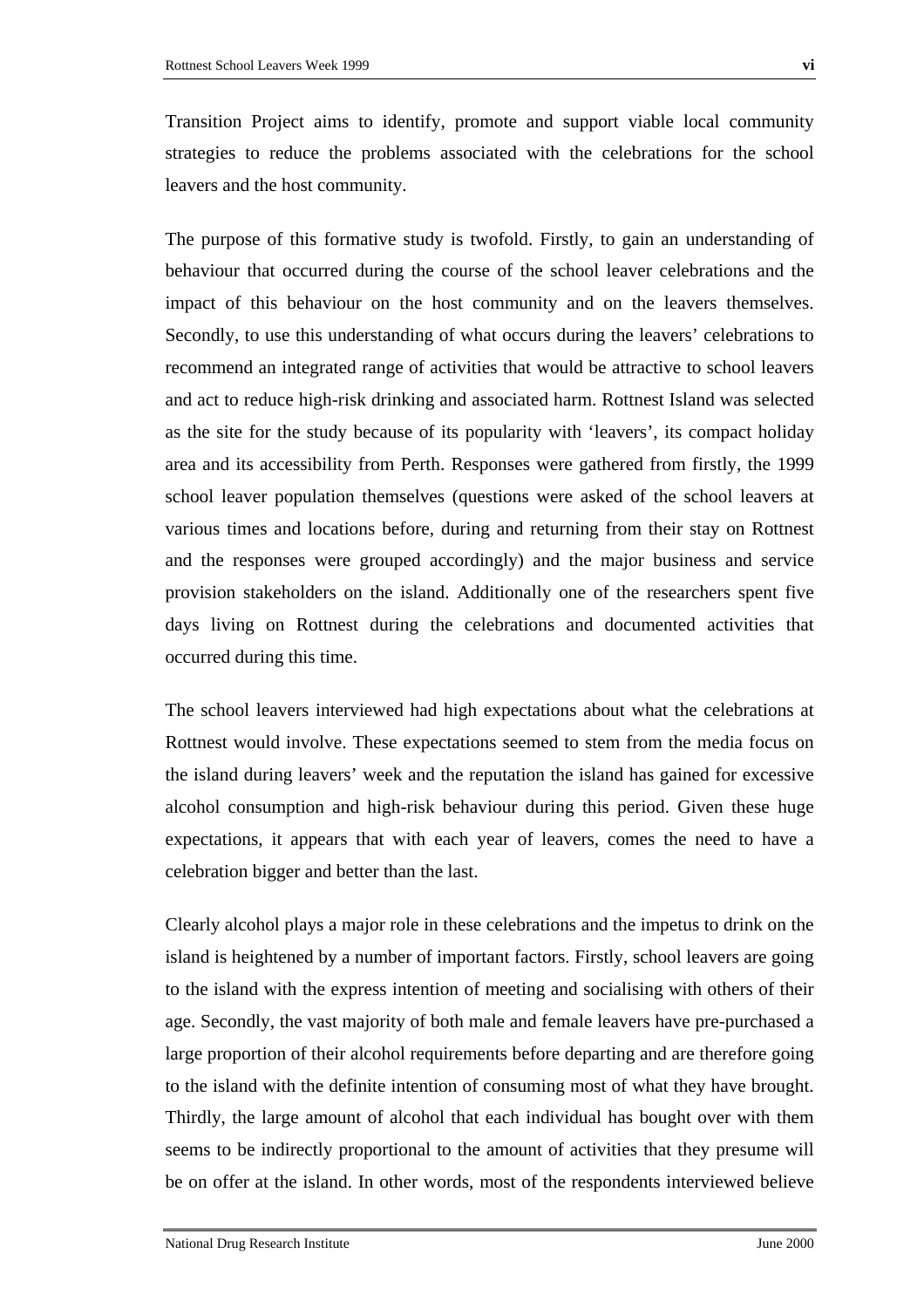Transition Project aims to identify, promote and support viable local community strategies to reduce the problems associated with the celebrations for the school leavers and the host community.

The purpose of this formative study is twofold. Firstly, to gain an understanding of behaviour that occurred during the course of the school leaver celebrations and the impact of this behaviour on the host community and on the leavers themselves. Secondly, to use this understanding of what occurs during the leavers' celebrations to recommend an integrated range of activities that would be attractive to school leavers and act to reduce high-risk drinking and associated harm. Rottnest Island was selected as the site for the study because of its popularity with 'leavers', its compact holiday area and its accessibility from Perth. Responses were gathered from firstly, the 1999 school leaver population themselves (questions were asked of the school leavers at various times and locations before, during and returning from their stay on Rottnest and the responses were grouped accordingly) and the major business and service provision stakeholders on the island. Additionally one of the researchers spent five days living on Rottnest during the celebrations and documented activities that occurred during this time.

The school leavers interviewed had high expectations about what the celebrations at Rottnest would involve. These expectations seemed to stem from the media focus on the island during leavers' week and the reputation the island has gained for excessive alcohol consumption and high-risk behaviour during this period. Given these huge expectations, it appears that with each year of leavers, comes the need to have a celebration bigger and better than the last.

Clearly alcohol plays a major role in these celebrations and the impetus to drink on the island is heightened by a number of important factors. Firstly, school leavers are going to the island with the express intention of meeting and socialising with others of their age. Secondly, the vast majority of both male and female leavers have pre-purchased a large proportion of their alcohol requirements before departing and are therefore going to the island with the definite intention of consuming most of what they have brought. Thirdly, the large amount of alcohol that each individual has bought over with them seems to be indirectly proportional to the amount of activities that they presume will be on offer at the island. In other words, most of the respondents interviewed believe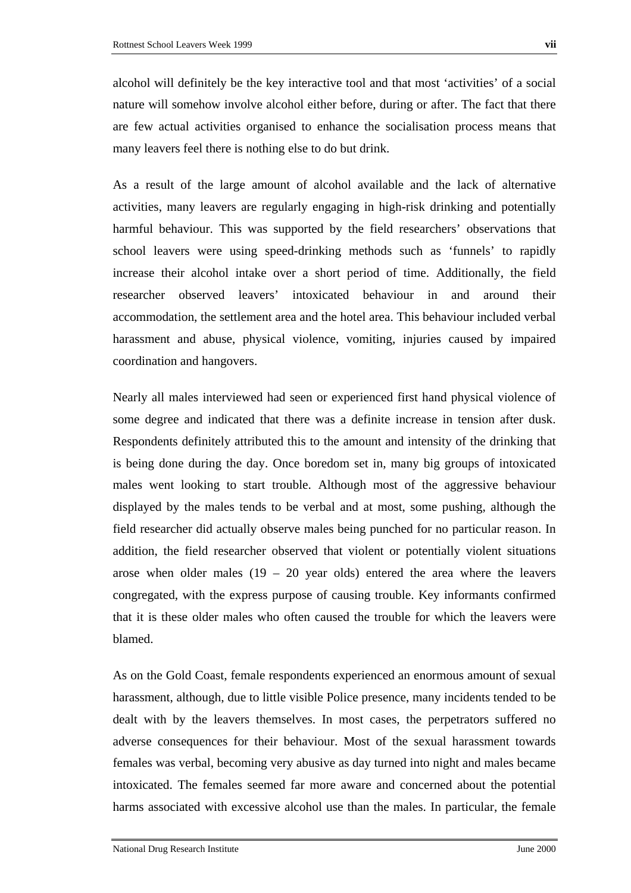alcohol will definitely be the key interactive tool and that most 'activities' of a social nature will somehow involve alcohol either before, during or after. The fact that there are few actual activities organised to enhance the socialisation process means that many leavers feel there is nothing else to do but drink.

As a result of the large amount of alcohol available and the lack of alternative activities, many leavers are regularly engaging in high-risk drinking and potentially harmful behaviour. This was supported by the field researchers' observations that school leavers were using speed-drinking methods such as 'funnels' to rapidly increase their alcohol intake over a short period of time. Additionally, the field researcher observed leavers' intoxicated behaviour in and around their accommodation, the settlement area and the hotel area. This behaviour included verbal harassment and abuse, physical violence, vomiting, injuries caused by impaired coordination and hangovers.

Nearly all males interviewed had seen or experienced first hand physical violence of some degree and indicated that there was a definite increase in tension after dusk. Respondents definitely attributed this to the amount and intensity of the drinking that is being done during the day. Once boredom set in, many big groups of intoxicated males went looking to start trouble. Although most of the aggressive behaviour displayed by the males tends to be verbal and at most, some pushing, although the field researcher did actually observe males being punched for no particular reason. In addition, the field researcher observed that violent or potentially violent situations arose when older males (19 – 20 year olds) entered the area where the leavers congregated, with the express purpose of causing trouble. Key informants confirmed that it is these older males who often caused the trouble for which the leavers were blamed.

As on the Gold Coast, female respondents experienced an enormous amount of sexual harassment, although, due to little visible Police presence, many incidents tended to be dealt with by the leavers themselves. In most cases, the perpetrators suffered no adverse consequences for their behaviour. Most of the sexual harassment towards females was verbal, becoming very abusive as day turned into night and males became intoxicated. The females seemed far more aware and concerned about the potential harms associated with excessive alcohol use than the males. In particular, the female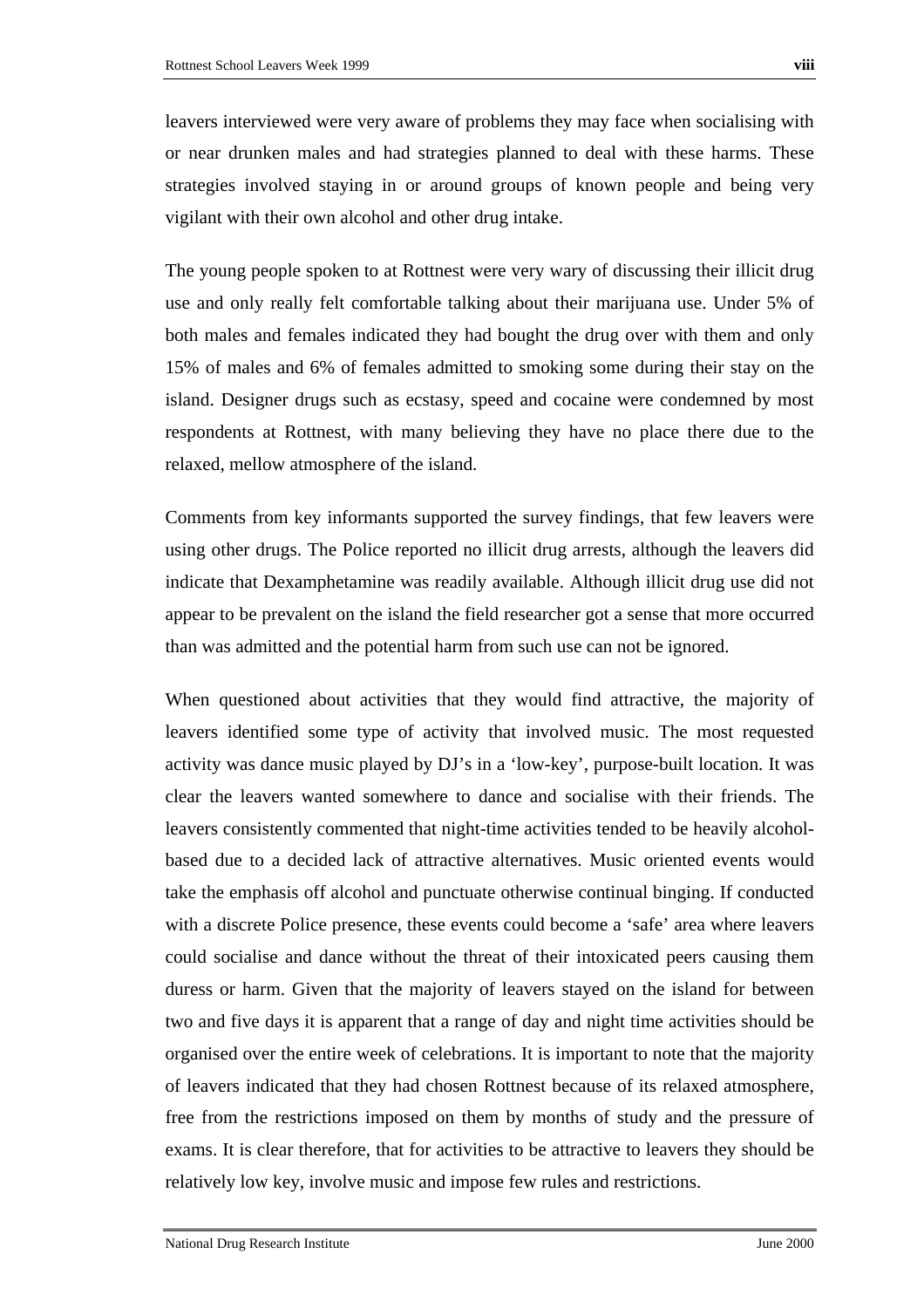leavers interviewed were very aware of problems they may face when socialising with or near drunken males and had strategies planned to deal with these harms. These strategies involved staying in or around groups of known people and being very vigilant with their own alcohol and other drug intake.

The young people spoken to at Rottnest were very wary of discussing their illicit drug use and only really felt comfortable talking about their marijuana use. Under 5% of both males and females indicated they had bought the drug over with them and only 15% of males and 6% of females admitted to smoking some during their stay on the island. Designer drugs such as ecstasy, speed and cocaine were condemned by most respondents at Rottnest, with many believing they have no place there due to the relaxed, mellow atmosphere of the island.

Comments from key informants supported the survey findings, that few leavers were using other drugs. The Police reported no illicit drug arrests, although the leavers did indicate that Dexamphetamine was readily available. Although illicit drug use did not appear to be prevalent on the island the field researcher got a sense that more occurred than was admitted and the potential harm from such use can not be ignored.

When questioned about activities that they would find attractive, the majority of leavers identified some type of activity that involved music. The most requested activity was dance music played by DJ's in a 'low-key', purpose-built location. It was clear the leavers wanted somewhere to dance and socialise with their friends. The leavers consistently commented that night-time activities tended to be heavily alcohol-based due to a decided lack of attractive alternatives. Music oriented events would take the emphasis off alcohol and punctuate otherwise continual binging. If conducted with a discrete Police presence, these events could become a 'safe' area where leavers could socialise and dance without the threat of their intoxicated peers causing them duress or harm. Given that the majority of leavers stayed on the island for between two and five days it is apparent that a range of day and night time activities should be organised over the entire week of celebrations. It is important to note that the majority of leavers indicated that they had chosen Rottnest because of its relaxed atmosphere, free from the restrictions imposed on them by months of study and the pressure of exams. It is clear therefore, that for activities to be attractive to leavers they should be relatively low key, involve music and impose few rules and restrictions.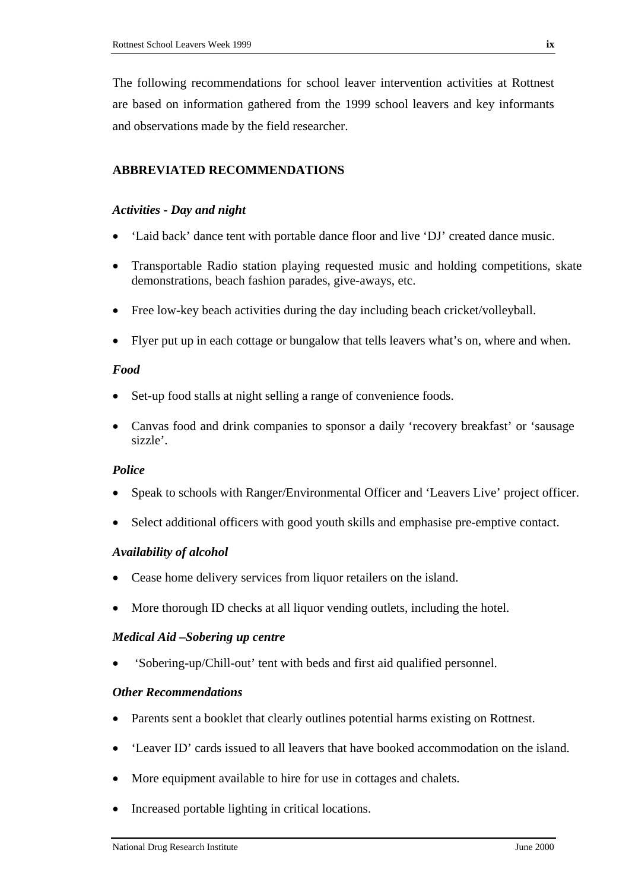The following recommendations for school leaver intervention activities at Rottnest are based on information gathered from the 1999 school leavers and key informants and observations made by the field researcher.

## ABBREVIATED RECOMMENDATIONS

### *Activities - Day and night*

- 'Laid back' dance tent with portable dance floor and live 'DJ' created dance music.
- Transportable Radio station playing requested music and holding competitions, skate demonstrations, beach fashion parades, give-aways, etc.
- Free low-key beach activities during the day including beach cricket/volleyball.
- Flyer put up in each cottage or bungalow that tells leavers what's on, where and when.

### *Food*

- Set-up food stalls at night selling a range of convenience foods.
- Canvas food and drink companies to sponsor a daily 'recovery breakfast' or 'sausage sizzle'.

### *Police*

- Speak to schools with Ranger/Environmental Officer and 'Leavers Live' project officer.
- Select additional officers with good youth skills and emphasise pre-emptive contact.

### *Availability of alcohol*

- Cease home delivery services from liquor retailers on the island.
- More thorough ID checks at all liquor vending outlets, including the hotel.

### *Medical Aid –Sobering up centre*

- 'Sobering-up/Chill-out' tent with beds and first aid qualified personnel.

### *Other Recommendations*

- Parents sent a booklet that clearly outlines potential harms existing on Rottnest.
- 'Leaver ID' cards issued to all leavers that have booked accommodation on the island.
- More equipment available to hire for use in cottages and chalets.
- Increased portable lighting in critical locations.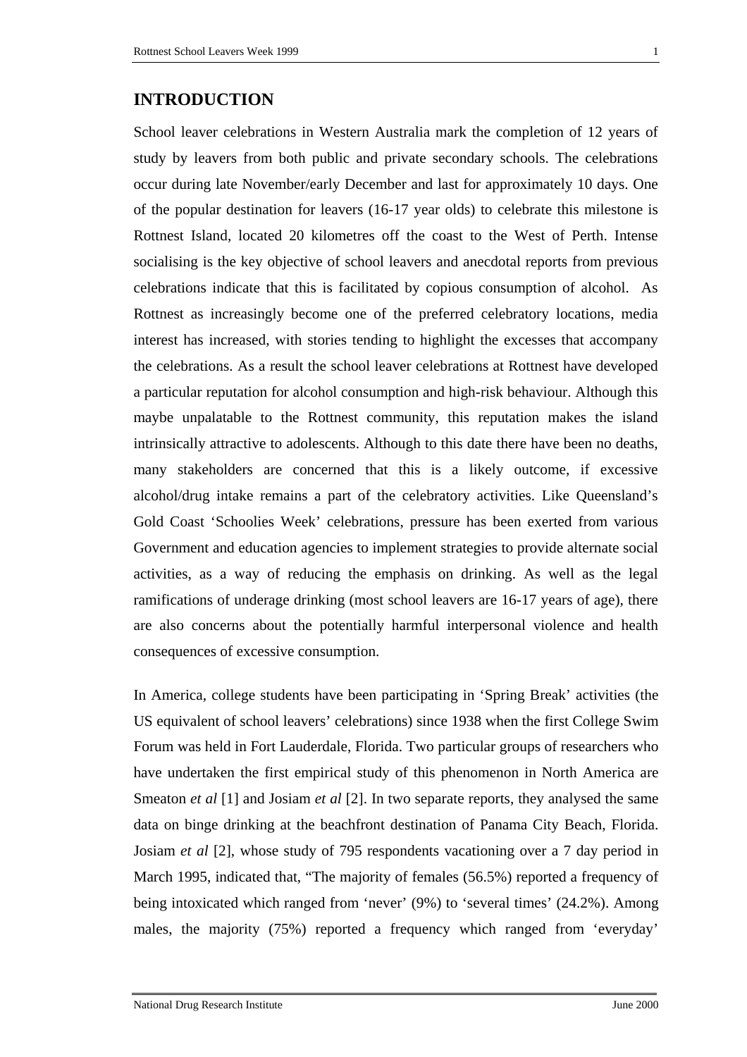# INTRODUCTION

School leaver celebrations in Western Australia mark the completion of 12 years of study by leavers from both public and private secondary schools. The celebrations occur during late November/early December and last for approximately 10 days. One of the popular destination for leavers (16-17 year olds) to celebrate this milestone is Rottnest Island, located 20 kilometres off the coast to the West of Perth. Intense socialising is the key objective of school leavers and anecdotal reports from previous celebrations indicate that this is facilitated by copious consumption of alcohol. As Rottnest as increasingly become one of the preferred celebratory locations, media interest has increased, with stories tending to highlight the excesses that accompany the celebrations. As a result the school leaver celebrations at Rottnest have developed a particular reputation for alcohol consumption and high-risk behaviour. Although this maybe unpalatable to the Rottnest community, this reputation makes the island intrinsically attractive to adolescents. Although to this date there have been no deaths, many stakeholders are concerned that this is a likely outcome, if excessive alcohol/drug intake remains a part of the celebratory activities. Like Queensland's Gold Coast 'Schoolies Week' celebrations, pressure has been exerted from various Government and education agencies to implement strategies to provide alternate social activities, as a way of reducing the emphasis on drinking. As well as the legal ramifications of underage drinking (most school leavers are 16-17 years of age), there are also concerns about the potentially harmful interpersonal violence and health consequences of excessive consumption.

In America, college students have been participating in 'Spring Break' activities (the US equivalent of school leavers' celebrations) since 1938 when the first College Swim Forum was held in Fort Lauderdale, Florida. Two particular groups of researchers who have undertaken the first empirical study of this phenomenon in North America are Smeaton *et al* [1] and Josiam *et al* [2]. In two separate reports, they analysed the same data on binge drinking at the beachfront destination of Panama City Beach, Florida. Josiam *et al* [2], whose study of 795 respondents vacationing over a 7 day period in March 1995, indicated that, "The majority of females (56.5%) reported a frequency of being intoxicated which ranged from 'never' (9%) to 'several times' (24.2%). Among males, the majority (75%) reported a frequency which ranged from 'everyday'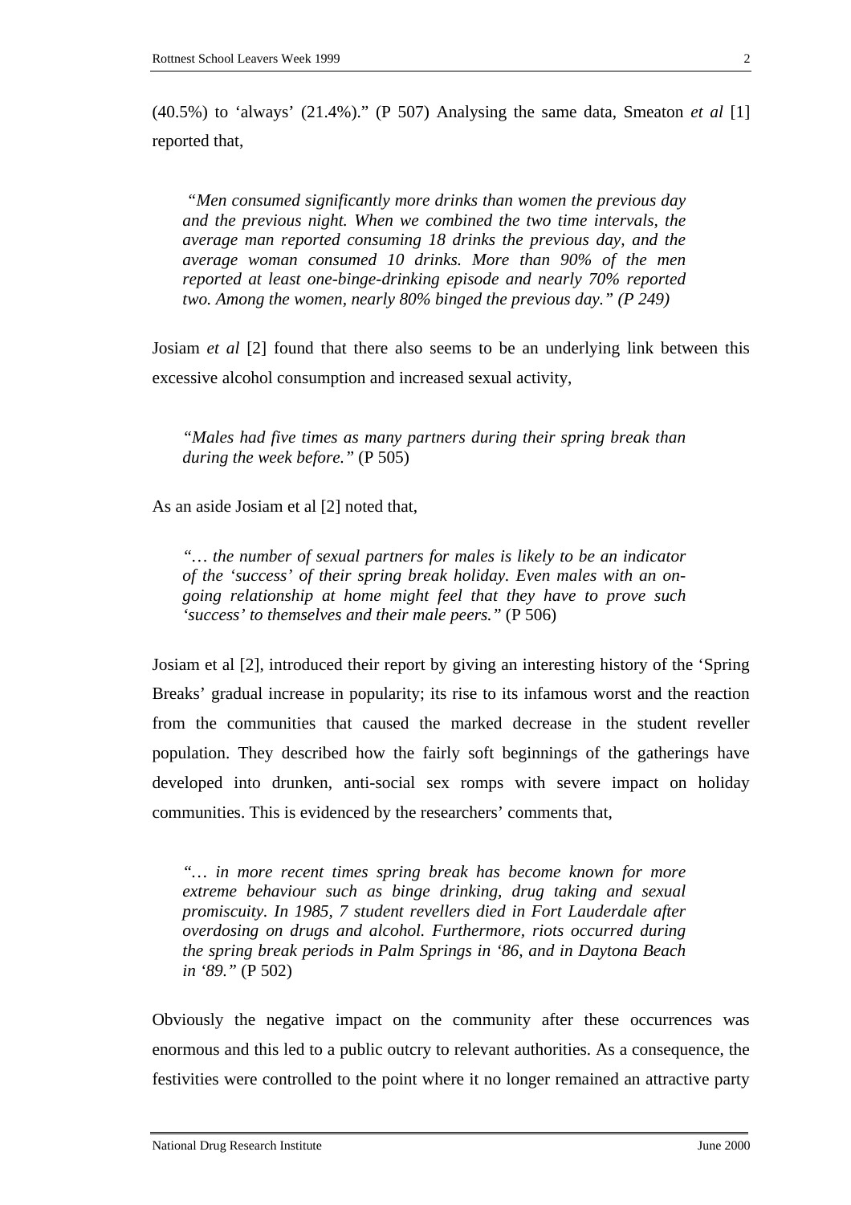(40.5%) to 'always' (21.4%)." (P 507) Analysing the same data, Smeaton *et al* [1] reported that,

> *"Men consumed significantly more drinks than women the previous day and the previous night. When we combined the two time intervals, the average man reported consuming 18 drinks the previous day, and the average woman consumed 10 drinks. More than 90% of the men reported at least one-binge-drinking episode and nearly 70% reported two. Among the women, nearly 80% binged the previous day." (P 249)*

Josiam *et al* [2] found that there also seems to be an underlying link between this excessive alcohol consumption and increased sexual activity,

> *"Males had five times as many partners during their spring break than during the week before."* (P 505)

As an aside Josiam et al [2] noted that,

> *"… the number of sexual partners for males is likely to be an indicator of the 'success' of their spring break holiday. Even males with an on-going relationship at home might feel that they have to prove such 'success' to themselves and their male peers."* (P 506)

Josiam et al [2], introduced their report by giving an interesting history of the 'Spring Breaks' gradual increase in popularity; its rise to its infamous worst and the reaction from the communities that caused the marked decrease in the student reveller population. They described how the fairly soft beginnings of the gatherings have developed into drunken, anti-social sex romps with severe impact on holiday communities. This is evidenced by the researchers' comments that,

> *"… in more recent times spring break has become known for more extreme behaviour such as binge drinking, drug taking and sexual promiscuity. In 1985, 7 student revellers died in Fort Lauderdale after overdosing on drugs and alcohol. Furthermore, riots occurred during the spring break periods in Palm Springs in '86, and in Daytona Beach in '89."* (P 502)

Obviously the negative impact on the community after these occurrences was enormous and this led to a public outcry to relevant authorities. As a consequence, the festivities were controlled to the point where it no longer remained an attractive party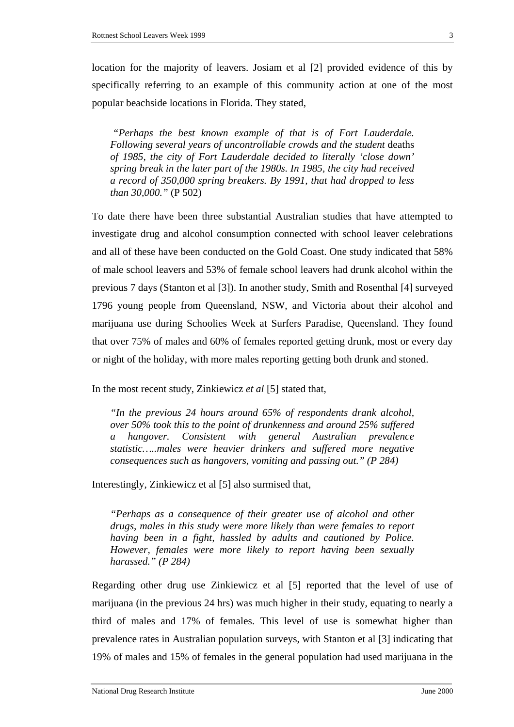location for the majority of leavers. Josiam et al [2] provided evidence of this by specifically referring to an example of this community action at one of the most popular beachside locations in Florida. They stated,

> *"Perhaps the best known example of that is of Fort Lauderdale. Following several years of uncontrollable crowds and the student* deaths *of 1985, the city of Fort Lauderdale decided to literally 'close down' spring break in the later part of the 1980s. In 1985, the city had received a record of 350,000 spring breakers. By 1991, that had dropped to less than 30,000."* (P 502)

To date there have been three substantial Australian studies that have attempted to investigate drug and alcohol consumption connected with school leaver celebrations and all of these have been conducted on the Gold Coast. One study indicated that 58% of male school leavers and 53% of female school leavers had drunk alcohol within the previous 7 days (Stanton et al [3]). In another study, Smith and Rosenthal [4] surveyed 1796 young people from Queensland, NSW, and Victoria about their alcohol and marijuana use during Schoolies Week at Surfers Paradise, Queensland. They found that over 75% of males and 60% of females reported getting drunk, most or every day or night of the holiday, with more males reporting getting both drunk and stoned.

In the most recent study, Zinkiewicz *et al* [5] stated that,

> *"In the previous 24 hours around 65% of respondents drank alcohol, over 50% took this to the point of drunkenness and around 25% suffered a hangover. Consistent with general Australian prevalence statistic…..males were heavier drinkers and suffered more negative consequences such as hangovers, vomiting and passing out." (P 284)*

Interestingly, Zinkiewicz et al [5] also surmised that,

> *"Perhaps as a consequence of their greater use of alcohol and other drugs, males in this study were more likely than were females to report having been in a fight, hassled by adults and cautioned by Police. However, females were more likely to report having been sexually harassed." (P 284)*

Regarding other drug use Zinkiewicz et al [5] reported that the level of use of marijuana (in the previous 24 hrs) was much higher in their study, equating to nearly a third of males and 17% of females. This level of use is somewhat higher than prevalence rates in Australian population surveys, with Stanton et al [3] indicating that 19% of males and 15% of females in the general population had used marijuana in the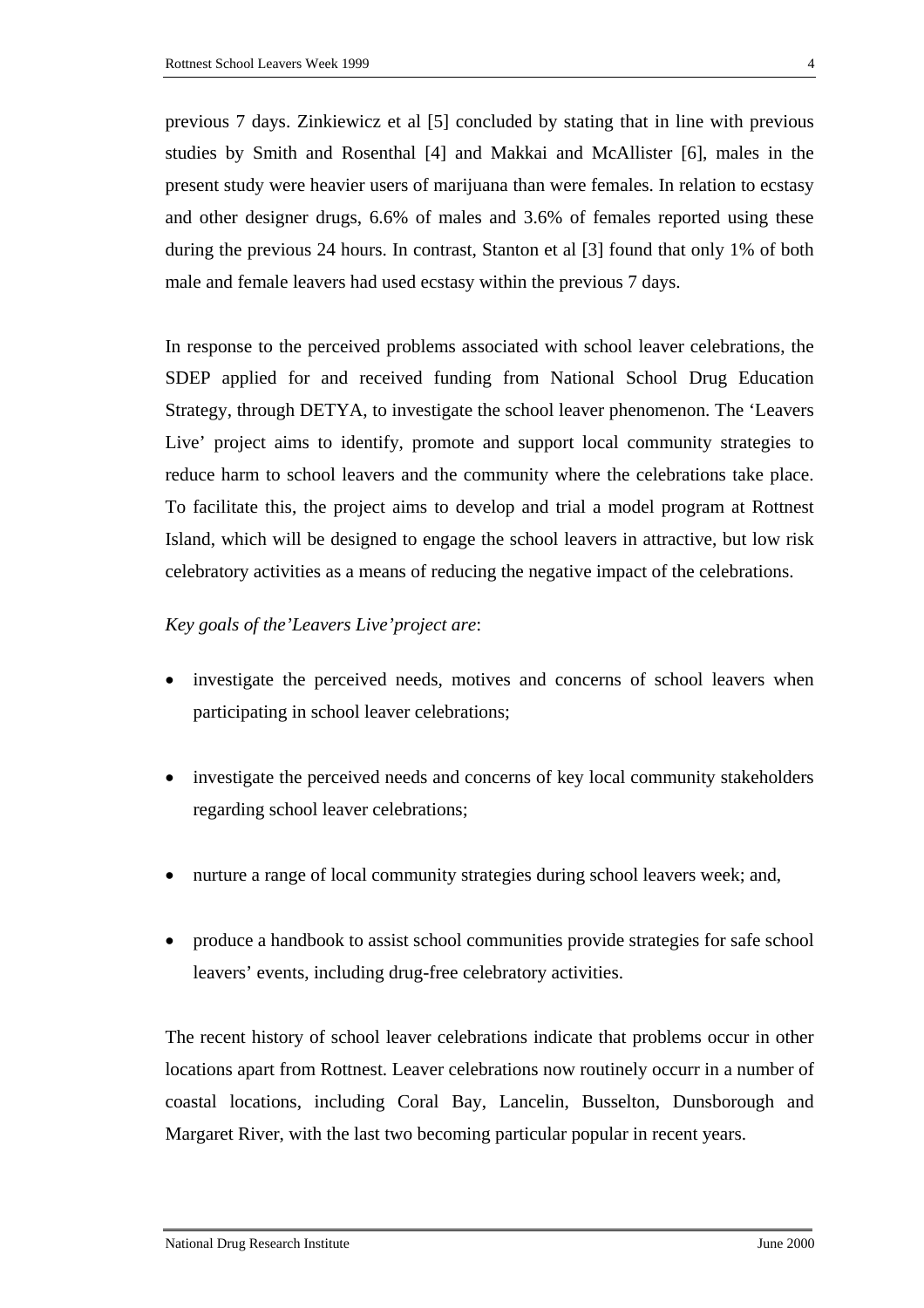previous 7 days. Zinkiewicz et al [5] concluded by stating that in line with previous studies by Smith and Rosenthal [4] and Makkai and McAllister [6], males in the present study were heavier users of marijuana than were females. In relation to ecstasy and other designer drugs, 6.6% of males and 3.6% of females reported using these during the previous 24 hours. In contrast, Stanton et al [3] found that only 1% of both male and female leavers had used ecstasy within the previous 7 days.

In response to the perceived problems associated with school leaver celebrations, the SDEP applied for and received funding from National School Drug Education Strategy, through DETYA, to investigate the school leaver phenomenon. The 'Leavers Live' project aims to identify, promote and support local community strategies to reduce harm to school leavers and the community where the celebrations take place. To facilitate this, the project aims to develop and trial a model program at Rottnest Island, which will be designed to engage the school leavers in attractive, but low risk celebratory activities as a means of reducing the negative impact of the celebrations.

*Key goals of the'Leavers Live'project are*:

- investigate the perceived needs, motives and concerns of school leavers when participating in school leaver celebrations;
- investigate the perceived needs and concerns of key local community stakeholders regarding school leaver celebrations;
- nurture a range of local community strategies during school leavers week; and,
- produce a handbook to assist school communities provide strategies for safe school leavers' events, including drug-free celebratory activities.

The recent history of school leaver celebrations indicate that problems occur in other locations apart from Rottnest. Leaver celebrations now routinely occurr in a number of coastal locations, including Coral Bay, Lancelin, Busselton, Dunsborough and Margaret River, with the last two becoming particular popular in recent years.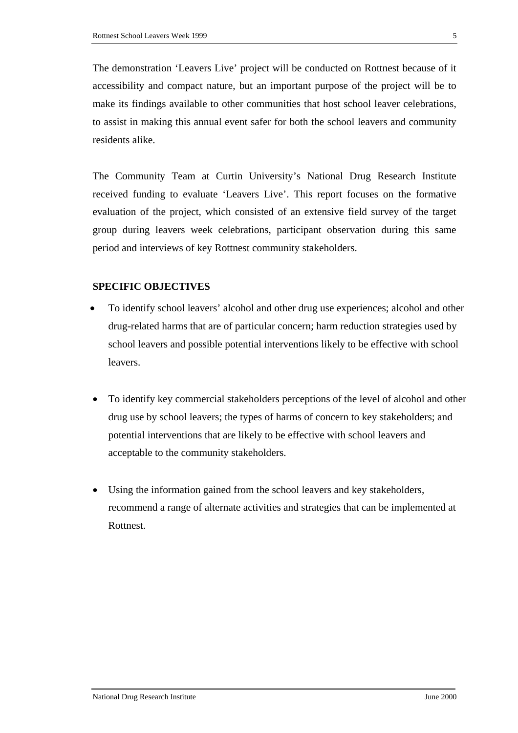The demonstration 'Leavers Live' project will be conducted on Rottnest because of it accessibility and compact nature, but an important purpose of the project will be to make its findings available to other communities that host school leaver celebrations, to assist in making this annual event safer for both the school leavers and community residents alike.

The Community Team at Curtin University's National Drug Research Institute received funding to evaluate 'Leavers Live'. This report focuses on the formative evaluation of the project, which consisted of an extensive field survey of the target group during leavers week celebrations, participant observation during this same period and interviews of key Rottnest community stakeholders.

**SPECIFIC OBJECTIVES**

- To identify school leavers' alcohol and other drug use experiences; alcohol and other drug-related harms that are of particular concern; harm reduction strategies used by school leavers and possible potential interventions likely to be effective with school leavers.

- To identify key commercial stakeholders perceptions of the level of alcohol and other drug use by school leavers; the types of harms of concern to key stakeholders; and potential interventions that are likely to be effective with school leavers and acceptable to the community stakeholders.

- Using the information gained from the school leavers and key stakeholders, recommend a range of alternate activities and strategies that can be implemented at Rottnest.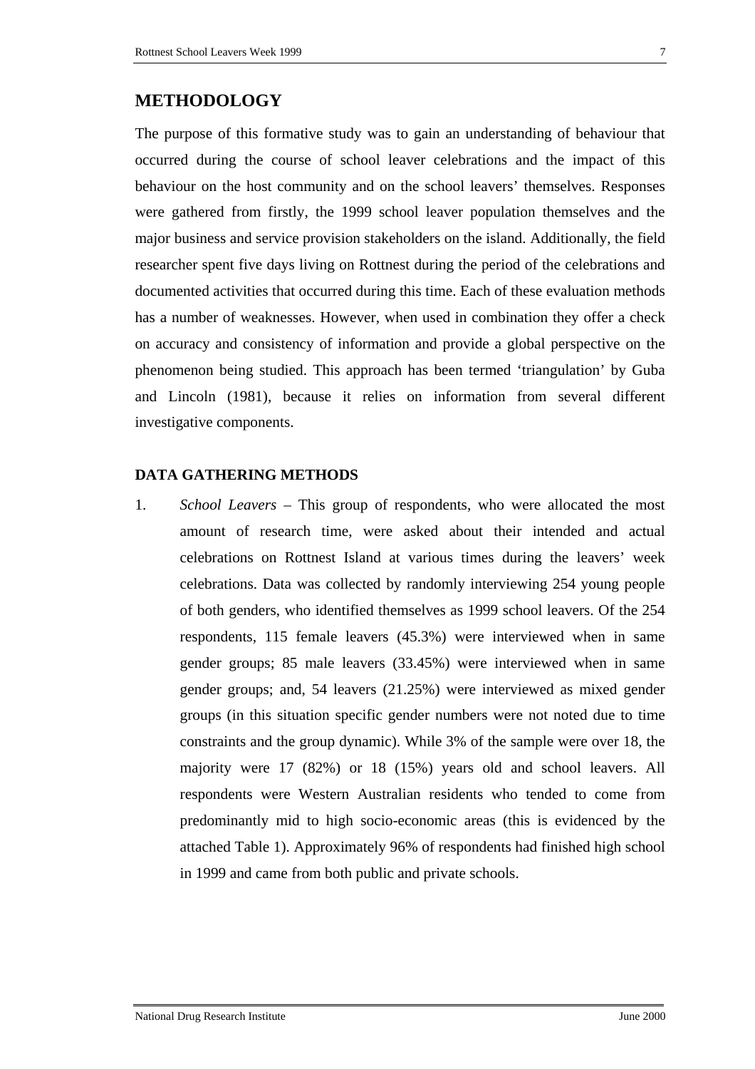## METHODOLOGY

The purpose of this formative study was to gain an understanding of behaviour that occurred during the course of school leaver celebrations and the impact of this behaviour on the host community and on the school leavers' themselves. Responses were gathered from firstly, the 1999 school leaver population themselves and the major business and service provision stakeholders on the island. Additionally, the field researcher spent five days living on Rottnest during the period of the celebrations and documented activities that occurred during this time. Each of these evaluation methods has a number of weaknesses. However, when used in combination they offer a check on accuracy and consistency of information and provide a global perspective on the phenomenon being studied. This approach has been termed 'triangulation' by Guba and Lincoln (1981), because it relies on information from several different investigative components.

### DATA GATHERING METHODS

1. *School Leavers* – This group of respondents, who were allocated the most amount of research time, were asked about their intended and actual celebrations on Rottnest Island at various times during the leavers' week celebrations. Data was collected by randomly interviewing 254 young people of both genders, who identified themselves as 1999 school leavers. Of the 254 respondents, 115 female leavers (45.3%) were interviewed when in same gender groups; 85 male leavers (33.45%) were interviewed when in same gender groups; and, 54 leavers (21.25%) were interviewed as mixed gender groups (in this situation specific gender numbers were not noted due to time constraints and the group dynamic). While 3% of the sample were over 18, the majority were 17 (82%) or 18 (15%) years old and school leavers. All respondents were Western Australian residents who tended to come from predominantly mid to high socio-economic areas (this is evidenced by the attached Table 1). Approximately 96% of respondents had finished high school in 1999 and came from both public and private schools.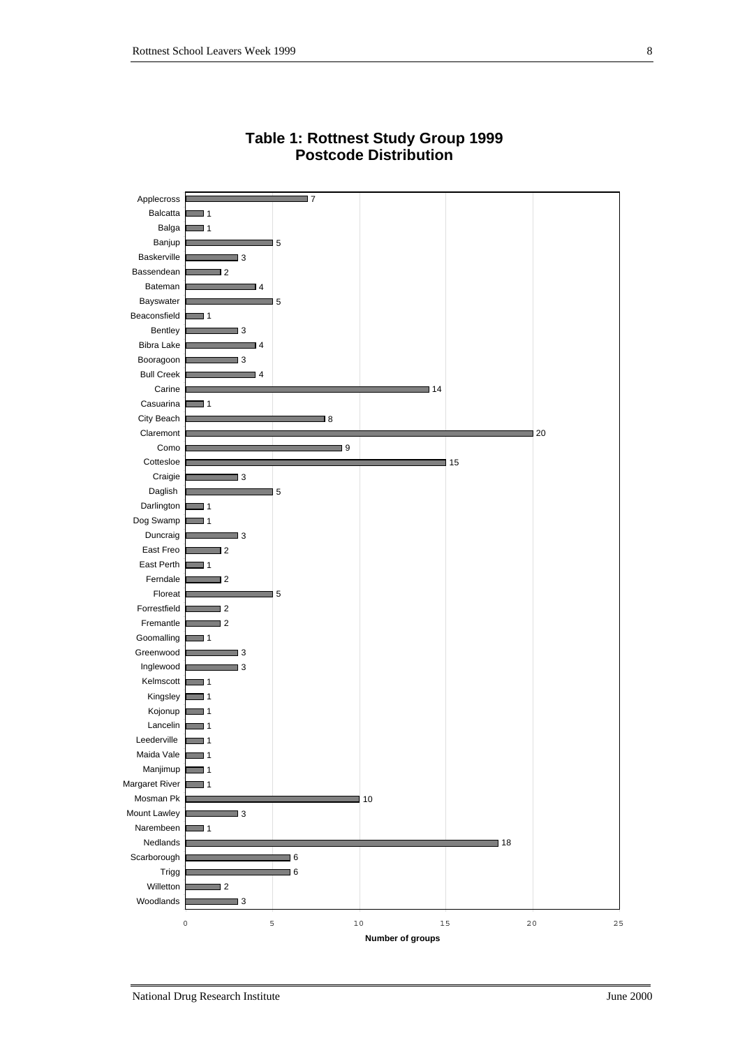# Table 1: Rottnest Study Group 1999 Postcode Distribution

| Postcode | Number of groups |
|---|---|
| Applecross | 7 |
| Balcatta | 1 |
| Balga | 1 |
| Banjup | 5 |
| Baskerville | 3 |
| Bassendean | 2 |
| Bateman | 4 |
| Bayswater | 5 |
| Beaconsfield | 1 |
| Bentley | 3 |
| Bibra Lake | 4 |
| Booragoon | 3 |
| Bull Creek | 4 |
| Carine | 14 |
| Casuarina | 1 |
| City Beach | 8 |
| Claremont | 20 |
| Como | 9 |
| Cottesloe | 15 |
| Craigie | 3 |
| Daglish | 5 |
| Darlington | 1 |
| Dog Swamp | 1 |
| Duncraig | 3 |
| East Freo | 2 |
| East Perth | 1 |
| Ferndale | 2 |
| Floreat | 5 |
| Forrestfield | 2 |
| Fremantle | 2 |
| Goomalling | 1 |
| Greenwood | 3 |
| Inglewood | 3 |
| Kelmscott | 1 |
| Kingsley | 1 |
| Kojonup | 1 |
| Lancelin | 1 |
| Leederville | 1 |
| Maida Vale | 1 |
| Manjimup | 1 |
| Margaret River | 1 |
| Mosman Pk | 10 |
| Mount Lawley | 3 |
| Narembeen | 1 |
| Nedlands | 18 |
| Scarborough | 6 |
| Trigg | 6 |
| Willetton | 2 |
| Woodlands | 3 |

Number of groups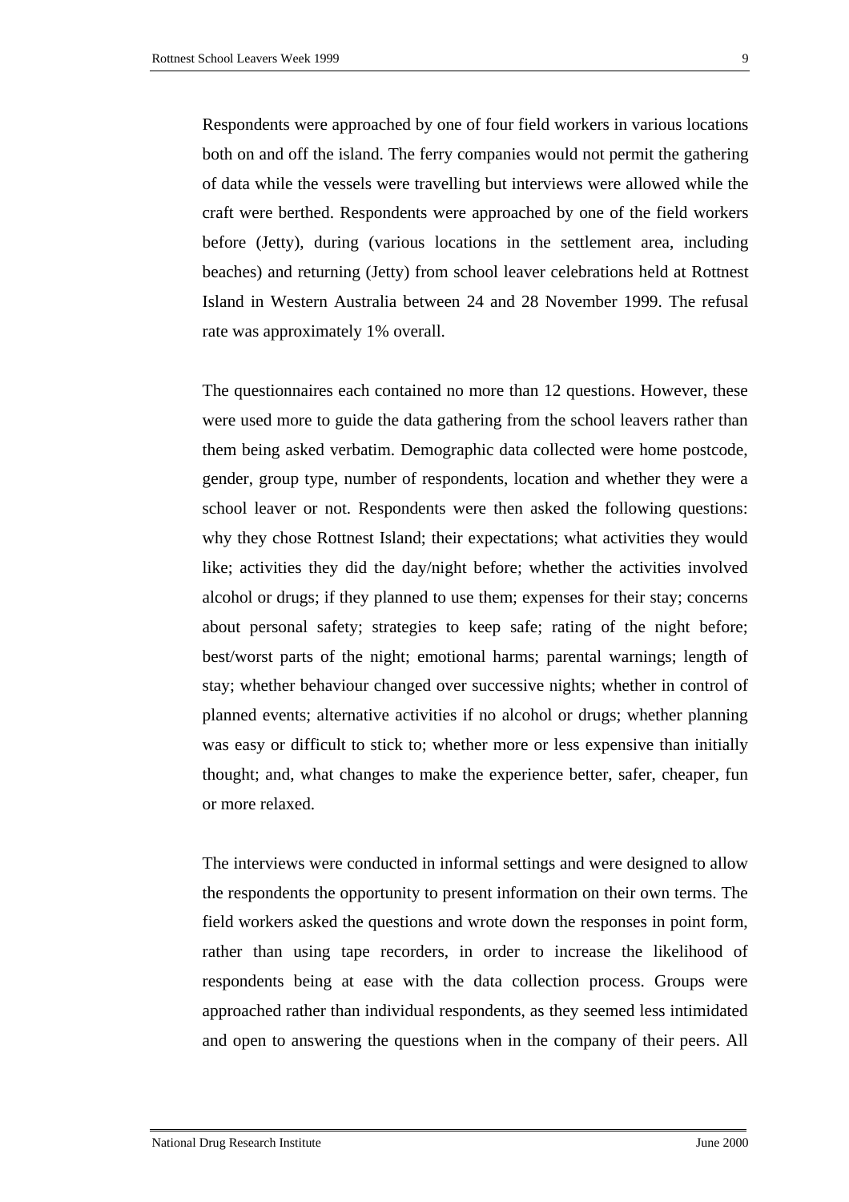Respondents were approached by one of four field workers in various locations both on and off the island. The ferry companies would not permit the gathering of data while the vessels were travelling but interviews were allowed while the craft were berthed. Respondents were approached by one of the field workers before (Jetty), during (various locations in the settlement area, including beaches) and returning (Jetty) from school leaver celebrations held at Rottnest Island in Western Australia between 24 and 28 November 1999. The refusal rate was approximately 1% overall.

The questionnaires each contained no more than 12 questions. However, these were used more to guide the data gathering from the school leavers rather than them being asked verbatim. Demographic data collected were home postcode, gender, group type, number of respondents, location and whether they were a school leaver or not. Respondents were then asked the following questions: why they chose Rottnest Island; their expectations; what activities they would like; activities they did the day/night before; whether the activities involved alcohol or drugs; if they planned to use them; expenses for their stay; concerns about personal safety; strategies to keep safe; rating of the night before; best/worst parts of the night; emotional harms; parental warnings; length of stay; whether behaviour changed over successive nights; whether in control of planned events; alternative activities if no alcohol or drugs; whether planning was easy or difficult to stick to; whether more or less expensive than initially thought; and, what changes to make the experience better, safer, cheaper, fun or more relaxed.

The interviews were conducted in informal settings and were designed to allow the respondents the opportunity to present information on their own terms. The field workers asked the questions and wrote down the responses in point form, rather than using tape recorders, in order to increase the likelihood of respondents being at ease with the data collection process. Groups were approached rather than individual respondents, as they seemed less intimidated and open to answering the questions when in the company of their peers. All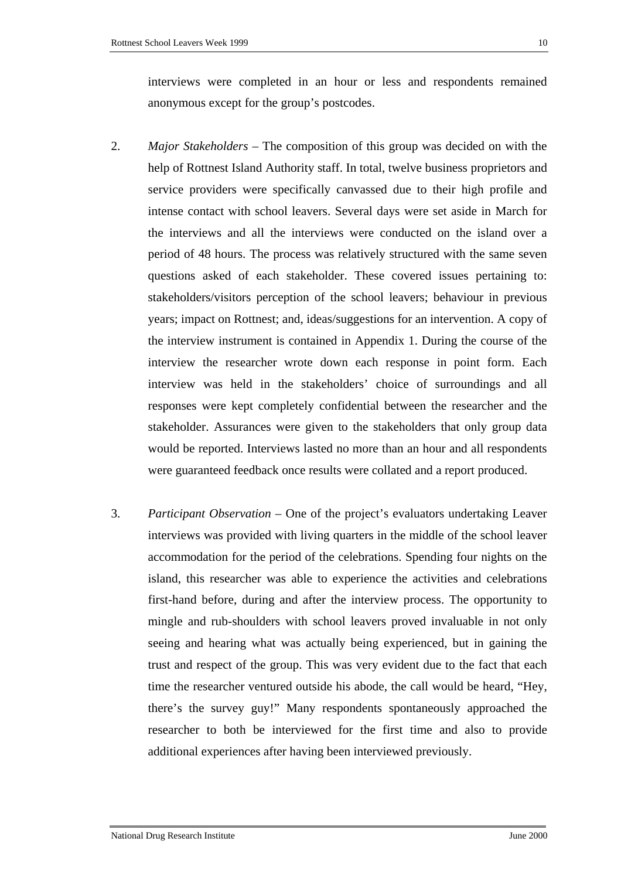interviews were completed in an hour or less and respondents remained anonymous except for the group's postcodes.

2. *Major Stakeholders* – The composition of this group was decided on with the help of Rottnest Island Authority staff. In total, twelve business proprietors and service providers were specifically canvassed due to their high profile and intense contact with school leavers. Several days were set aside in March for the interviews and all the interviews were conducted on the island over a period of 48 hours. The process was relatively structured with the same seven questions asked of each stakeholder. These covered issues pertaining to: stakeholders/visitors perception of the school leavers; behaviour in previous years; impact on Rottnest; and, ideas/suggestions for an intervention. A copy of the interview instrument is contained in Appendix 1. During the course of the interview the researcher wrote down each response in point form. Each interview was held in the stakeholders' choice of surroundings and all responses were kept completely confidential between the researcher and the stakeholder. Assurances were given to the stakeholders that only group data would be reported. Interviews lasted no more than an hour and all respondents were guaranteed feedback once results were collated and a report produced.

3. *Participant Observation* – One of the project's evaluators undertaking Leaver interviews was provided with living quarters in the middle of the school leaver accommodation for the period of the celebrations. Spending four nights on the island, this researcher was able to experience the activities and celebrations first-hand before, during and after the interview process. The opportunity to mingle and rub-shoulders with school leavers proved invaluable in not only seeing and hearing what was actually being experienced, but in gaining the trust and respect of the group. This was very evident due to the fact that each time the researcher ventured outside his abode, the call would be heard, "Hey, there's the survey guy!" Many respondents spontaneously approached the researcher to both be interviewed for the first time and also to provide additional experiences after having been interviewed previously.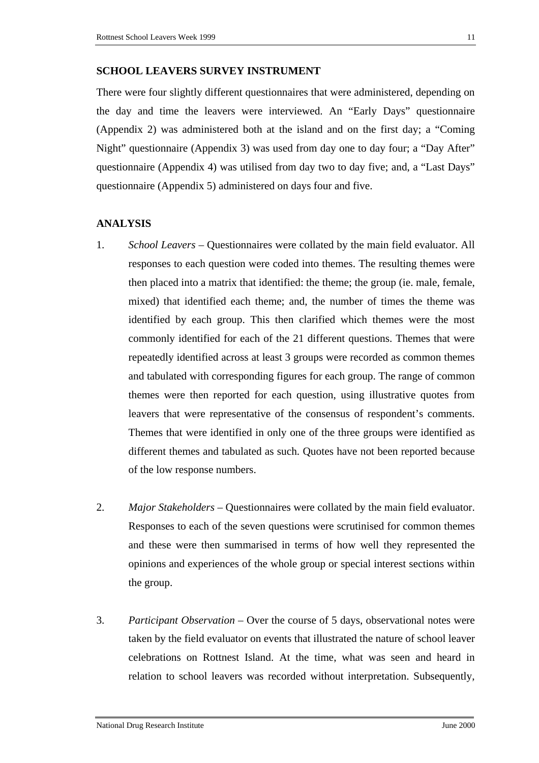## SCHOOL LEAVERS SURVEY INSTRUMENT

There were four slightly different questionnaires that were administered, depending on the day and time the leavers were interviewed. An "Early Days" questionnaire (Appendix 2) was administered both at the island and on the first day; a "Coming Night" questionnaire (Appendix 3) was used from day one to day four; a "Day After" questionnaire (Appendix 4) was utilised from day two to day five; and, a "Last Days" questionnaire (Appendix 5) administered on days four and five.

## ANALYSIS

1. *School Leavers* – Questionnaires were collated by the main field evaluator. All responses to each question were coded into themes. The resulting themes were then placed into a matrix that identified: the theme; the group (ie. male, female, mixed) that identified each theme; and, the number of times the theme was identified by each group. This then clarified which themes were the most commonly identified for each of the 21 different questions. Themes that were repeatedly identified across at least 3 groups were recorded as common themes and tabulated with corresponding figures for each group. The range of common themes were then reported for each question, using illustrative quotes from leavers that were representative of the consensus of respondent's comments. Themes that were identified in only one of the three groups were identified as different themes and tabulated as such. Quotes have not been reported because of the low response numbers.

2. *Major Stakeholders* – Questionnaires were collated by the main field evaluator. Responses to each of the seven questions were scrutinised for common themes and these were then summarised in terms of how well they represented the opinions and experiences of the whole group or special interest sections within the group.

3. *Participant Observation* – Over the course of 5 days, observational notes were taken by the field evaluator on events that illustrated the nature of school leaver celebrations on Rottnest Island. At the time, what was seen and heard in relation to school leavers was recorded without interpretation. Subsequently,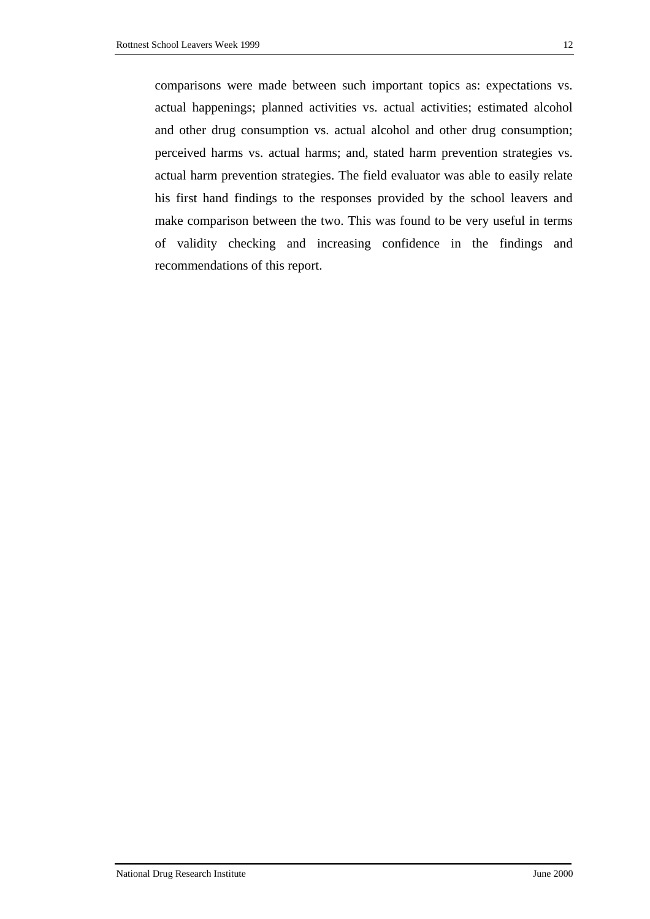comparisons were made between such important topics as: expectations vs. actual happenings; planned activities vs. actual activities; estimated alcohol and other drug consumption vs. actual alcohol and other drug consumption; perceived harms vs. actual harms; and, stated harm prevention strategies vs. actual harm prevention strategies. The field evaluator was able to easily relate his first hand findings to the responses provided by the school leavers and make comparison between the two. This was found to be very useful in terms of validity checking and increasing confidence in the findings and recommendations of this report.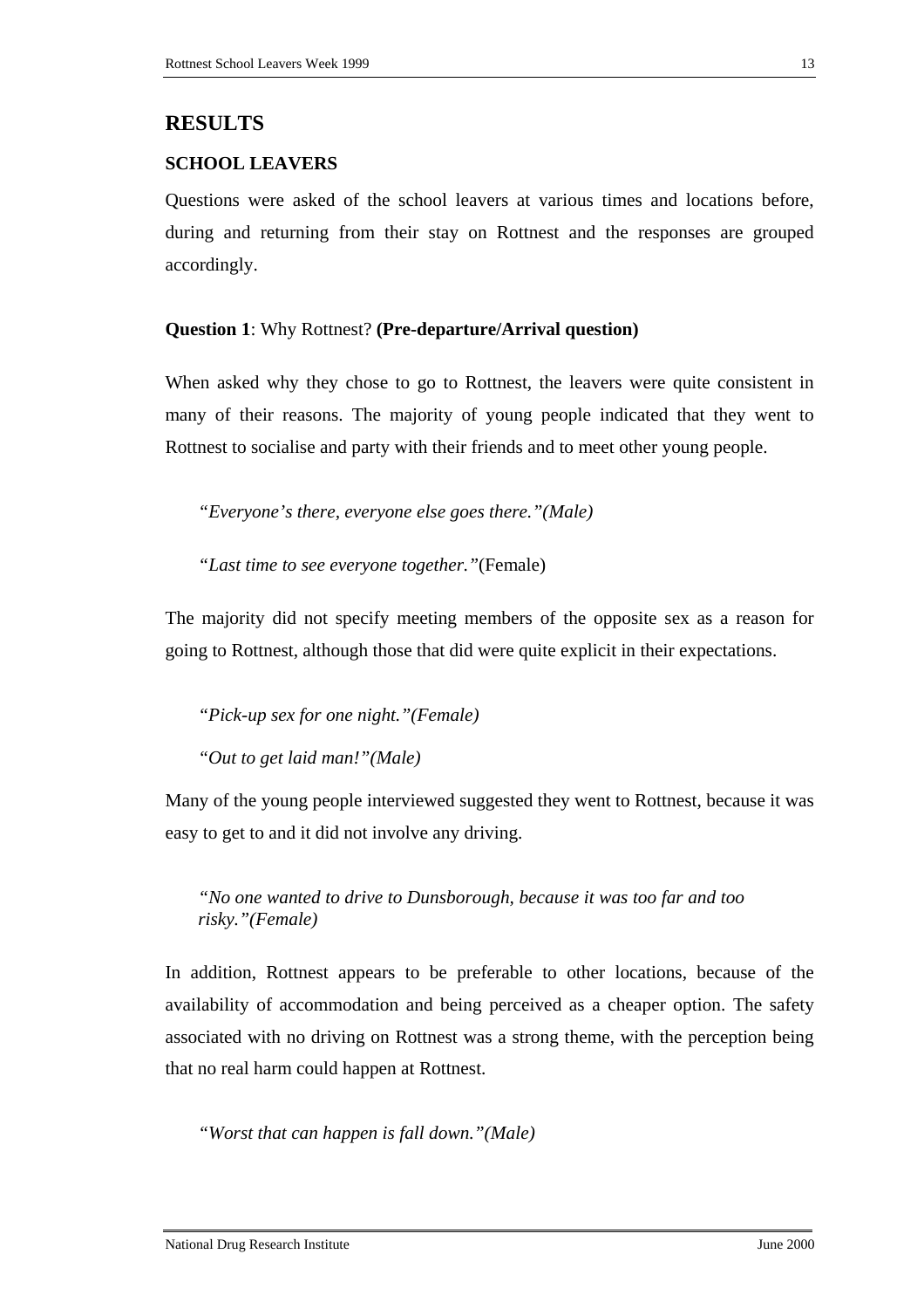# RESULTS

## SCHOOL LEAVERS

Questions were asked of the school leavers at various times and locations before, during and returning from their stay on Rottnest and the responses are grouped accordingly.

**Question 1**: Why Rottnest? **(Pre-departure/Arrival question)**

When asked why they chose to go to Rottnest, the leavers were quite consistent in many of their reasons. The majority of young people indicated that they went to Rottnest to socialise and party with their friends and to meet other young people.

> *"Everyone's there, everyone else goes there."(Male)*
>
> *"Last time to see everyone together."*(Female)

The majority did not specify meeting members of the opposite sex as a reason for going to Rottnest, although those that did were quite explicit in their expectations.

> *"Pick-up sex for one night."(Female)*
>
> *"Out to get laid man!"(Male)*

Many of the young people interviewed suggested they went to Rottnest, because it was easy to get to and it did not involve any driving.

> *"No one wanted to drive to Dunsborough, because it was too far and too risky."(Female)*

In addition, Rottnest appears to be preferable to other locations, because of the availability of accommodation and being perceived as a cheaper option. The safety associated with no driving on Rottnest was a strong theme, with the perception being that no real harm could happen at Rottnest.

> *"Worst that can happen is fall down."(Male)*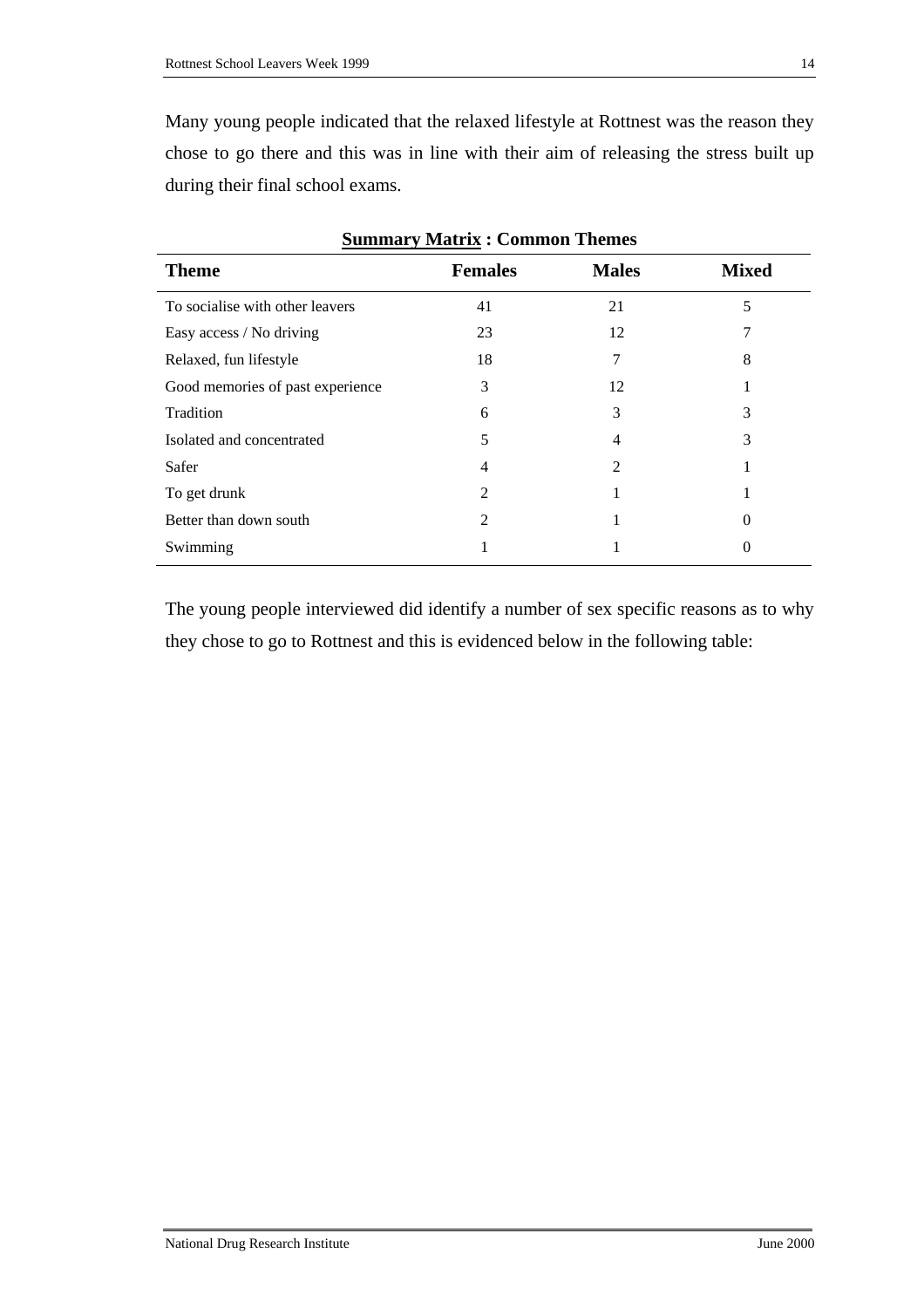Many young people indicated that the relaxed lifestyle at Rottnest was the reason they chose to go there and this was in line with their aim of releasing the stress built up during their final school exams.

**<u>Summary Matrix</u> : Common Themes**

| Theme | Females | Males | Mixed |
|---|---|---|---|
| To socialise with other leavers | 41 | 21 | 5 |
| Easy access / No driving | 23 | 12 | 7 |
| Relaxed, fun lifestyle | 18 | 7 | 8 |
| Good memories of past experience | 3 | 12 | 1 |
| Tradition | 6 | 3 | 3 |
| Isolated and concentrated | 5 | 4 | 3 |
| Safer | 4 | 2 | 1 |
| To get drunk | 2 | 1 | 1 |
| Better than down south | 2 | 1 | 0 |
| Swimming | 1 | 1 | 0 |

The young people interviewed did identify a number of sex specific reasons as to why they chose to go to Rottnest and this is evidenced below in the following table: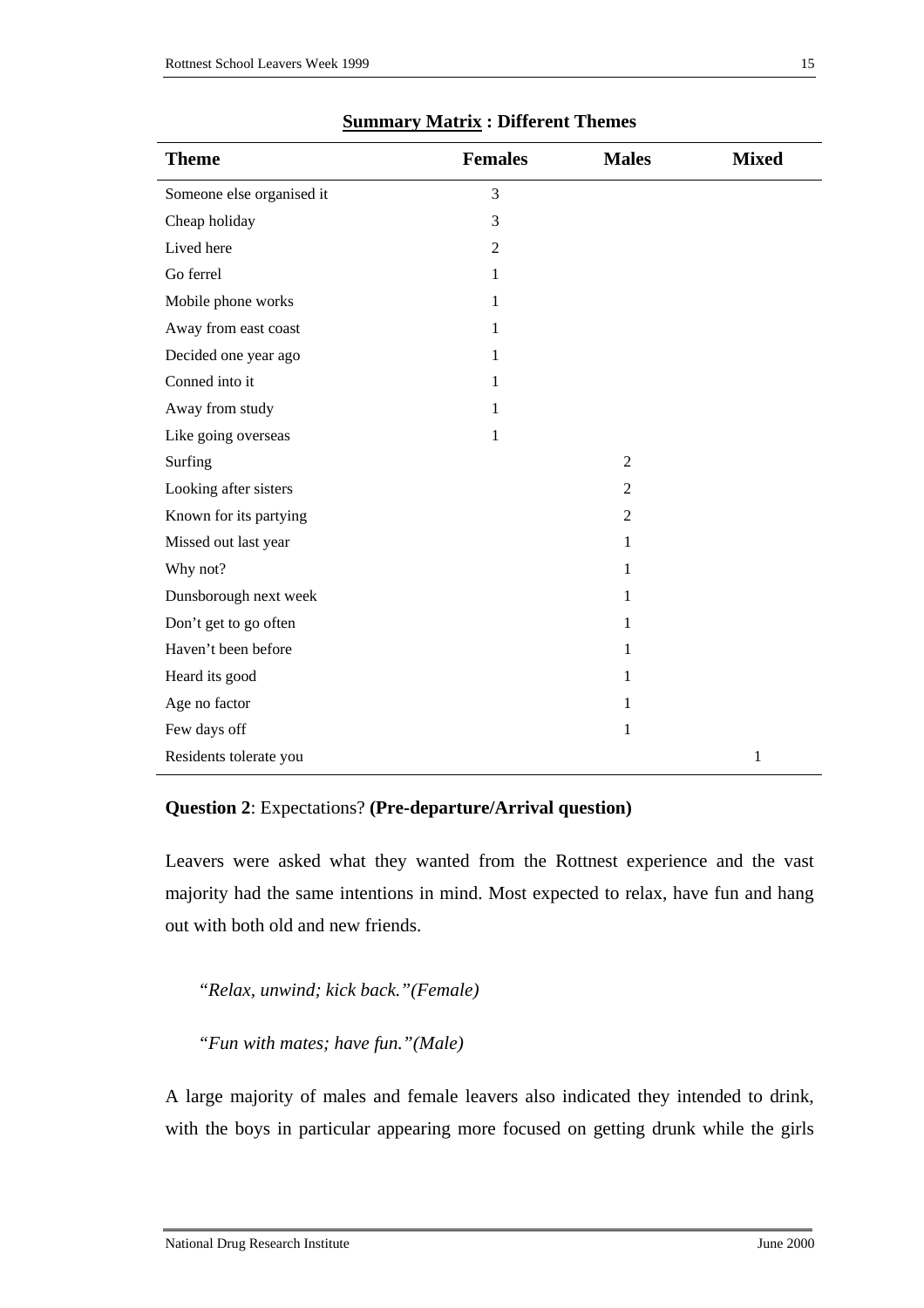**Summary Matrix : Different Themes**

| Theme | Females | Males | Mixed |
|---|---|---|---|
| Someone else organised it | 3 | | |
| Cheap holiday | 3 | | |
| Lived here | 2 | | |
| Go ferrel | 1 | | |
| Mobile phone works | 1 | | |
| Away from east coast | 1 | | |
| Decided one year ago | 1 | | |
| Conned into it | 1 | | |
| Away from study | 1 | | |
| Like going overseas | 1 | | |
| Surfing | | 2 | |
| Looking after sisters | | 2 | |
| Known for its partying | | 2 | |
| Missed out last year | | 1 | |
| Why not? | | 1 | |
| Dunsborough next week | | 1 | |
| Don't get to go often | | 1 | |
| Haven't been before | | 1 | |
| Heard its good | | 1 | |
| Age no factor | | 1 | |
| Few days off | | 1 | |
| Residents tolerate you | | | 1 |

**Question 2**: Expectations? **(Pre-departure/Arrival question)**

Leavers were asked what they wanted from the Rottnest experience and the vast majority had the same intentions in mind. Most expected to relax, have fun and hang out with both old and new friends.

> *"Relax, unwind; kick back."(Female)*

> *"Fun with mates; have fun."(Male)*

A large majority of males and female leavers also indicated they intended to drink, with the boys in particular appearing more focused on getting drunk while the girls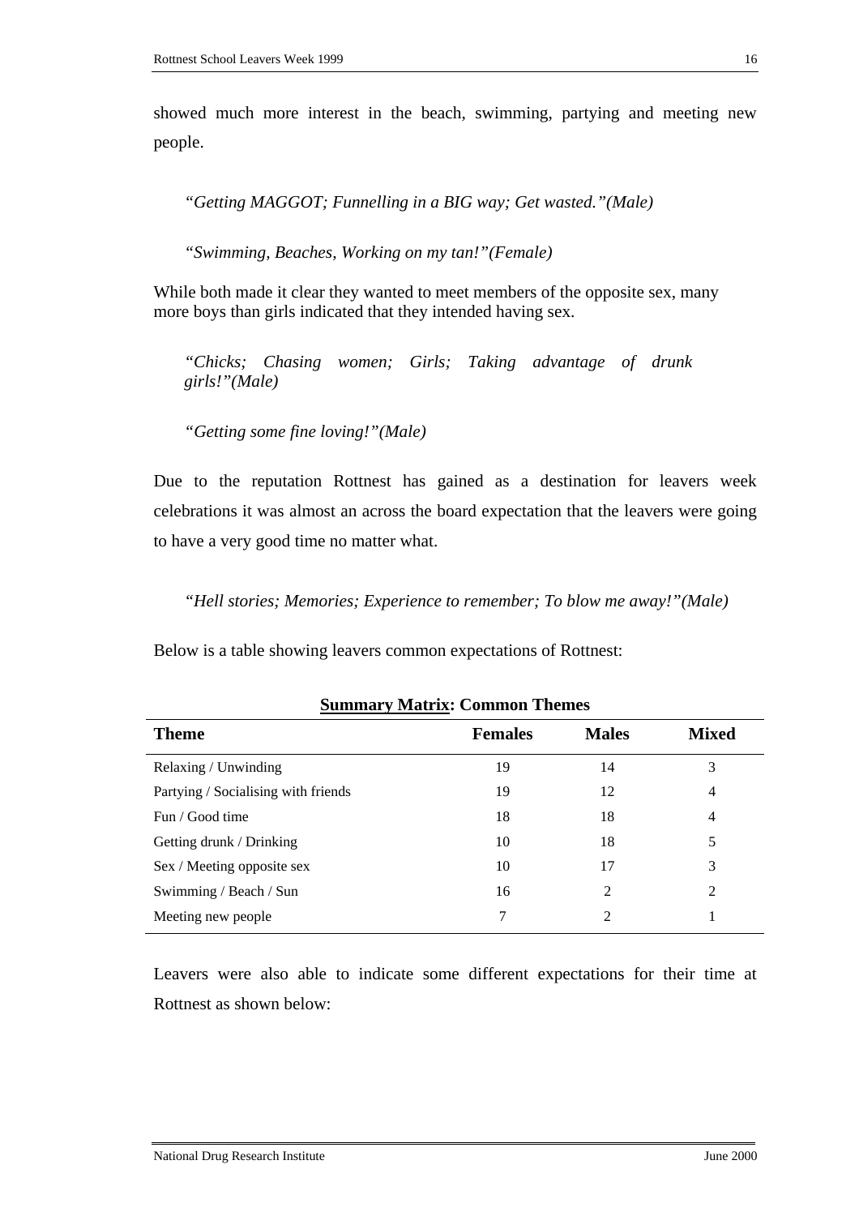showed much more interest in the beach, swimming, partying and meeting new people.

> *"Getting MAGGOT; Funnelling in a BIG way; Get wasted."(Male)*

> *"Swimming, Beaches, Working on my tan!"(Female)*

While both made it clear they wanted to meet members of the opposite sex, many more boys than girls indicated that they intended having sex.

> *"Chicks; Chasing women; Girls; Taking advantage of drunk girls!"(Male)*

> *"Getting some fine loving!"(Male)*

Due to the reputation Rottnest has gained as a destination for leavers week celebrations it was almost an across the board expectation that the leavers were going to have a very good time no matter what.

> *"Hell stories; Memories; Experience to remember; To blow me away!"(Male)*

Below is a table showing leavers common expectations of Rottnest:

**Summary Matrix: Common Themes**

| Theme | Females | Males | Mixed |
|---|---|---|---|
| Relaxing / Unwinding | 19 | 14 | 3 |
| Partying / Socialising with friends | 19 | 12 | 4 |
| Fun / Good time | 18 | 18 | 4 |
| Getting drunk / Drinking | 10 | 18 | 5 |
| Sex / Meeting opposite sex | 10 | 17 | 3 |
| Swimming / Beach / Sun | 16 | 2 | 2 |
| Meeting new people | 7 | 2 | 1 |

Leavers were also able to indicate some different expectations for their time at Rottnest as shown below: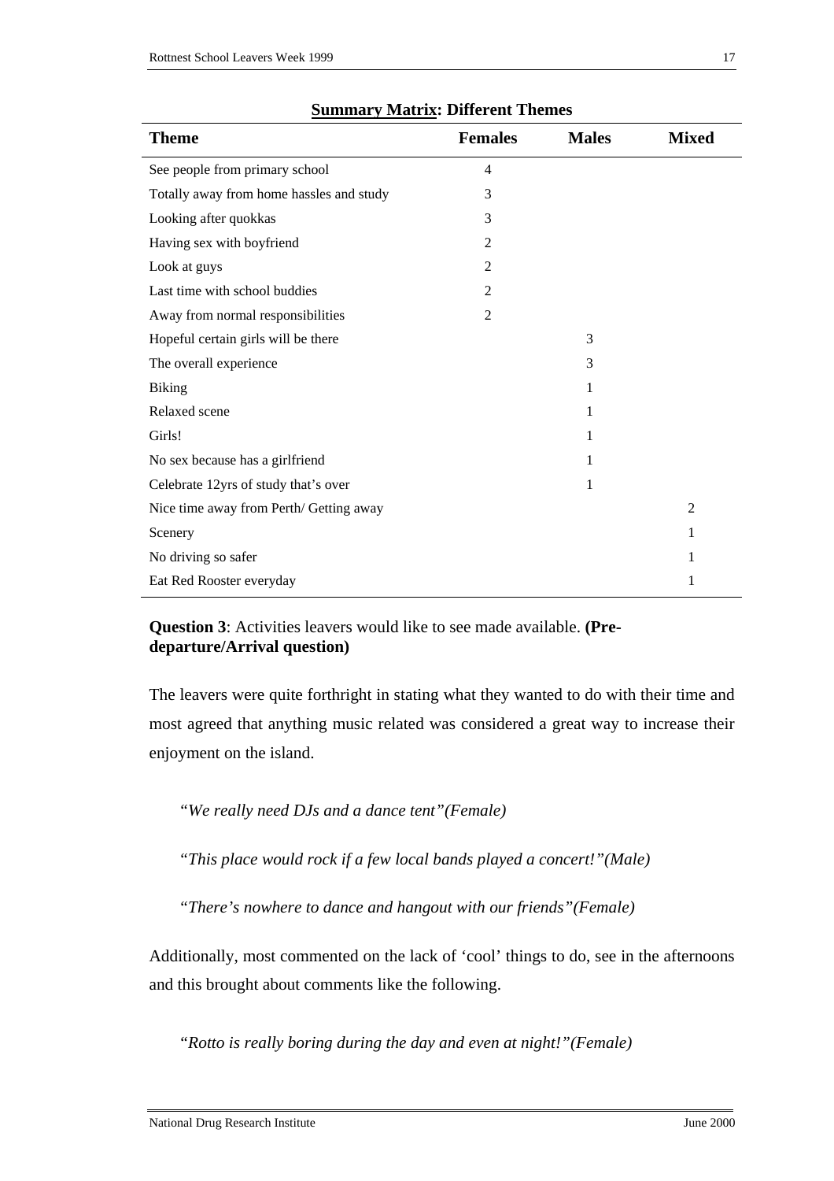**<u>Summary Matrix</u>: Different Themes**

| Theme | Females | Males | Mixed |
|---|---|---|---|
| See people from primary school | 4 | | |
| Totally away from home hassles and study | 3 | | |
| Looking after quokkas | 3 | | |
| Having sex with boyfriend | 2 | | |
| Look at guys | 2 | | |
| Last time with school buddies | 2 | | |
| Away from normal responsibilities | 2 | | |
| Hopeful certain girls will be there | | 3 | |
| The overall experience | | 3 | |
| Biking | | 1 | |
| Relaxed scene | | 1 | |
| Girls! | | 1 | |
| No sex because has a girlfriend | | 1 | |
| Celebrate 12yrs of study that's over | | 1 | |
| Nice time away from Perth/ Getting away | | | 2 |
| Scenery | | | 1 |
| No driving so safer | | | 1 |
| Eat Red Rooster everyday | | | 1 |

**Question 3**: Activities leavers would like to see made available. **(Pre-departure/Arrival question)**

The leavers were quite forthright in stating what they wanted to do with their time and most agreed that anything music related was considered a great way to increase their enjoyment on the island.

"*We really need DJs and a dance tent"(Female)*

"*This place would rock if a few local bands played a concert!"(Male)*

"*There's nowhere to dance and hangout with our friends"(Female)*

Additionally, most commented on the lack of 'cool' things to do, see in the afternoons and this brought about comments like the following.

"*Rotto is really boring during the day and even at night!"(Female)*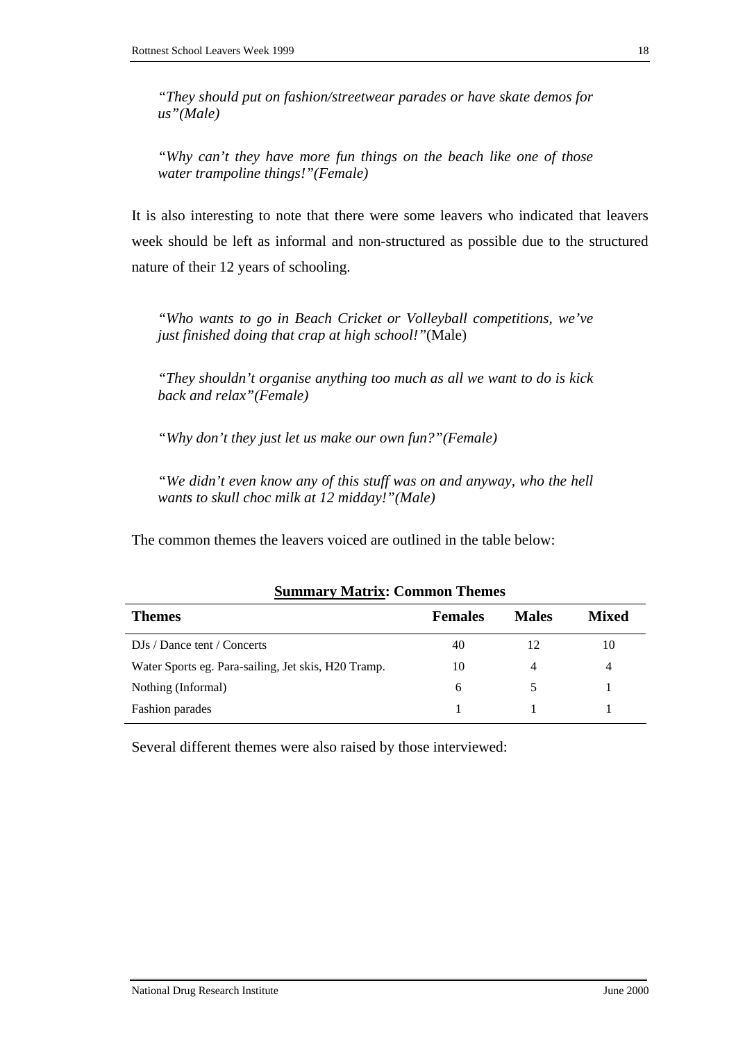*"They should put on fashion/streetwear parades or have skate demos for us"(Male)*

*"Why can't they have more fun things on the beach like one of those water trampoline things!"(Female)*

It is also interesting to note that there were some leavers who indicated that leavers week should be left as informal and non-structured as possible due to the structured nature of their 12 years of schooling.

*"Who wants to go in Beach Cricket or Volleyball competitions, we've just finished doing that crap at high school!"*(Male)

*"They shouldn't organise anything too much as all we want to do is kick back and relax"(Female)*

*"Why don't they just let us make our own fun?"(Female)*

*"We didn't even know any of this stuff was on and anyway, who the hell wants to skull choc milk at 12 midday!"(Male)*

The common themes the leavers voiced are outlined in the table below:

**<u>Summary Matrix</u>: Common Themes**

| Themes | Females | Males | Mixed |
|---|---|---|---|
| DJs / Dance tent / Concerts | 40 | 12 | 10 |
| Water Sports eg. Para-sailing, Jet skis, H20 Tramp. | 10 | 4 | 4 |
| Nothing (Informal) | 6 | 5 | 1 |
| Fashion parades | 1 | 1 | 1 |

Several different themes were also raised by those interviewed: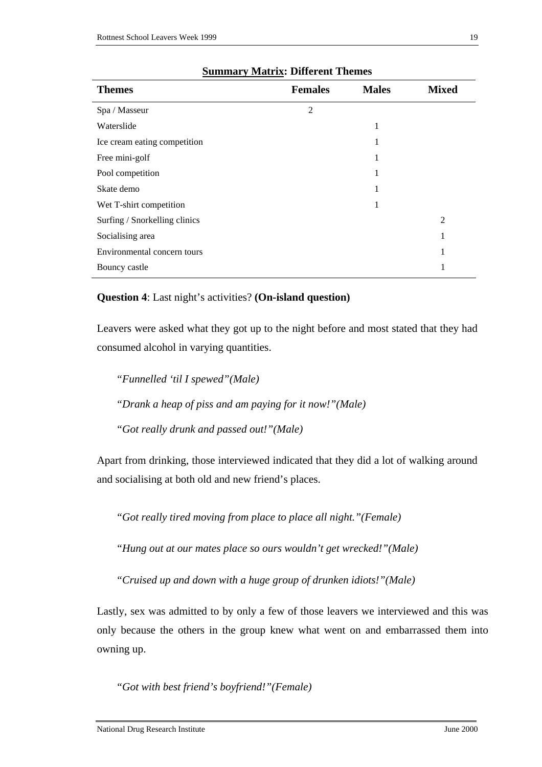**Summary Matrix: Different Themes**

| Themes | Females | Males | Mixed |
|---|---|---|---|
| Spa / Masseur | 2 | | |
| Waterslide | | 1 | |
| Ice cream eating competition | | 1 | |
| Free mini-golf | | 1 | |
| Pool competition | | 1 | |
| Skate demo | | 1 | |
| Wet T-shirt competition | | 1 | |
| Surfing / Snorkelling clinics | | | 2 |
| Socialising area | | | 1 |
| Environmental concern tours | | | 1 |
| Bouncy castle | | | 1 |

**Question 4**: Last night's activities? **(On-island question)**

Leavers were asked what they got up to the night before and most stated that they had consumed alcohol in varying quantities.

> "*Funnelled 'til I spewed"(Male)*
>
> "*Drank a heap of piss and am paying for it now!"(Male)*
>
> "*Got really drunk and passed out!"(Male)*

Apart from drinking, those interviewed indicated that they did a lot of walking around and socialising at both old and new friend's places.

> "*Got really tired moving from place to place all night."(Female)*
>
> "*Hung out at our mates place so ours wouldn't get wrecked!"(Male)*
>
> "*Cruised up and down with a huge group of drunken idiots!"(Male)*

Lastly, sex was admitted to by only a few of those leavers we interviewed and this was only because the others in the group knew what went on and embarrassed them into owning up.

> "*Got with best friend's boyfriend!"(Female)*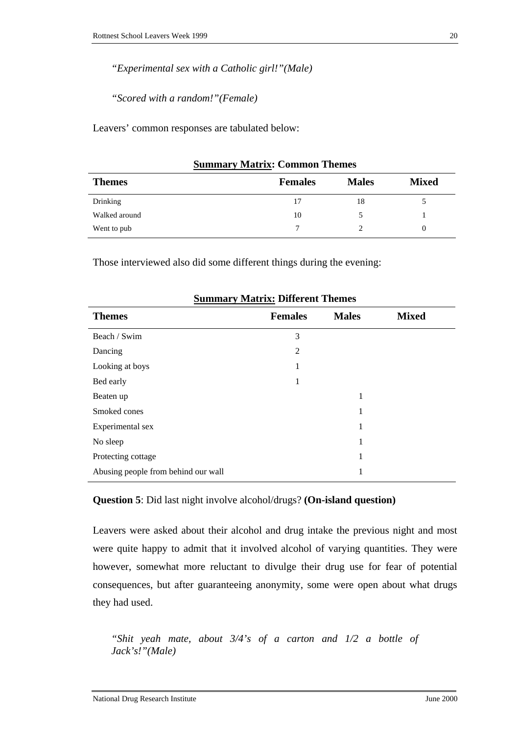*"Experimental sex with a Catholic girl!"(Male)*

*"Scored with a random!"(Female)*

Leavers' common responses are tabulated below:

**<u>Summary Matrix</u>: Common Themes**

| **Themes** | **Females** | **Males** | **Mixed** |
|---|---|---|---|
| Drinking | 17 | 18 | 5 |
| Walked around | 10 | 5 | 1 |
| Went to pub | 7 | 2 | 0 |

Those interviewed also did some different things during the evening:

**<u>Summary Matrix:</u> Different Themes**

| **Themes** | **Females** | **Males** | **Mixed** |
|---|---|---|---|
| Beach / Swim | 3 | | |
| Dancing | 2 | | |
| Looking at boys | 1 | | |
| Bed early | 1 | | |
| Beaten up | | 1 | |
| Smoked cones | | 1 | |
| Experimental sex | | 1 | |
| No sleep | | 1 | |
| Protecting cottage | | 1 | |
| Abusing people from behind our wall | | 1 | |

**Question 5**: Did last night involve alcohol/drugs? **(On-island question)**

Leavers were asked about their alcohol and drug intake the previous night and most were quite happy to admit that it involved alcohol of varying quantities. They were however, somewhat more reluctant to divulge their drug use for fear of potential consequences, but after guaranteeing anonymity, some were open about what drugs they had used.

*"Shit yeah mate, about 3/4's of a carton and 1/2 a bottle of Jack's!"(Male)*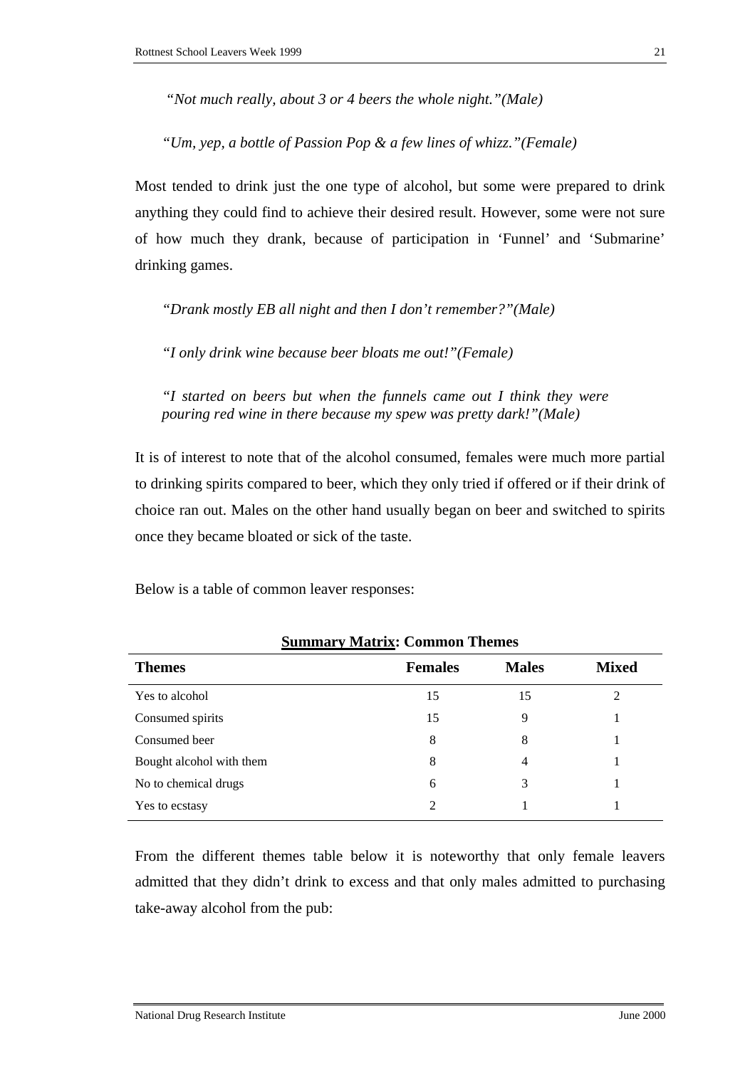*"Not much really, about 3 or 4 beers the whole night."(Male)*

*"Um, yep, a bottle of Passion Pop & a few lines of whizz."(Female)*

Most tended to drink just the one type of alcohol, but some were prepared to drink anything they could find to achieve their desired result. However, some were not sure of how much they drank, because of participation in 'Funnel' and 'Submarine' drinking games.

*"Drank mostly EB all night and then I don't remember?"(Male)*

*"I only drink wine because beer bloats me out!"(Female)*

*"I started on beers but when the funnels came out I think they were pouring red wine in there because my spew was pretty dark!"(Male)*

It is of interest to note that of the alcohol consumed, females were much more partial to drinking spirits compared to beer, which they only tried if offered or if their drink of choice ran out. Males on the other hand usually began on beer and switched to spirits once they became bloated or sick of the taste.

Below is a table of common leaver responses:

**Summary Matrix: Common Themes**

| Themes | Females | Males | Mixed |
|---|---|---|---|
| Yes to alcohol | 15 | 15 | 2 |
| Consumed spirits | 15 | 9 | 1 |
| Consumed beer | 8 | 8 | 1 |
| Bought alcohol with them | 8 | 4 | 1 |
| No to chemical drugs | 6 | 3 | 1 |
| Yes to ecstasy | 2 | 1 | 1 |

From the different themes table below it is noteworthy that only female leavers admitted that they didn't drink to excess and that only males admitted to purchasing take-away alcohol from the pub: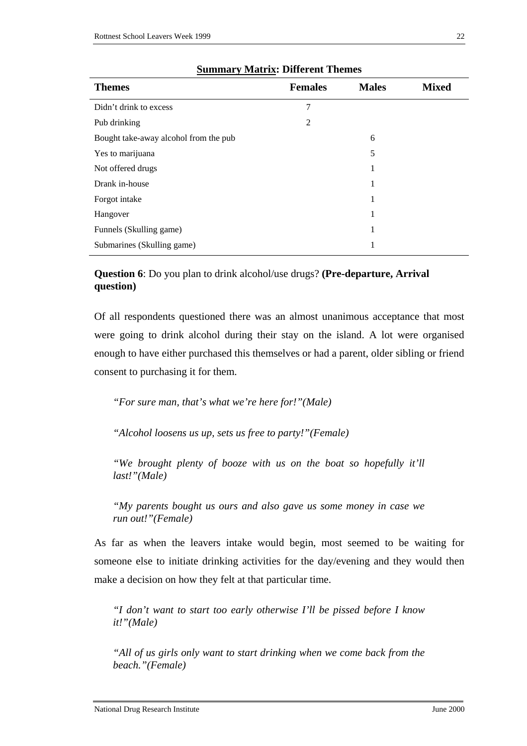**<u>Summary Matrix</u>: Different Themes**

| Themes | Females | Males | Mixed |
|---|---|---|---|
| Didn't drink to excess | 7 | | |
| Pub drinking | 2 | | |
| Bought take-away alcohol from the pub | | 6 | |
| Yes to marijuana | | 5 | |
| Not offered drugs | | 1 | |
| Drank in-house | | 1 | |
| Forgot intake | | 1 | |
| Hangover | | 1 | |
| Funnels (Skulling game) | | 1 | |
| Submarines (Skulling game) | | 1 | |

**Question 6**: Do you plan to drink alcohol/use drugs? **(Pre-departure, Arrival question)**

Of all respondents questioned there was an almost unanimous acceptance that most were going to drink alcohol during their stay on the island. A lot were organised enough to have either purchased this themselves or had a parent, older sibling or friend consent to purchasing it for them.

> *"For sure man, that's what we're here for!"(Male)*

> *"Alcohol loosens us up, sets us free to party!"(Female)*

> *"We brought plenty of booze with us on the boat so hopefully it'll last!"(Male)*

> *"My parents bought us ours and also gave us some money in case we run out!"(Female)*

As far as when the leavers intake would begin, most seemed to be waiting for someone else to initiate drinking activities for the day/evening and they would then make a decision on how they felt at that particular time.

> *"I don't want to start too early otherwise I'll be pissed before I know it!"(Male)*

> *"All of us girls only want to start drinking when we come back from the beach."(Female)*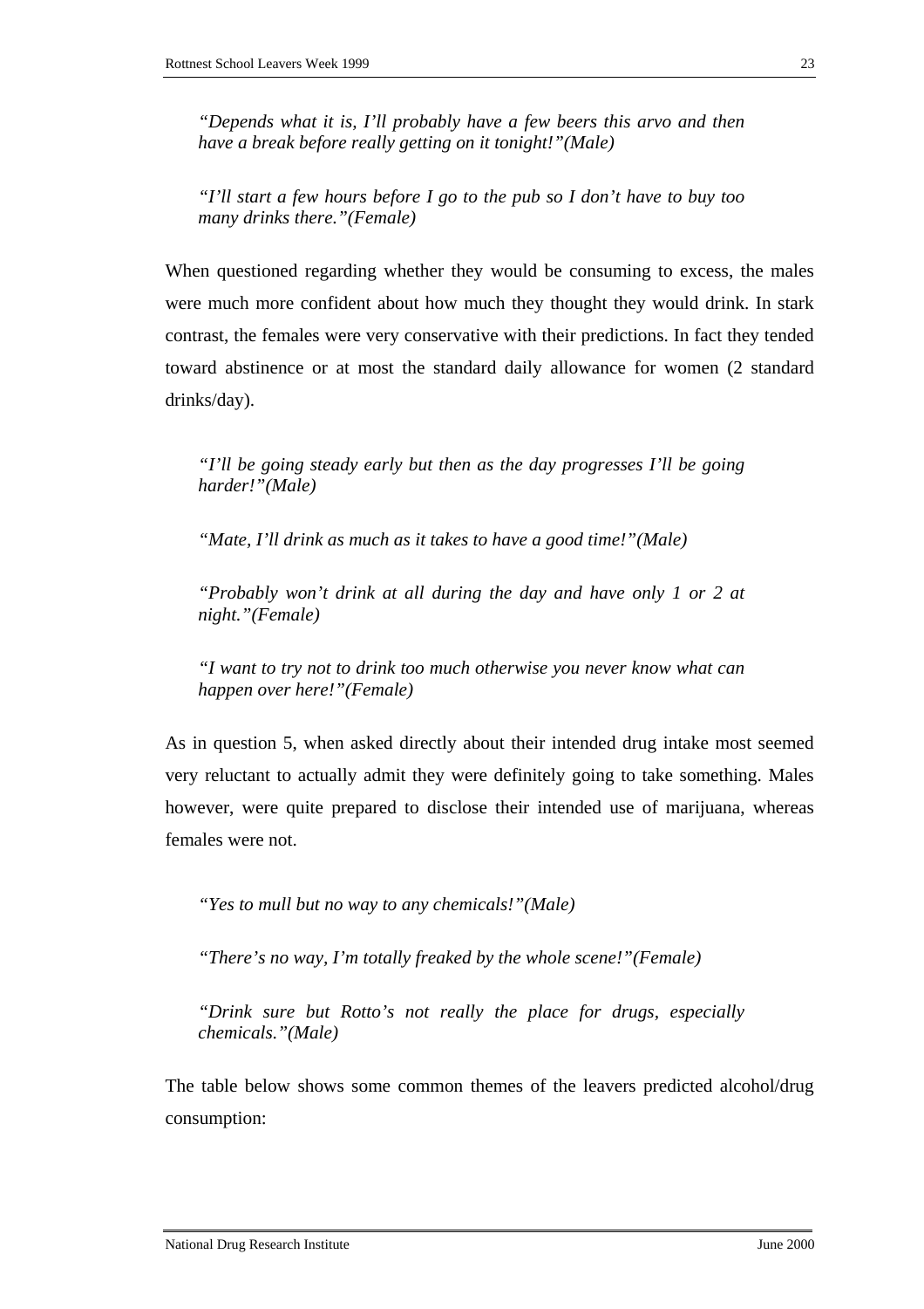*"Depends what it is, I'll probably have a few beers this arvo and then have a break before really getting on it tonight!"(Male)*

*"I'll start a few hours before I go to the pub so I don't have to buy too many drinks there."(Female)*

When questioned regarding whether they would be consuming to excess, the males were much more confident about how much they thought they would drink. In stark contrast, the females were very conservative with their predictions. In fact they tended toward abstinence or at most the standard daily allowance for women (2 standard drinks/day).

*"I'll be going steady early but then as the day progresses I'll be going harder!"(Male)*

*"Mate, I'll drink as much as it takes to have a good time!"(Male)*

*"Probably won't drink at all during the day and have only 1 or 2 at night."(Female)*

*"I want to try not to drink too much otherwise you never know what can happen over here!"(Female)*

As in question 5, when asked directly about their intended drug intake most seemed very reluctant to actually admit they were definitely going to take something. Males however, were quite prepared to disclose their intended use of marijuana, whereas females were not.

*"Yes to mull but no way to any chemicals!"(Male)*

*"There's no way, I'm totally freaked by the whole scene!"(Female)*

*"Drink sure but Rotto's not really the place for drugs, especially chemicals."(Male)*

The table below shows some common themes of the leavers predicted alcohol/drug consumption: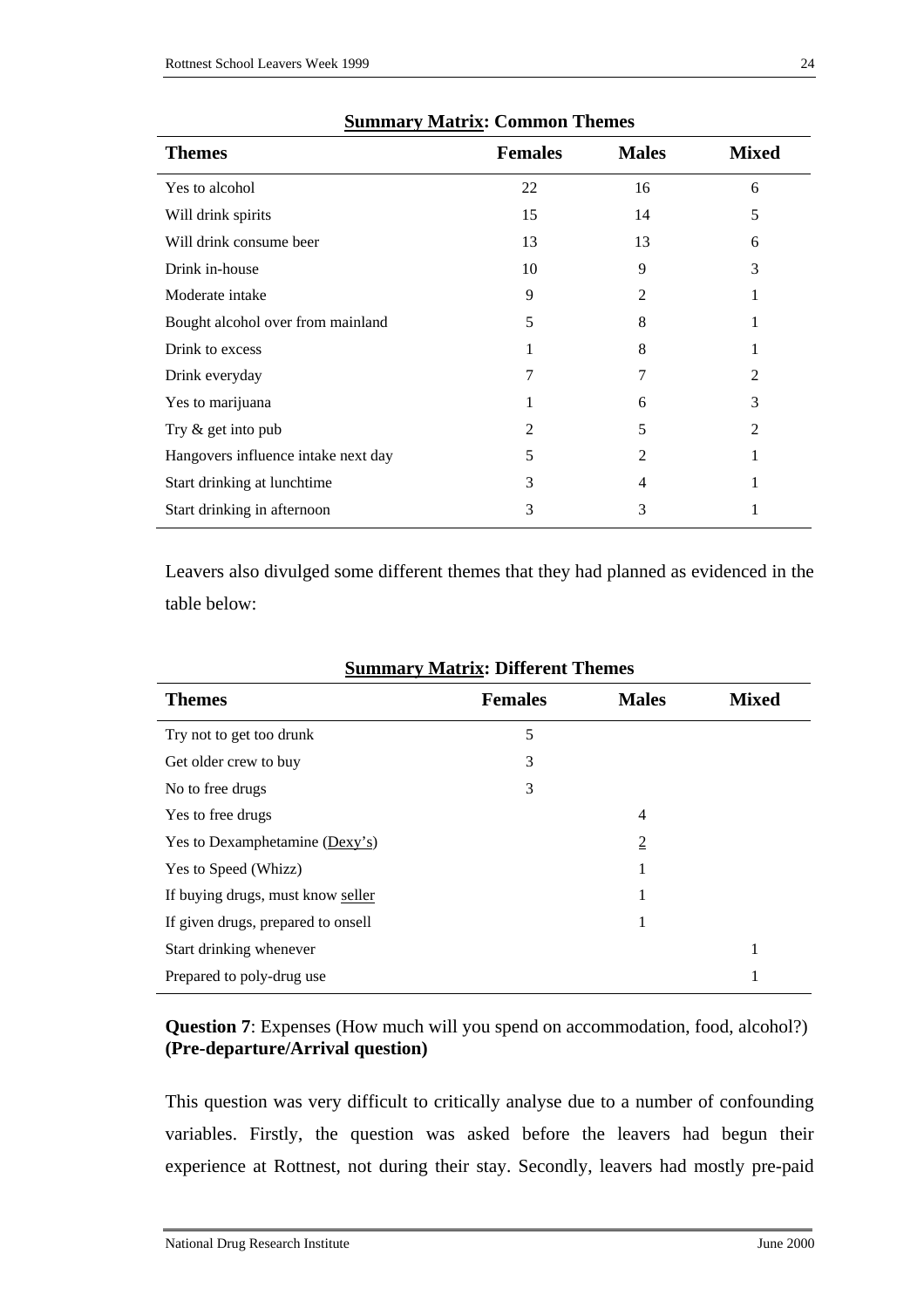**Summary Matrix: Common Themes**

| Themes | Females | Males | Mixed |
|---|---|---|---|
| Yes to alcohol | 22 | 16 | 6 |
| Will drink spirits | 15 | 14 | 5 |
| Will drink consume beer | 13 | 13 | 6 |
| Drink in-house | 10 | 9 | 3 |
| Moderate intake | 9 | 2 | 1 |
| Bought alcohol over from mainland | 5 | 8 | 1 |
| Drink to excess | 1 | 8 | 1 |
| Drink everyday | 7 | 7 | 2 |
| Yes to marijuana | 1 | 6 | 3 |
| Try & get into pub | 2 | 5 | 2 |
| Hangovers influence intake next day | 5 | 2 | 1 |
| Start drinking at lunchtime | 3 | 4 | 1 |
| Start drinking in afternoon | 3 | 3 | 1 |

Leavers also divulged some different themes that they had planned as evidenced in the table below:

**Summary Matrix: Different Themes**

| Themes | Females | Males | Mixed |
|---|---|---|---|
| Try not to get too drunk | 5 | | |
| Get older crew to buy | 3 | | |
| No to free drugs | 3 | | |
| Yes to free drugs | | 4 | |
| Yes to Dexamphetamine (Dexy's) | | 2 | |
| Yes to Speed (Whizz) | | 1 | |
| If buying drugs, must know seller | | 1 | |
| If given drugs, prepared to onsell | | 1 | |
| Start drinking whenever | | | 1 |
| Prepared to poly-drug use | | | 1 |

**Question 7**: Expenses (How much will you spend on accommodation, food, alcohol?) **(Pre-departure/Arrival question)**

This question was very difficult to critically analyse due to a number of confounding variables. Firstly, the question was asked before the leavers had begun their experience at Rottnest, not during their stay. Secondly, leavers had mostly pre-paid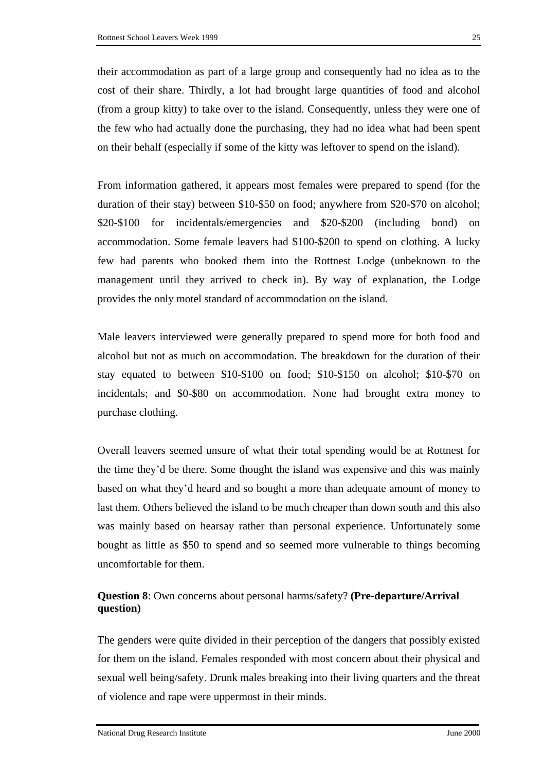their accommodation as part of a large group and consequently had no idea as to the cost of their share. Thirdly, a lot had brought large quantities of food and alcohol (from a group kitty) to take over to the island. Consequently, unless they were one of the few who had actually done the purchasing, they had no idea what had been spent on their behalf (especially if some of the kitty was leftover to spend on the island).

From information gathered, it appears most females were prepared to spend (for the duration of their stay) between $10-$50 on food; anywhere from $20-$70 on alcohol; $20-$100 for incidentals/emergencies and $20-$200 (including bond) on accommodation. Some female leavers had $100-$200 to spend on clothing. A lucky few had parents who booked them into the Rottnest Lodge (unbeknown to the management until they arrived to check in). By way of explanation, the Lodge provides the only motel standard of accommodation on the island.

Male leavers interviewed were generally prepared to spend more for both food and alcohol but not as much on accommodation. The breakdown for the duration of their stay equated to between $10-$100 on food; $10-$150 on alcohol; $10-$70 on incidentals; and $0-$80 on accommodation. None had brought extra money to purchase clothing.

Overall leavers seemed unsure of what their total spending would be at Rottnest for the time they'd be there. Some thought the island was expensive and this was mainly based on what they'd heard and so bought a more than adequate amount of money to last them. Others believed the island to be much cheaper than down south and this also was mainly based on hearsay rather than personal experience. Unfortunately some bought as little as $50 to spend and so seemed more vulnerable to things becoming uncomfortable for them.

**Question 8**: Own concerns about personal harms/safety? **(Pre-departure/Arrival question)**

The genders were quite divided in their perception of the dangers that possibly existed for them on the island. Females responded with most concern about their physical and sexual well being/safety. Drunk males breaking into their living quarters and the threat of violence and rape were uppermost in their minds.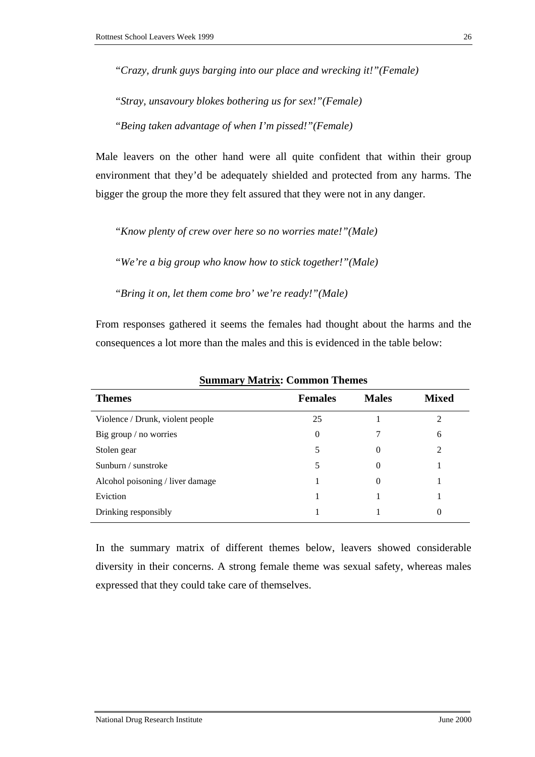*"Crazy, drunk guys barging into our place and wrecking it!"(Female)*

*"Stray, unsavoury blokes bothering us for sex!"(Female)*

*"Being taken advantage of when I'm pissed!"(Female)*

Male leavers on the other hand were all quite confident that within their group environment that they'd be adequately shielded and protected from any harms. The bigger the group the more they felt assured that they were not in any danger.

*"Know plenty of crew over here so no worries mate!"(Male)*

*"We're a big group who know how to stick together!"(Male)*

*"Bring it on, let them come bro' we're ready!"(Male)*

From responses gathered it seems the females had thought about the harms and the consequences a lot more than the males and this is evidenced in the table below:

**Summary Matrix: Common Themes**

| Themes | Females | Males | Mixed |
|---|---|---|---|
| Violence / Drunk, violent people | 25 | 1 | 2 |
| Big group / no worries | 0 | 7 | 6 |
| Stolen gear | 5 | 0 | 2 |
| Sunburn / sunstroke | 5 | 0 | 1 |
| Alcohol poisoning / liver damage | 1 | 0 | 1 |
| Eviction | 1 | 1 | 1 |
| Drinking responsibly | 1 | 1 | 0 |

In the summary matrix of different themes below, leavers showed considerable diversity in their concerns. A strong female theme was sexual safety, whereas males expressed that they could take care of themselves.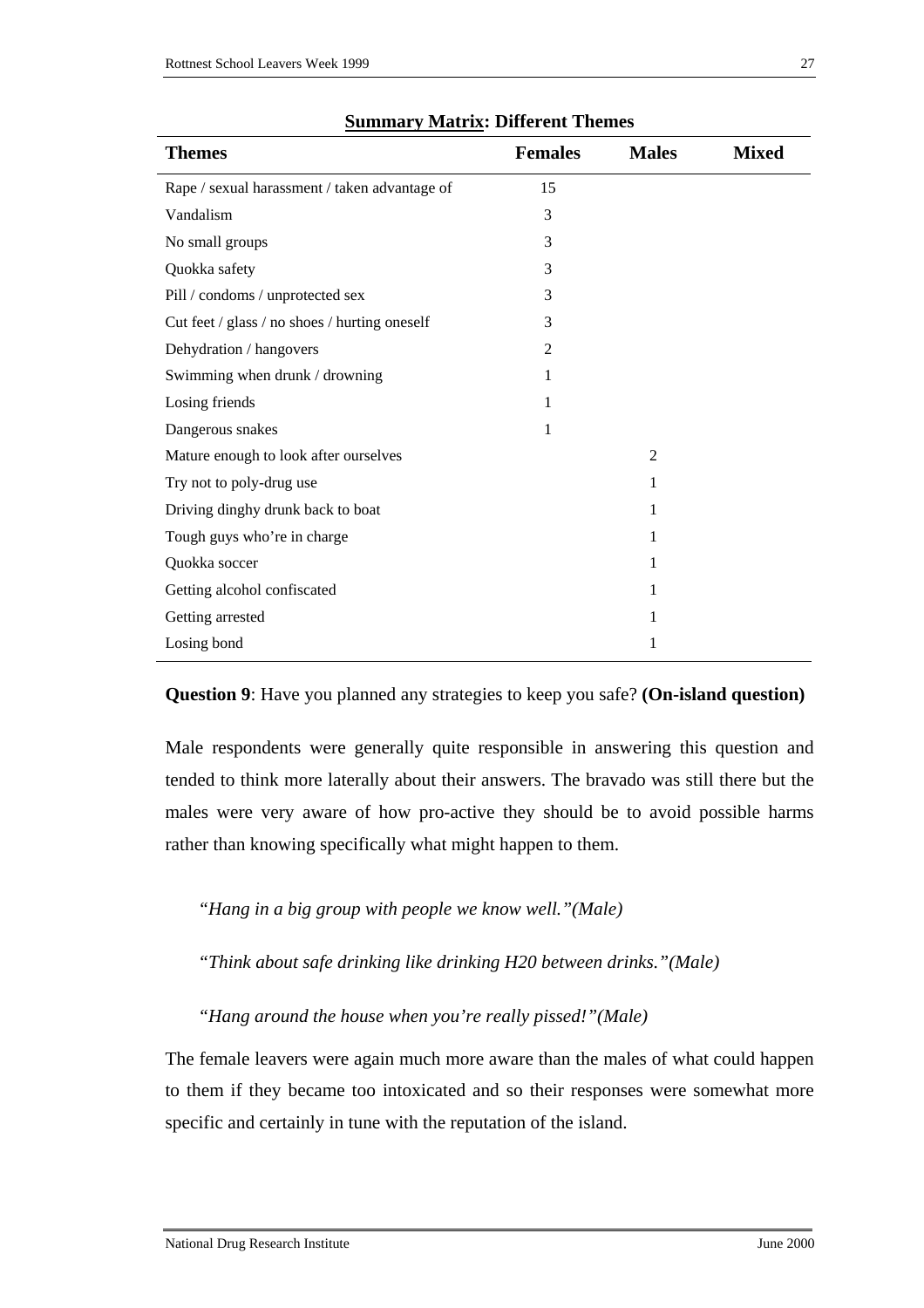**<u>Summary Matrix</u>: Different Themes**

| Themes | Females | Males | Mixed |
|---|---|---|---|
| Rape / sexual harassment / taken advantage of | 15 | | |
| Vandalism | 3 | | |
| No small groups | 3 | | |
| Quokka safety | 3 | | |
| Pill / condoms / unprotected sex | 3 | | |
| Cut feet / glass / no shoes / hurting oneself | 3 | | |
| Dehydration / hangovers | 2 | | |
| Swimming when drunk / drowning | 1 | | |
| Losing friends | 1 | | |
| Dangerous snakes | 1 | | |
| Mature enough to look after ourselves | | 2 | |
| Try not to poly-drug use | | 1 | |
| Driving dinghy drunk back to boat | | 1 | |
| Tough guys who're in charge | | 1 | |
| Quokka soccer | | 1 | |
| Getting alcohol confiscated | | 1 | |
| Getting arrested | | 1 | |
| Losing bond | | 1 | |

**Question 9**: Have you planned any strategies to keep you safe? **(On-island question)**

Male respondents were generally quite responsible in answering this question and tended to think more laterally about their answers. The bravado was still there but the males were very aware of how pro-active they should be to avoid possible harms rather than knowing specifically what might happen to them.

"*Hang in a big group with people we know well."(Male)*

"*Think about safe drinking like drinking H20 between drinks."(Male)*

"*Hang around the house when you're really pissed!"(Male)*

The female leavers were again much more aware than the males of what could happen to them if they became too intoxicated and so their responses were somewhat more specific and certainly in tune with the reputation of the island.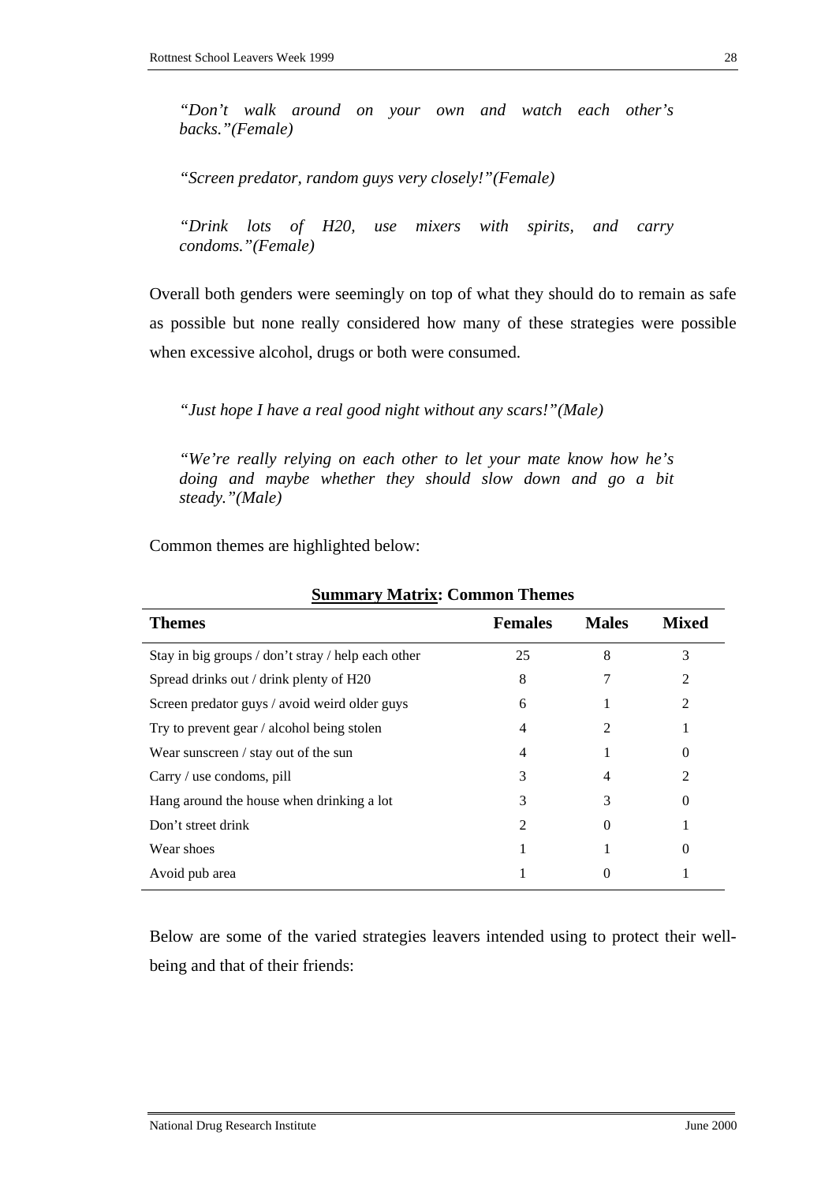*"Don't walk around on your own and watch each other's backs."(Female)*

*"Screen predator, random guys very closely!"(Female)*

*"Drink lots of H20, use mixers with spirits, and carry condoms."(Female)*

Overall both genders were seemingly on top of what they should do to remain as safe as possible but none really considered how many of these strategies were possible when excessive alcohol, drugs or both were consumed.

*"Just hope I have a real good night without any scars!"(Male)*

*"We're really relying on each other to let your mate know how he's doing and maybe whether they should slow down and go a bit steady."(Male)*

Common themes are highlighted below:

**<u>Summary Matrix</u>: Common Themes**

| Themes | Females | Males | Mixed |
|---|---|---|---|
| Stay in big groups / don't stray / help each other | 25 | 8 | 3 |
| Spread drinks out / drink plenty of H20 | 8 | 7 | 2 |
| Screen predator guys / avoid weird older guys | 6 | 1 | 2 |
| Try to prevent gear / alcohol being stolen | 4 | 2 | 1 |
| Wear sunscreen / stay out of the sun | 4 | 1 | 0 |
| Carry / use condoms, pill | 3 | 4 | 2 |
| Hang around the house when drinking a lot | 3 | 3 | 0 |
| Don't street drink | 2 | 0 | 1 |
| Wear shoes | 1 | 1 | 0 |
| Avoid pub area | 1 | 0 | 1 |

Below are some of the varied strategies leavers intended using to protect their well-being and that of their friends: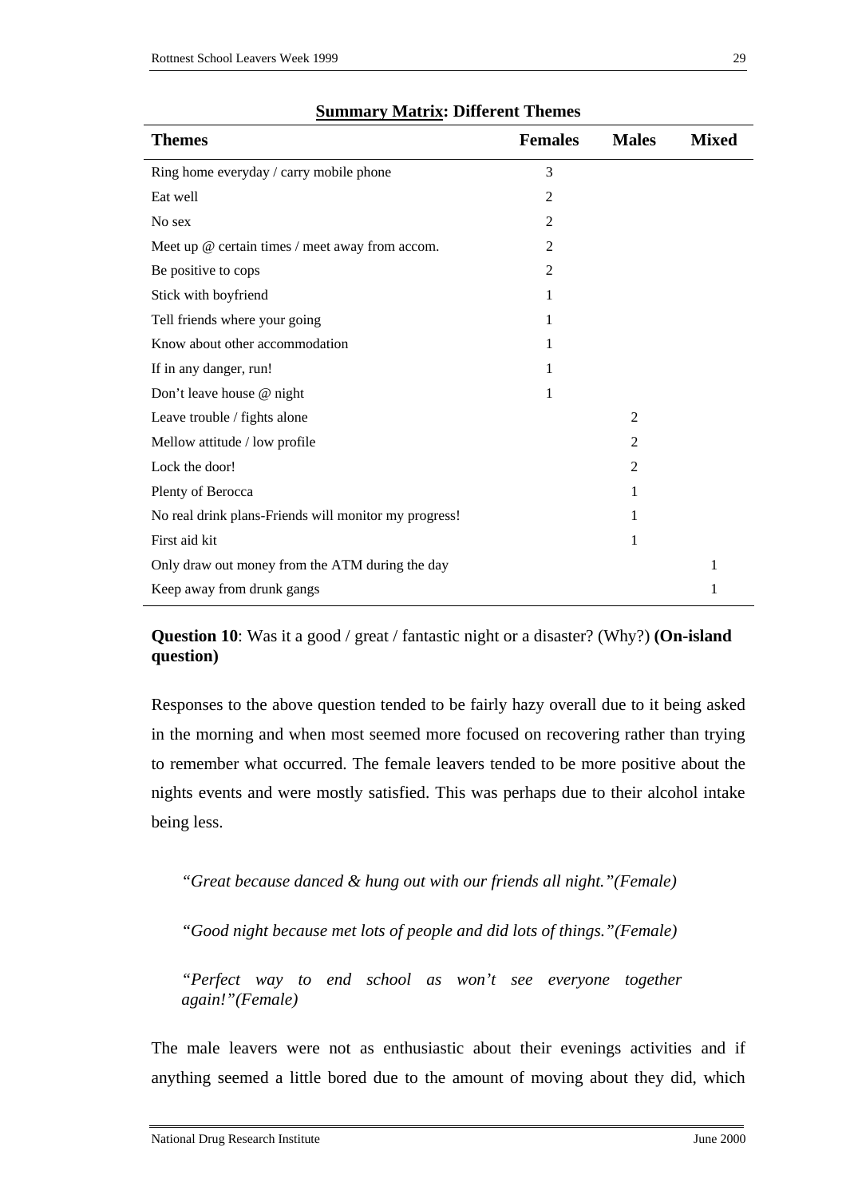**Summary Matrix: Different Themes**

| Themes | Females | Males | Mixed |
|---|---|---|---|
| Ring home everyday / carry mobile phone | 3 | | |
| Eat well | 2 | | |
| No sex | 2 | | |
| Meet up @ certain times / meet away from accom. | 2 | | |
| Be positive to cops | 2 | | |
| Stick with boyfriend | 1 | | |
| Tell friends where your going | 1 | | |
| Know about other accommodation | 1 | | |
| If in any danger, run! | 1 | | |
| Don't leave house @ night | 1 | | |
| Leave trouble / fights alone | | 2 | |
| Mellow attitude / low profile | | 2 | |
| Lock the door! | | 2 | |
| Plenty of Berocca | | 1 | |
| No real drink plans-Friends will monitor my progress! | | 1 | |
| First aid kit | | 1 | |
| Only draw out money from the ATM during the day | | | 1 |
| Keep away from drunk gangs | | | 1 |

**Question 10**: Was it a good / great / fantastic night or a disaster? (Why?) **(On-island question)**

Responses to the above question tended to be fairly hazy overall due to it being asked in the morning and when most seemed more focused on recovering rather than trying to remember what occurred. The female leavers tended to be more positive about the nights events and were mostly satisfied. This was perhaps due to their alcohol intake being less.

*"Great because danced & hung out with our friends all night."(Female)*

*"Good night because met lots of people and did lots of things."(Female)*

*"Perfect way to end school as won't see everyone together again!"(Female)*

The male leavers were not as enthusiastic about their evenings activities and if anything seemed a little bored due to the amount of moving about they did, which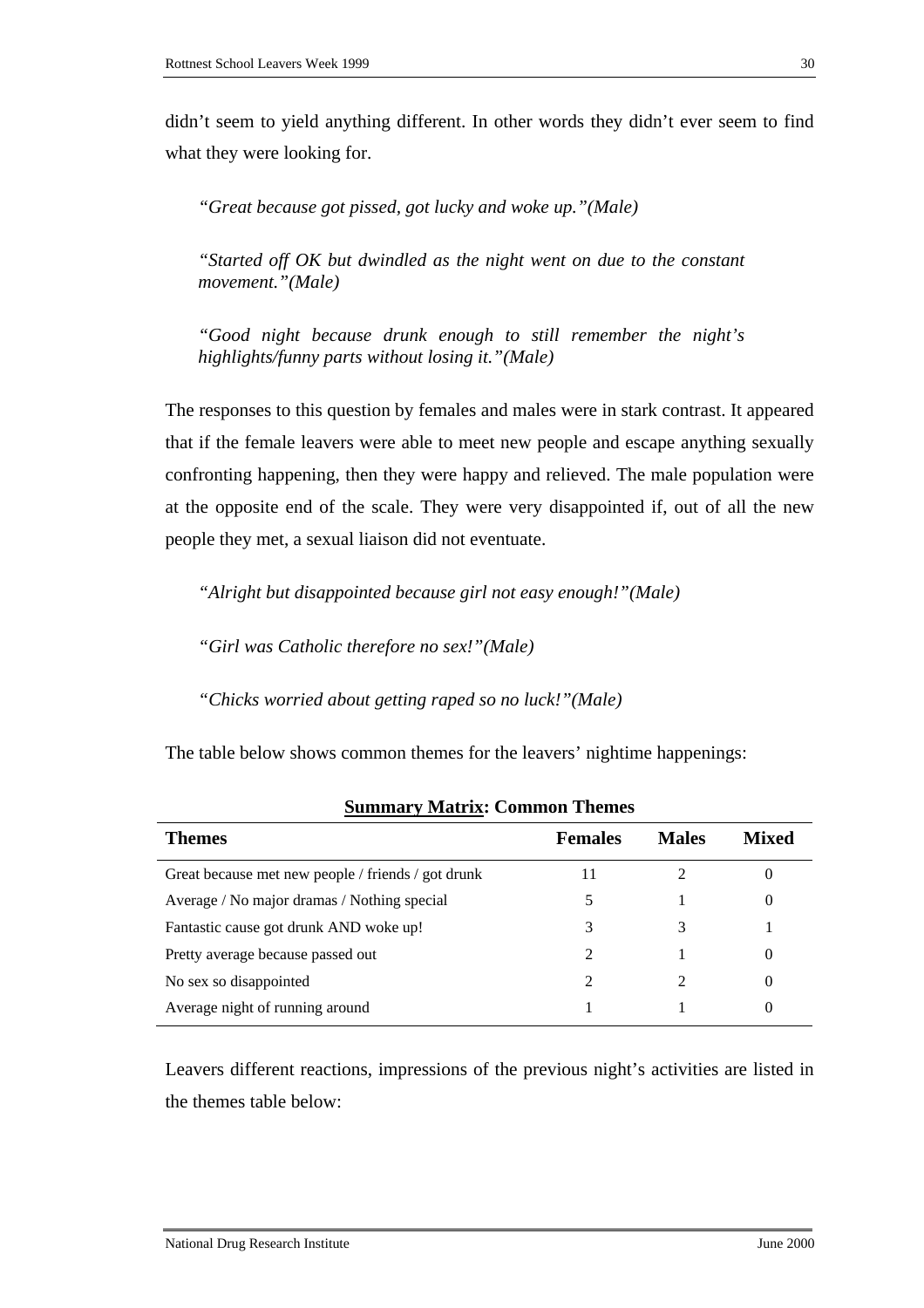didn't seem to yield anything different. In other words they didn't ever seem to find what they were looking for.

> *"Great because got pissed, got lucky and woke up."(Male)*

> *"Started off OK but dwindled as the night went on due to the constant movement."(Male)*

> *"Good night because drunk enough to still remember the night's highlights/funny parts without losing it."(Male)*

The responses to this question by females and males were in stark contrast. It appeared that if the female leavers were able to meet new people and escape anything sexually confronting happening, then they were happy and relieved. The male population were at the opposite end of the scale. They were very disappointed if, out of all the new people they met, a sexual liaison did not eventuate.

> *"Alright but disappointed because girl not easy enough!"(Male)*

> *"Girl was Catholic therefore no sex!"(Male)*

> *"Chicks worried about getting raped so no luck!"(Male)*

The table below shows common themes for the leavers' nighttime happenings:

**Summary Matrix: Common Themes**

| Themes | Females | Males | Mixed |
|---|---|---|---|
| Great because met new people / friends / got drunk | 11 | 2 | 0 |
| Average / No major dramas / Nothing special | 5 | 1 | 0 |
| Fantastic cause got drunk AND woke up! | 3 | 3 | 1 |
| Pretty average because passed out | 2 | 1 | 0 |
| No sex so disappointed | 2 | 2 | 0 |
| Average night of running around | 1 | 1 | 0 |

Leavers different reactions, impressions of the previous night's activities are listed in the themes table below: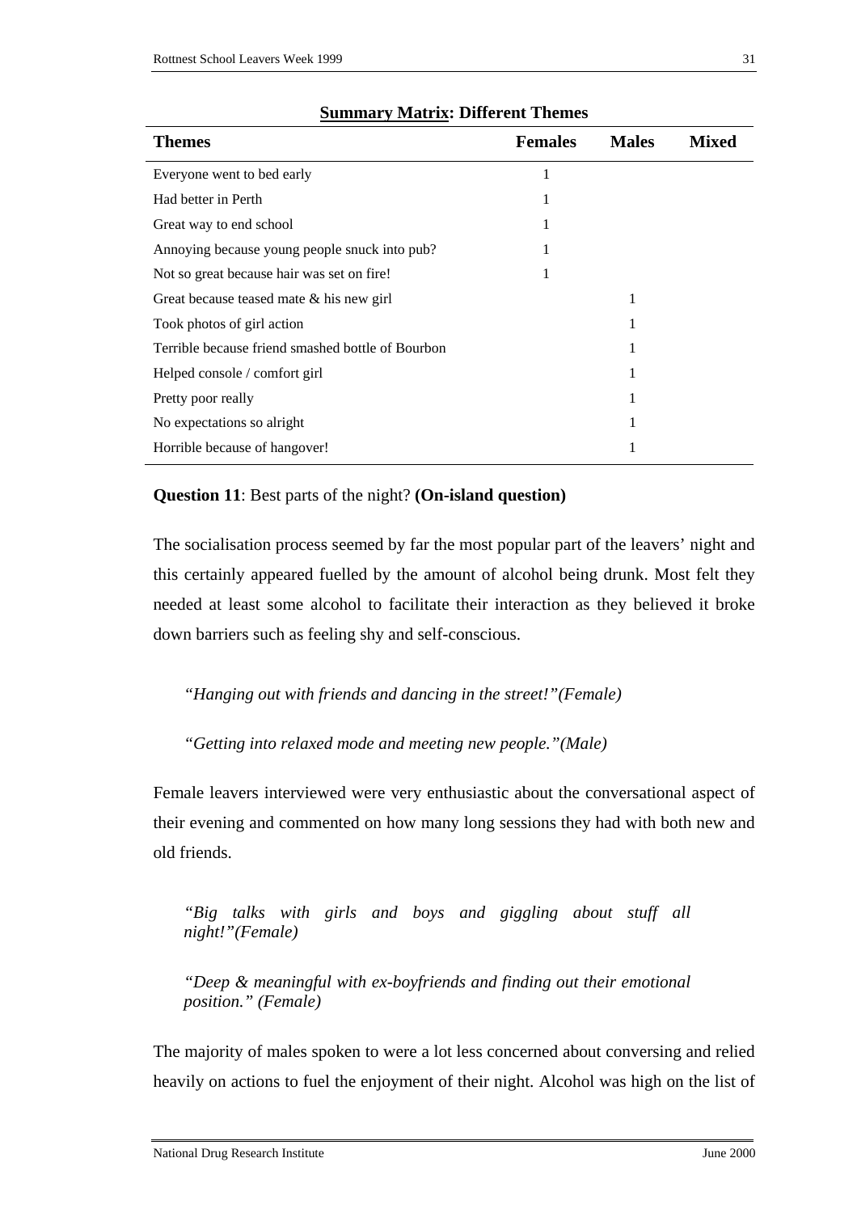**Summary Matrix: Different Themes**

| Themes | Females | Males | Mixed |
|---|---|---|---|
| Everyone went to bed early | 1 | | |
| Had better in Perth | 1 | | |
| Great way to end school | 1 | | |
| Annoying because young people snuck into pub? | 1 | | |
| Not so great because hair was set on fire! | 1 | | |
| Great because teased mate & his new girl | | 1 | |
| Took photos of girl action | | 1 | |
| Terrible because friend smashed bottle of Bourbon | | 1 | |
| Helped console / comfort girl | | 1 | |
| Pretty poor really | | 1 | |
| No expectations so alright | | 1 | |
| Horrible because of hangover! | | 1 | |

**Question 11**: Best parts of the night? **(On-island question)**

The socialisation process seemed by far the most popular part of the leavers' night and this certainly appeared fuelled by the amount of alcohol being drunk. Most felt they needed at least some alcohol to facilitate their interaction as they believed it broke down barriers such as feeling shy and self-conscious.

*"Hanging out with friends and dancing in the street!"(Female)*

*"Getting into relaxed mode and meeting new people."(Male)*

Female leavers interviewed were very enthusiastic about the conversational aspect of their evening and commented on how many long sessions they had with both new and old friends.

*"Big talks with girls and boys and giggling about stuff all night!"(Female)*

*"Deep & meaningful with ex-boyfriends and finding out their emotional position." (Female)*

The majority of males spoken to were a lot less concerned about conversing and relied heavily on actions to fuel the enjoyment of their night. Alcohol was high on the list of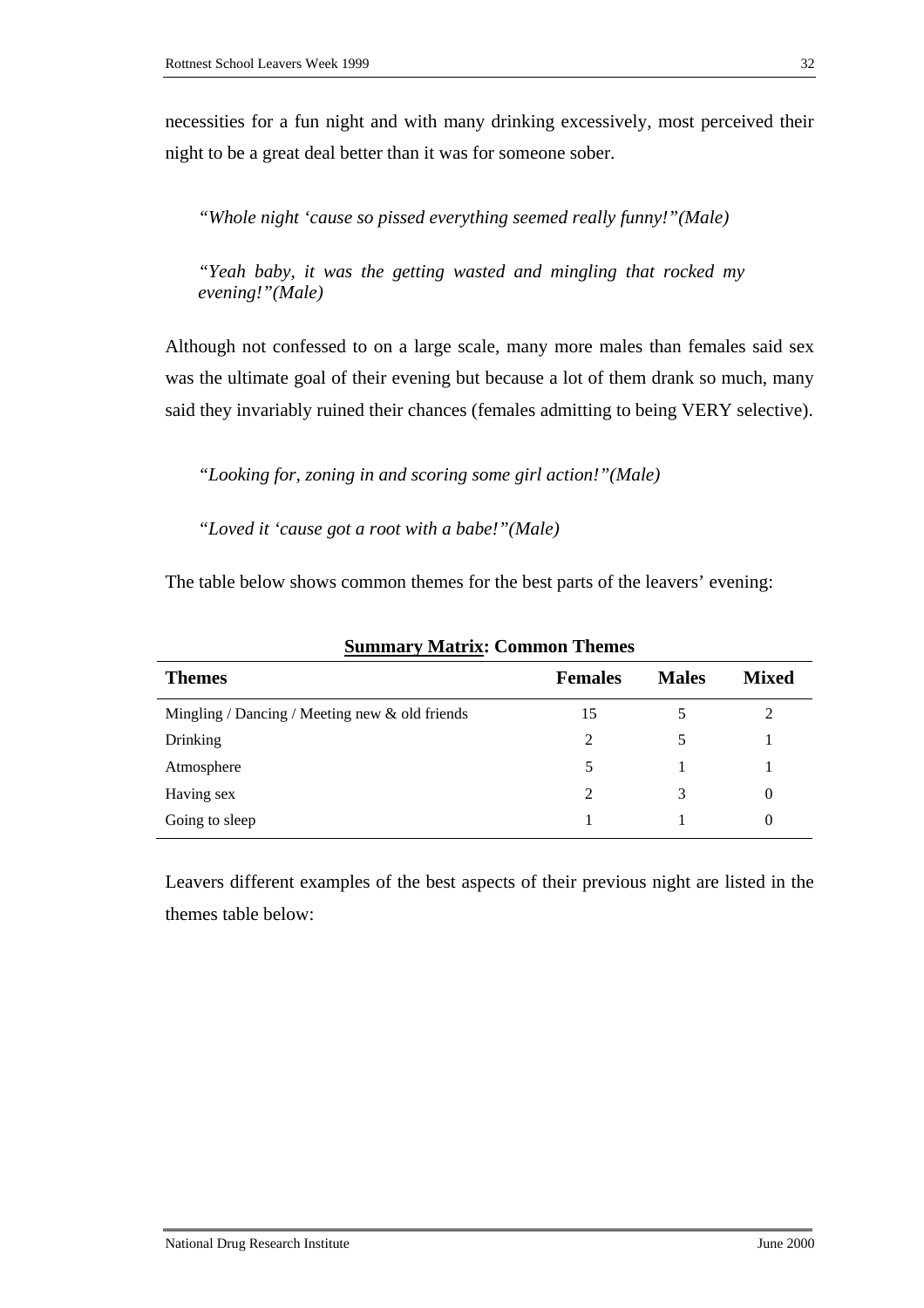necessities for a fun night and with many drinking excessively, most perceived their night to be a great deal better than it was for someone sober.

*"Whole night 'cause so pissed everything seemed really funny!"(Male)*

*"Yeah baby, it was the getting wasted and mingling that rocked my evening!"(Male)*

Although not confessed to on a large scale, many more males than females said sex was the ultimate goal of their evening but because a lot of them drank so much, many said they invariably ruined their chances (females admitting to being VERY selective).

*"Looking for, zoning in and scoring some girl action!"(Male)*

*"Loved it 'cause got a root with a babe!"(Male)*

The table below shows common themes for the best parts of the leavers' evening:

**Summary Matrix: Common Themes**

| Themes | Females | Males | Mixed |
|---|---|---|---|
| Mingling / Dancing / Meeting new & old friends | 15 | 5 | 2 |
| Drinking | 2 | 5 | 1 |
| Atmosphere | 5 | 1 | 1 |
| Having sex | 2 | 3 | 0 |
| Going to sleep | 1 | 1 | 0 |

Leavers different examples of the best aspects of their previous night are listed in the themes table below: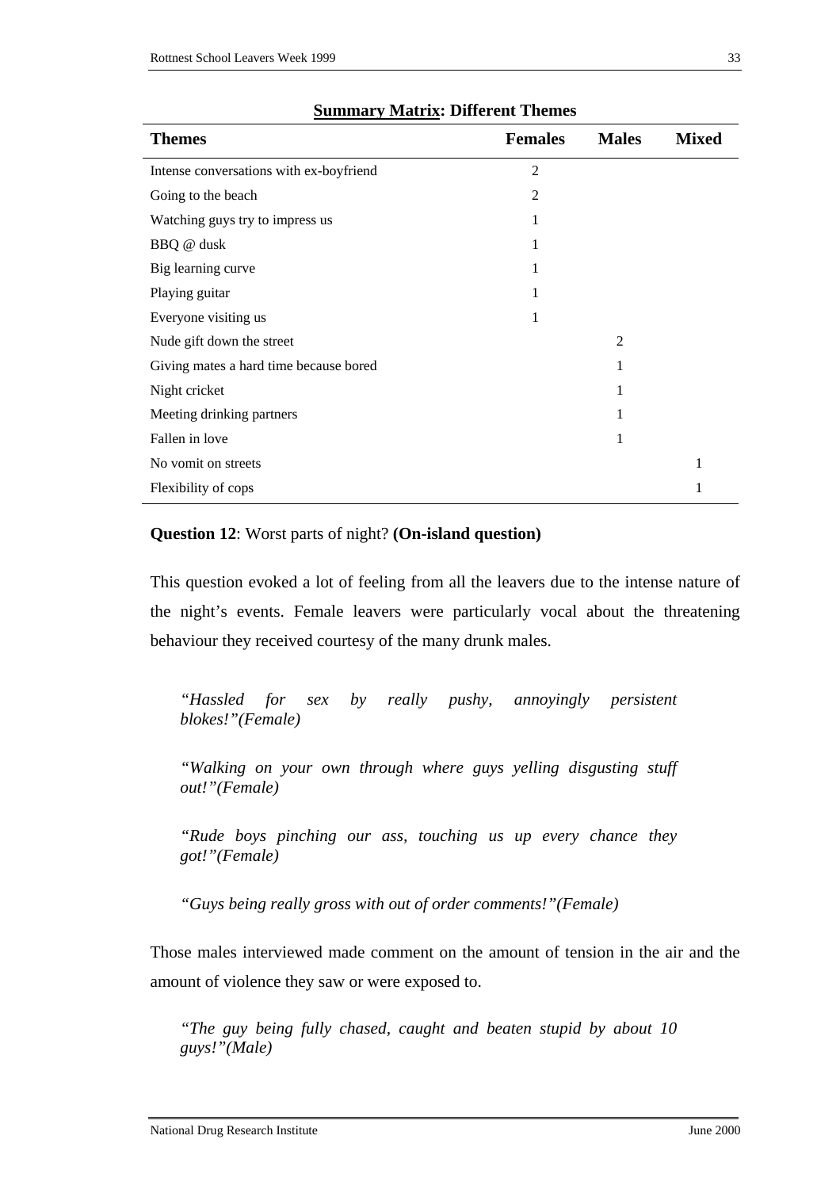**<u>Summary Matrix</u>: Different Themes**

| Themes | Females | Males | Mixed |
|---|---|---|---|
| Intense conversations with ex-boyfriend | 2 | | |
| Going to the beach | 2 | | |
| Watching guys try to impress us | 1 | | |
| BBQ @ dusk | 1 | | |
| Big learning curve | 1 | | |
| Playing guitar | 1 | | |
| Everyone visiting us | 1 | | |
| Nude gift down the street | | 2 | |
| Giving mates a hard time because bored | | 1 | |
| Night cricket | | 1 | |
| Meeting drinking partners | | 1 | |
| Fallen in love | | 1 | |
| No vomit on streets | | | 1 |
| Flexibility of cops | | | 1 |

**Question 12**: Worst parts of night? **(On-island question)**

This question evoked a lot of feeling from all the leavers due to the intense nature of the night's events. Female leavers were particularly vocal about the threatening behaviour they received courtesy of the many drunk males.

> *"Hassled for sex by really pushy, annoyingly persistent blokes!"(Female)*

> *"Walking on your own through where guys yelling disgusting stuff out!"(Female)*

> *"Rude boys pinching our ass, touching us up every chance they got!"(Female)*

> *"Guys being really gross with out of order comments!"(Female)*

Those males interviewed made comment on the amount of tension in the air and the amount of violence they saw or were exposed to.

> *"The guy being fully chased, caught and beaten stupid by about 10 guys!"(Male)*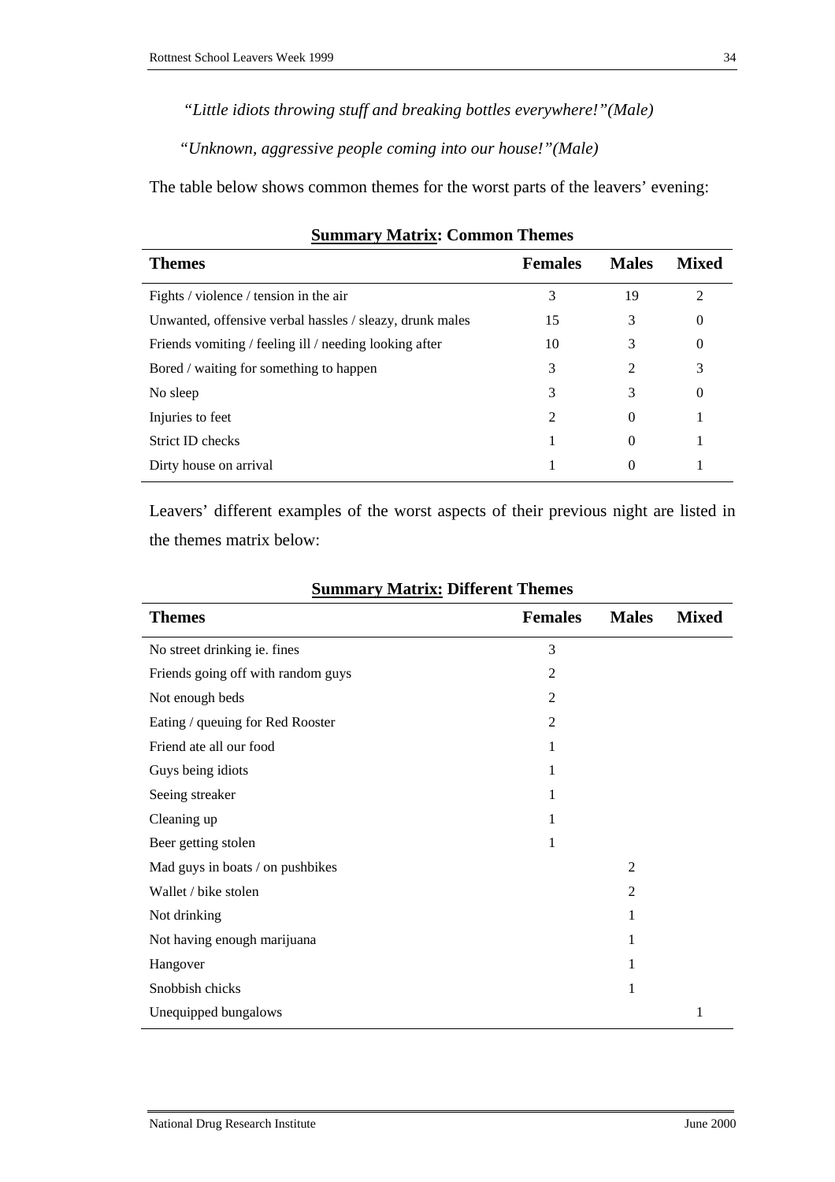*"Little idiots throwing stuff and breaking bottles everywhere!"(Male)*

*"Unknown, aggressive people coming into our house!"(Male)*

The table below shows common themes for the worst parts of the leavers' evening:

**Summary Matrix: Common Themes**

| Themes | Females | Males | Mixed |
|---|---|---|---|
| Fights / violence / tension in the air | 3 | 19 | 2 |
| Unwanted, offensive verbal hassles / sleazy, drunk males | 15 | 3 | 0 |
| Friends vomiting / feeling ill / needing looking after | 10 | 3 | 0 |
| Bored / waiting for something to happen | 3 | 2 | 3 |
| No sleep | 3 | 3 | 0 |
| Injuries to feet | 2 | 0 | 1 |
| Strict ID checks | 1 | 0 | 1 |
| Dirty house on arrival | 1 | 0 | 1 |

Leavers' different examples of the worst aspects of their previous night are listed in the themes matrix below:

**Summary Matrix: Different Themes**

| Themes | Females | Males | Mixed |
|---|---|---|---|
| No street drinking ie. fines | 3 | | |
| Friends going off with random guys | 2 | | |
| Not enough beds | 2 | | |
| Eating / queuing for Red Rooster | 2 | | |
| Friend ate all our food | 1 | | |
| Guys being idiots | 1 | | |
| Seeing streaker | 1 | | |
| Cleaning up | 1 | | |
| Beer getting stolen | 1 | | |
| Mad guys in boats / on pushbikes | | 2 | |
| Wallet / bike stolen | | 2 | |
| Not drinking | | 1 | |
| Not having enough marijuana | | 1 | |
| Hangover | | 1 | |
| Snobbish chicks | | 1 | |
| Unequipped bungalows | | | 1 |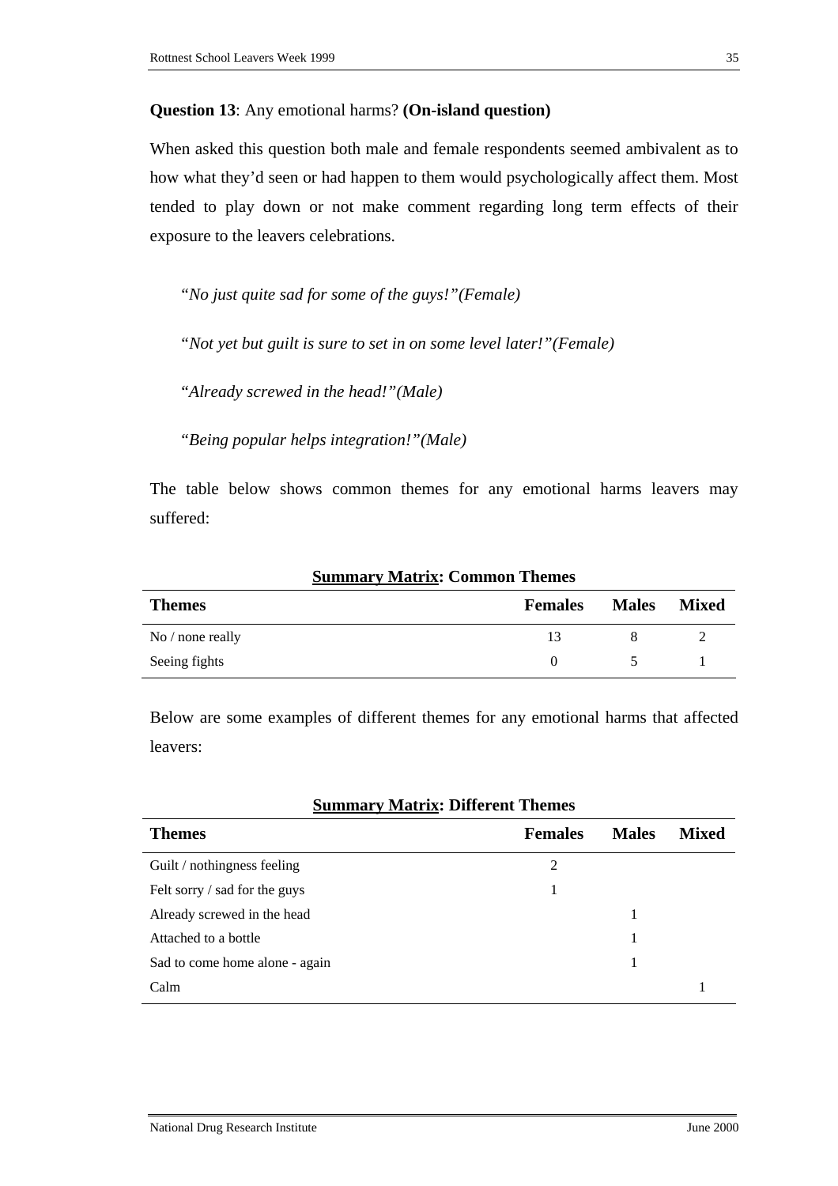**Question 13**: Any emotional harms? **(On-island question)**

When asked this question both male and female respondents seemed ambivalent as to how what they'd seen or had happen to them would psychologically affect them. Most tended to play down or not make comment regarding long term effects of their exposure to the leavers celebrations.

> "*No just quite sad for some of the guys!"(Female)*
>
> "*Not yet but guilt is sure to set in on some level later!"(Female)*
>
> "*Already screwed in the head!"(Male)*
>
> "*Being popular helps integration!"(Male)*

The table below shows common themes for any emotional harms leavers may suffered:

**Summary Matrix: Common Themes**

| Themes | Females | Males | Mixed |
|---|---|---|---|
| No / none really | 13 | 8 | 2 |
| Seeing fights | 0 | 5 | 1 |

Below are some examples of different themes for any emotional harms that affected leavers:

**Summary Matrix: Different Themes**

| Themes | Females | Males | Mixed |
|---|---|---|---|
| Guilt / nothingness feeling | 2 | | |
| Felt sorry / sad for the guys | 1 | | |
| Already screwed in the head | | 1 | |
| Attached to a bottle | | 1 | |
| Sad to come home alone - again | | 1 | |
| Calm | | | 1 |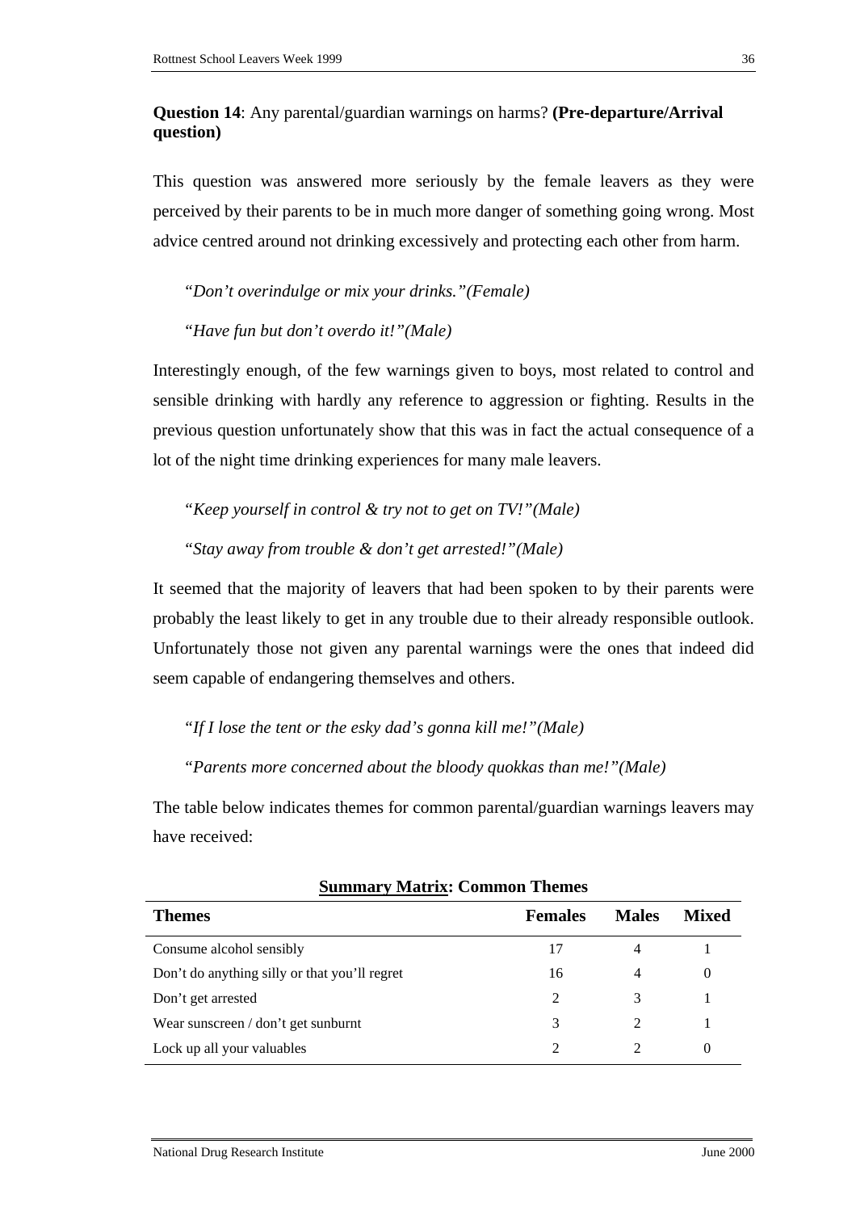**Question 14**: Any parental/guardian warnings on harms? **(Pre-departure/Arrival question)**

This question was answered more seriously by the female leavers as they were perceived by their parents to be in much more danger of something going wrong. Most advice centred around not drinking excessively and protecting each other from harm.

> "*Don't overindulge or mix your drinks."(Female)*
>
> "*Have fun but don't overdo it!"(Male)*

Interestingly enough, of the few warnings given to boys, most related to control and sensible drinking with hardly any reference to aggression or fighting. Results in the previous question unfortunately show that this was in fact the actual consequence of a lot of the night time drinking experiences for many male leavers.

> "*Keep yourself in control & try not to get on TV!"(Male)*
>
> "*Stay away from trouble & don't get arrested!"(Male)*

It seemed that the majority of leavers that had been spoken to by their parents were probably the least likely to get in any trouble due to their already responsible outlook. Unfortunately those not given any parental warnings were the ones that indeed did seem capable of endangering themselves and others.

> "*If I lose the tent or the esky dad's gonna kill me!"(Male)*
>
> "*Parents more concerned about the bloody quokkas than me!"(Male)*

The table below indicates themes for common parental/guardian warnings leavers may have received:

**Summary Matrix: Common Themes**

| Themes | Females | Males | Mixed |
|---|---|---|---|
| Consume alcohol sensibly | 17 | 4 | 1 |
| Don't do anything silly or that you'll regret | 16 | 4 | 0 |
| Don't get arrested | 2 | 3 | 1 |
| Wear sunscreen / don't get sunburnt | 3 | 2 | 1 |
| Lock up all your valuables | 2 | 2 | 0 |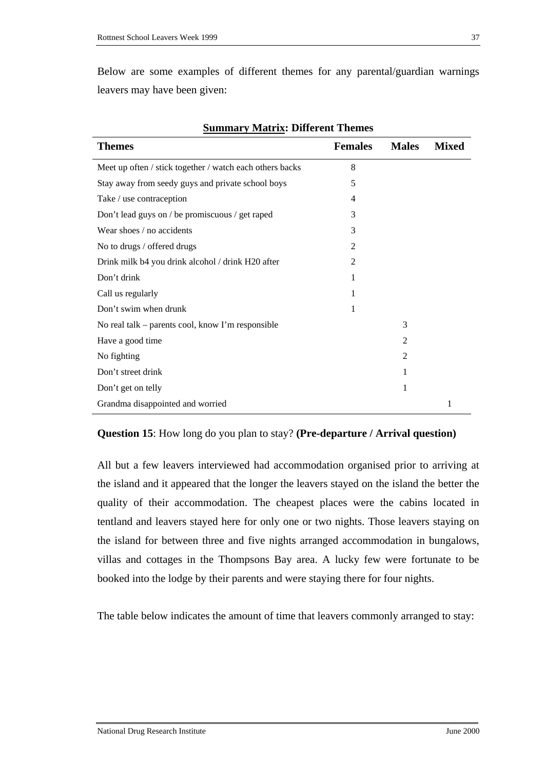Below are some examples of different themes for any parental/guardian warnings leavers may have been given:

**<u>Summary Matrix</u>: Different Themes**

| Themes | Females | Males | Mixed |
|---|---|---|---|
| Meet up often / stick together / watch each others backs | 8 | | |
| Stay away from seedy guys and private school boys | 5 | | |
| Take / use contraception | 4 | | |
| Don't lead guys on / be promiscuous / get raped | 3 | | |
| Wear shoes / no accidents | 3 | | |
| No to drugs / offered drugs | 2 | | |
| Drink milk b4 you drink alcohol / drink H20 after | 2 | | |
| Don't drink | 1 | | |
| Call us regularly | 1 | | |
| Don't swim when drunk | 1 | | |
| No real talk – parents cool, know I'm responsible | | 3 | |
| Have a good time | | 2 | |
| No fighting | | 2 | |
| Don't street drink | | 1 | |
| Don't get on telly | | 1 | |
| Grandma disappointed and worried | | | 1 |

**Question 15**: How long do you plan to stay? **(Pre-departure / Arrival question)**

All but a few leavers interviewed had accommodation organised prior to arriving at the island and it appeared that the longer the leavers stayed on the island the better the quality of their accommodation. The cheapest places were the cabins located in tentland and leavers stayed here for only one or two nights. Those leavers staying on the island for between three and five nights arranged accommodation in bungalows, villas and cottages in the Thompsons Bay area. A lucky few were fortunate to be booked into the lodge by their parents and were staying there for four nights.

The table below indicates the amount of time that leavers commonly arranged to stay: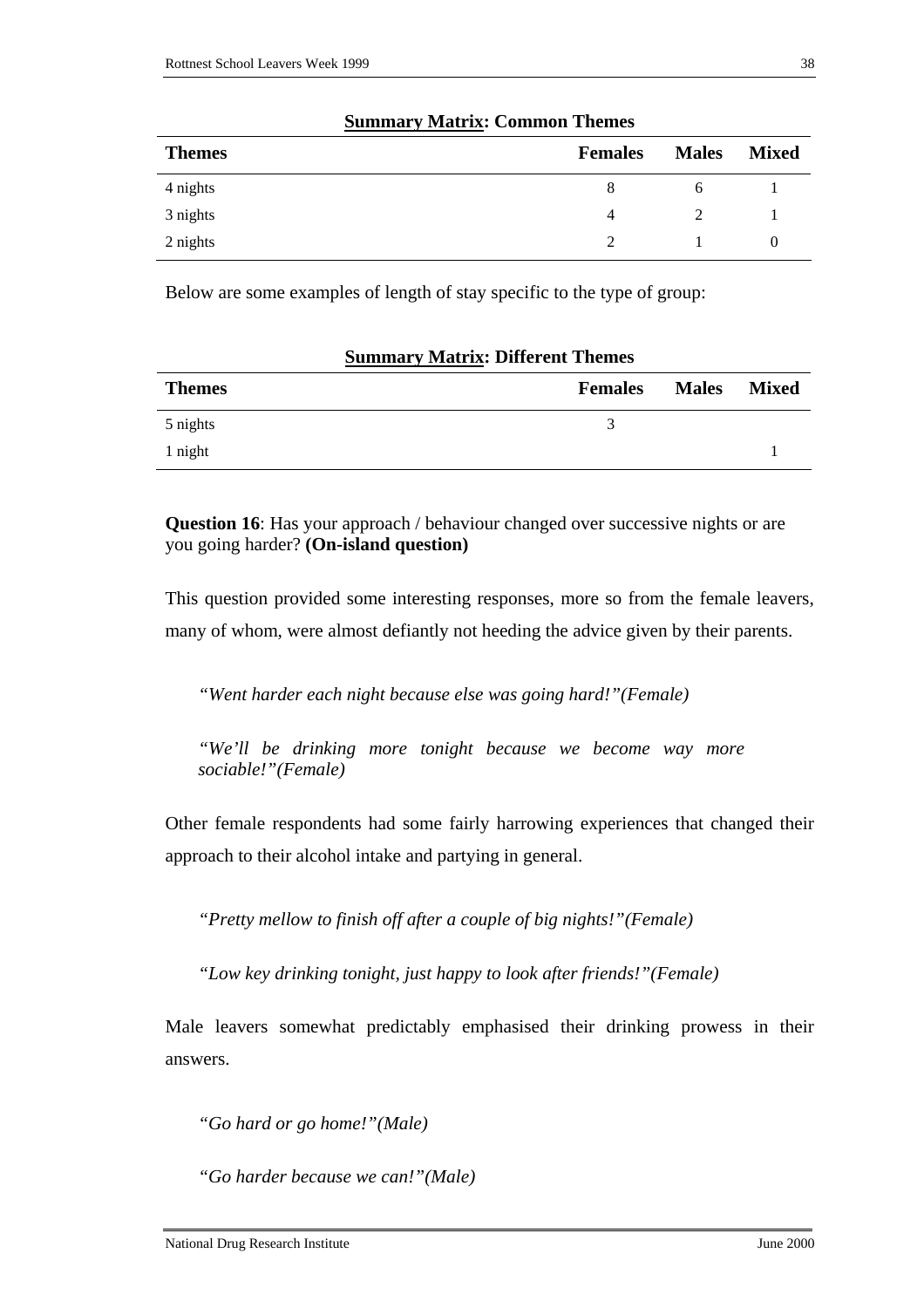**Summary Matrix: Common Themes**

| Themes | Females | Males | Mixed |
|---|---|---|---|
| 4 nights | 8 | 6 | 1 |
| 3 nights | 4 | 2 | 1 |
| 2 nights | 2 | 1 | 0 |

Below are some examples of length of stay specific to the type of group:

**Summary Matrix: Different Themes**

| Themes | Females | Males | Mixed |
|---|---|---|---|
| 5 nights | 3 | | |
| 1 night | | | 1 |

**Question 16**: Has your approach / behaviour changed over successive nights or are you going harder? **(On-island question)**

This question provided some interesting responses, more so from the female leavers, many of whom, were almost defiantly not heeding the advice given by their parents.

> *"Went harder each night because else was going hard!"(Female)*

> *"We'll be drinking more tonight because we become way more sociable!"(Female)*

Other female respondents had some fairly harrowing experiences that changed their approach to their alcohol intake and partying in general.

> *"Pretty mellow to finish off after a couple of big nights!"(Female)*

> *"Low key drinking tonight, just happy to look after friends!"(Female)*

Male leavers somewhat predictably emphasised their drinking prowess in their answers.

> *"Go hard or go home!"(Male)*

> *"Go harder because we can!"(Male)*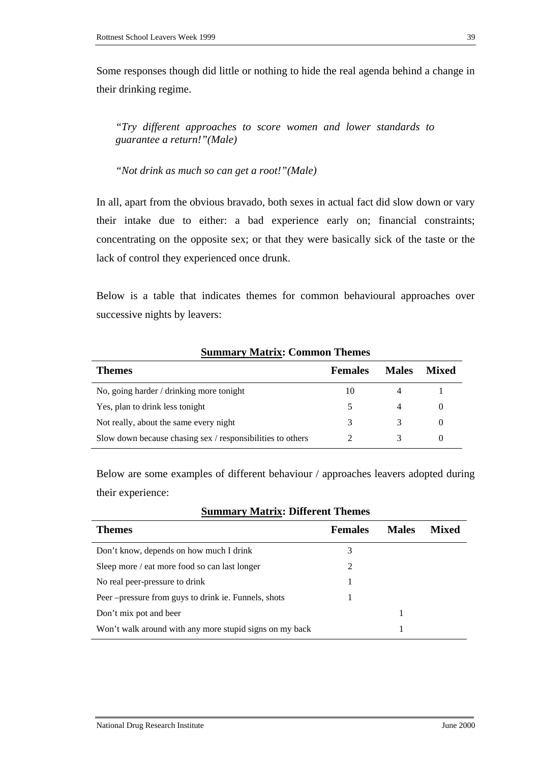Some responses though did little or nothing to hide the real agenda behind a change in their drinking regime.

> *"Try different approaches to score women and lower standards to guarantee a return!"(Male)*

> *"Not drink as much so can get a root!"(Male)*

In all, apart from the obvious bravado, both sexes in actual fact did slow down or vary their intake due to either: a bad experience early on; financial constraints; concentrating on the opposite sex; or that they were basically sick of the taste or the lack of control they experienced once drunk.

Below is a table that indicates themes for common behavioural approaches over successive nights by leavers:

**Summary Matrix: Common Themes**

| Themes | Females | Males | Mixed |
|---|---|---|---|
| No, going harder / drinking more tonight | 10 | 4 | 1 |
| Yes, plan to drink less tonight | 5 | 4 | 0 |
| Not really, about the same every night | 3 | 3 | 0 |
| Slow down because chasing sex / responsibilities to others | 2 | 3 | 0 |

Below are some examples of different behaviour / approaches leavers adopted during their experience:

**Summary Matrix: Different Themes**

| Themes | Females | Males | Mixed |
|---|---|---|---|
| Don't know, depends on how much I drink | 3 | | |
| Sleep more / eat more food so can last longer | 2 | | |
| No real peer-pressure to drink | 1 | | |
| Peer –pressure from guys to drink ie. Funnels, shots | 1 | | |
| Don't mix pot and beer | | 1 | |
| Won't walk around with any more stupid signs on my back | | 1 | |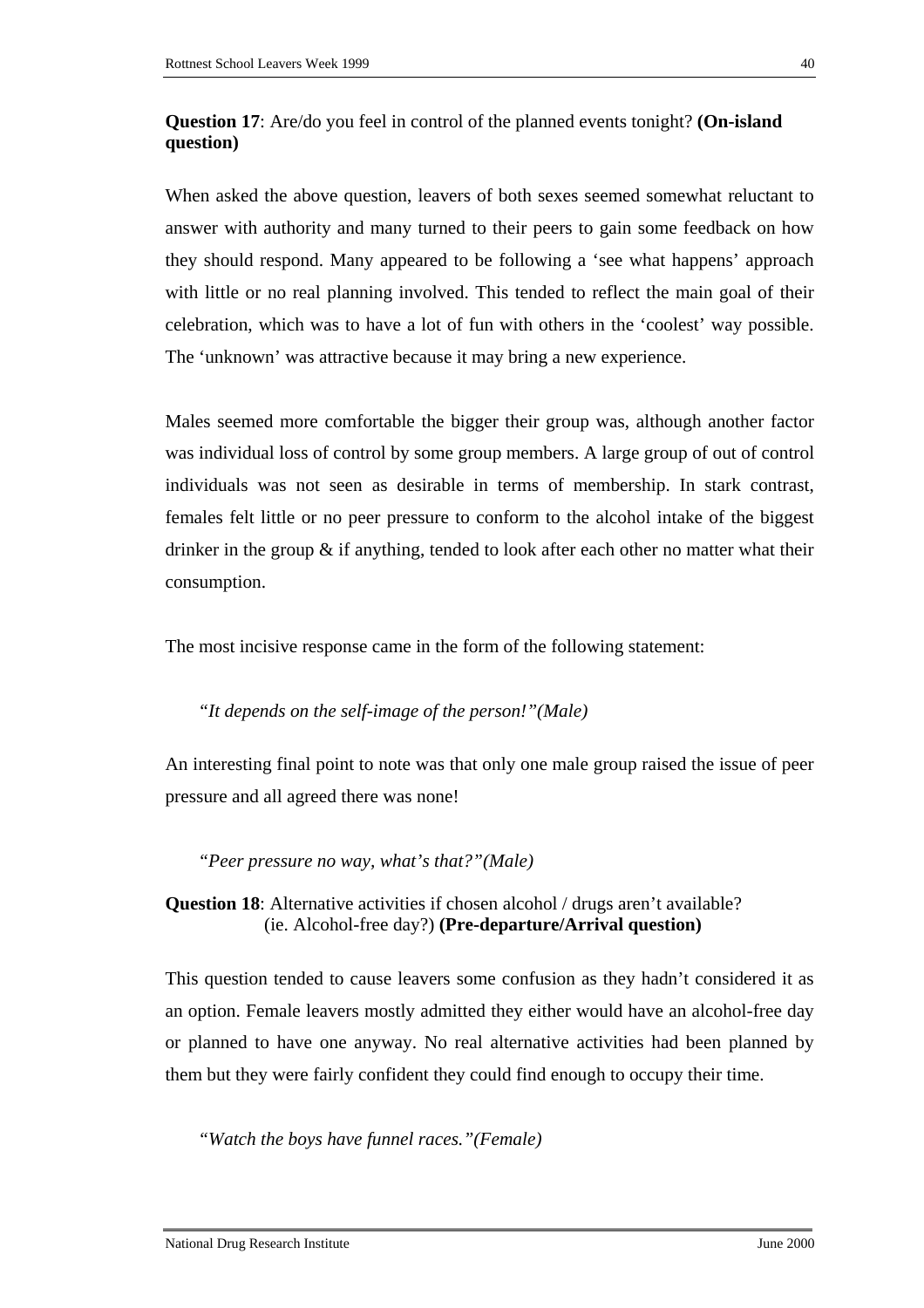**Question 17**: Are/do you feel in control of the planned events tonight? **(On-island question)**

When asked the above question, leavers of both sexes seemed somewhat reluctant to answer with authority and many turned to their peers to gain some feedback on how they should respond. Many appeared to be following a 'see what happens' approach with little or no real planning involved. This tended to reflect the main goal of their celebration, which was to have a lot of fun with others in the 'coolest' way possible. The 'unknown' was attractive because it may bring a new experience.

Males seemed more comfortable the bigger their group was, although another factor was individual loss of control by some group members. A large group of out of control individuals was not seen as desirable in terms of membership. In stark contrast, females felt little or no peer pressure to conform to the alcohol intake of the biggest drinker in the group & if anything, tended to look after each other no matter what their consumption.

The most incisive response came in the form of the following statement:

> "*It depends on the self-image of the person!"(Male)*

An interesting final point to note was that only one male group raised the issue of peer pressure and all agreed there was none!

> "*Peer pressure no way, what's that?"(Male)*

**Question 18**: Alternative activities if chosen alcohol / drugs aren't available? (ie. Alcohol-free day?) **(Pre-departure/Arrival question)**

This question tended to cause leavers some confusion as they hadn't considered it as an option. Female leavers mostly admitted they either would have an alcohol-free day or planned to have one anyway. No real alternative activities had been planned by them but they were fairly confident they could find enough to occupy their time.

> "*Watch the boys have funnel races."(Female)*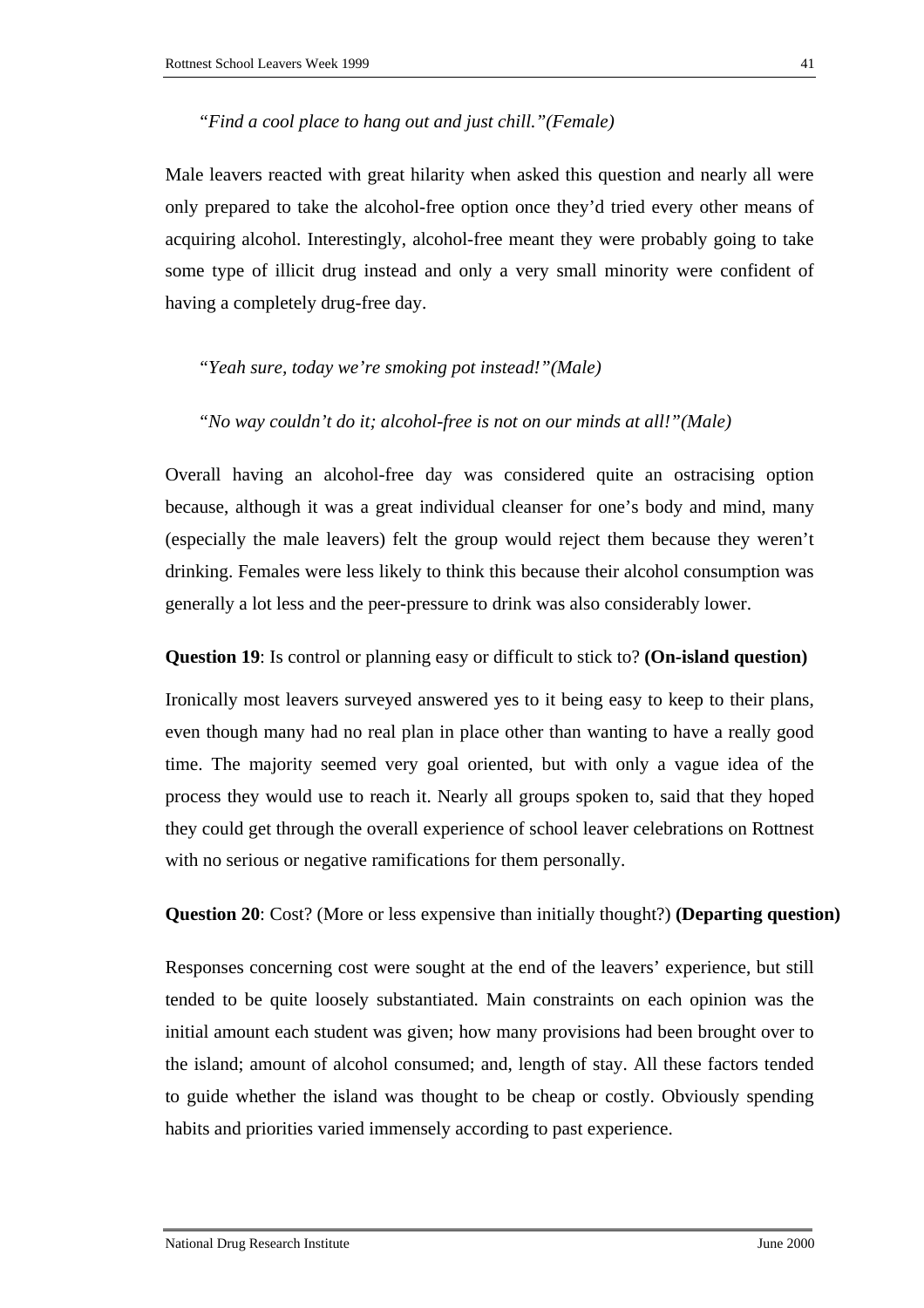*"Find a cool place to hang out and just chill."(Female)*

Male leavers reacted with great hilarity when asked this question and nearly all were only prepared to take the alcohol-free option once they'd tried every other means of acquiring alcohol. Interestingly, alcohol-free meant they were probably going to take some type of illicit drug instead and only a very small minority were confident of having a completely drug-free day.

*"Yeah sure, today we're smoking pot instead!"(Male)*

*"No way couldn't do it; alcohol-free is not on our minds at all!"(Male)*

Overall having an alcohol-free day was considered quite an ostracising option because, although it was a great individual cleanser for one's body and mind, many (especially the male leavers) felt the group would reject them because they weren't drinking. Females were less likely to think this because their alcohol consumption was generally a lot less and the peer-pressure to drink was also considerably lower.

**Question 19**: Is control or planning easy or difficult to stick to? **(On-island question)**

Ironically most leavers surveyed answered yes to it being easy to keep to their plans, even though many had no real plan in place other than wanting to have a really good time. The majority seemed very goal oriented, but with only a vague idea of the process they would use to reach it. Nearly all groups spoken to, said that they hoped they could get through the overall experience of school leaver celebrations on Rottnest with no serious or negative ramifications for them personally.

**Question 20**: Cost? (More or less expensive than initially thought?) **(Departing question)**

Responses concerning cost were sought at the end of the leavers' experience, but still tended to be quite loosely substantiated. Main constraints on each opinion was the initial amount each student was given; how many provisions had been brought over to the island; amount of alcohol consumed; and, length of stay. All these factors tended to guide whether the island was thought to be cheap or costly. Obviously spending habits and priorities varied immensely according to past experience.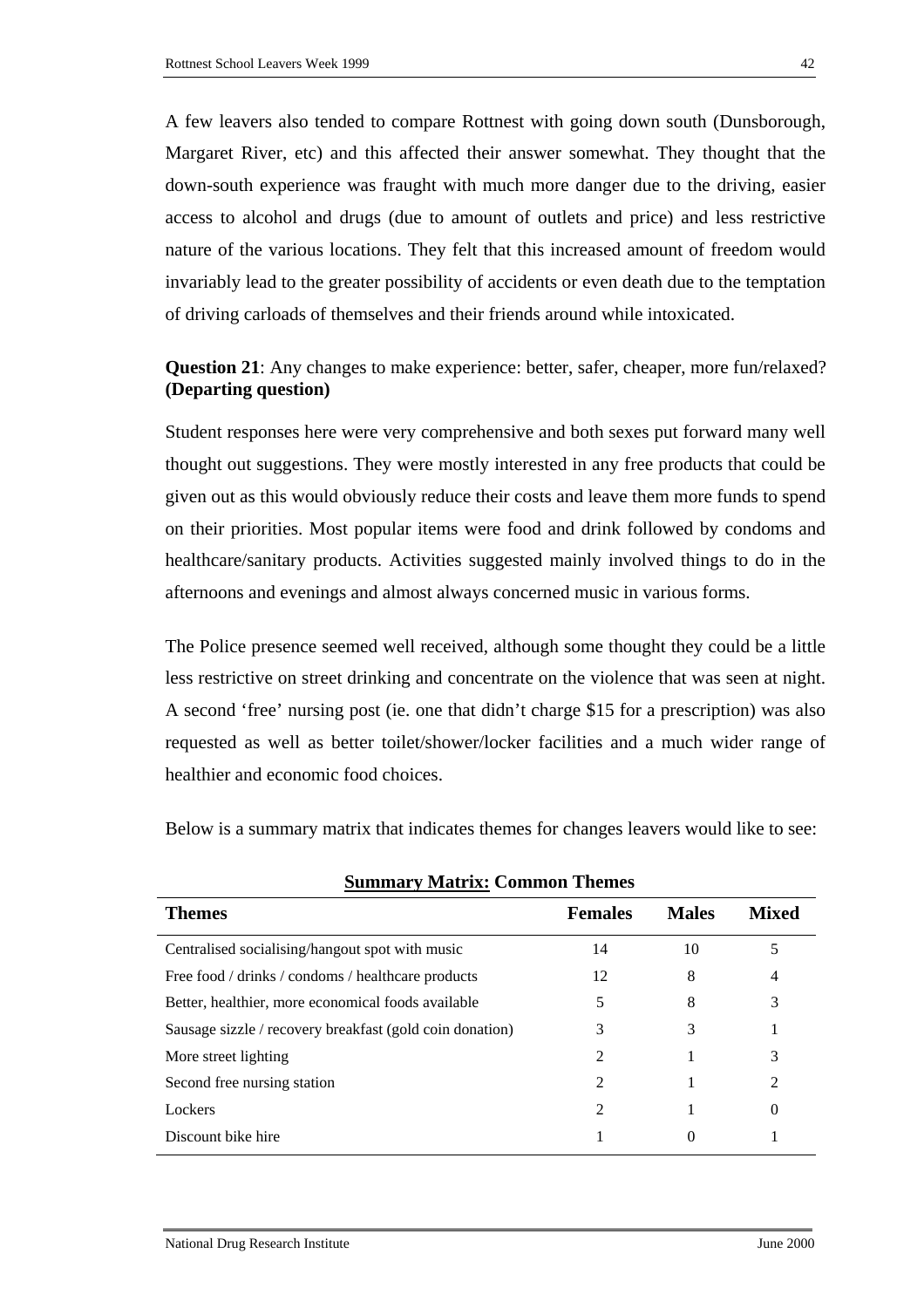A few leavers also tended to compare Rottnest with going down south (Dunsborough, Margaret River, etc) and this affected their answer somewhat. They thought that the down-south experience was fraught with much more danger due to the driving, easier access to alcohol and drugs (due to amount of outlets and price) and less restrictive nature of the various locations. They felt that this increased amount of freedom would invariably lead to the greater possibility of accidents or even death due to the temptation of driving carloads of themselves and their friends around while intoxicated.

**Question 21**: Any changes to make experience: better, safer, cheaper, more fun/relaxed? **(Departing question)**

Student responses here were very comprehensive and both sexes put forward many well thought out suggestions. They were mostly interested in any free products that could be given out as this would obviously reduce their costs and leave them more funds to spend on their priorities. Most popular items were food and drink followed by condoms and healthcare/sanitary products. Activities suggested mainly involved things to do in the afternoons and evenings and almost always concerned music in various forms.

The Police presence seemed well received, although some thought they could be a little less restrictive on street drinking and concentrate on the violence that was seen at night. A second 'free' nursing post (ie. one that didn't charge $15 for a prescription) was also requested as well as better toilet/shower/locker facilities and a much wider range of healthier and economic food choices.

Below is a summary matrix that indicates themes for changes leavers would like to see:

**Summary Matrix: Common Themes**

| Themes | Females | Males | Mixed |
|---|---|---|---|
| Centralised socialising/hangout spot with music | 14 | 10 | 5 |
| Free food / drinks / condoms / healthcare products | 12 | 8 | 4 |
| Better, healthier, more economical foods available | 5 | 8 | 3 |
| Sausage sizzle / recovery breakfast (gold coin donation) | 3 | 3 | 1 |
| More street lighting | 2 | 1 | 3 |
| Second free nursing station | 2 | 1 | 2 |
| Lockers | 2 | 1 | 0 |
| Discount bike hire | 1 | 0 | 1 |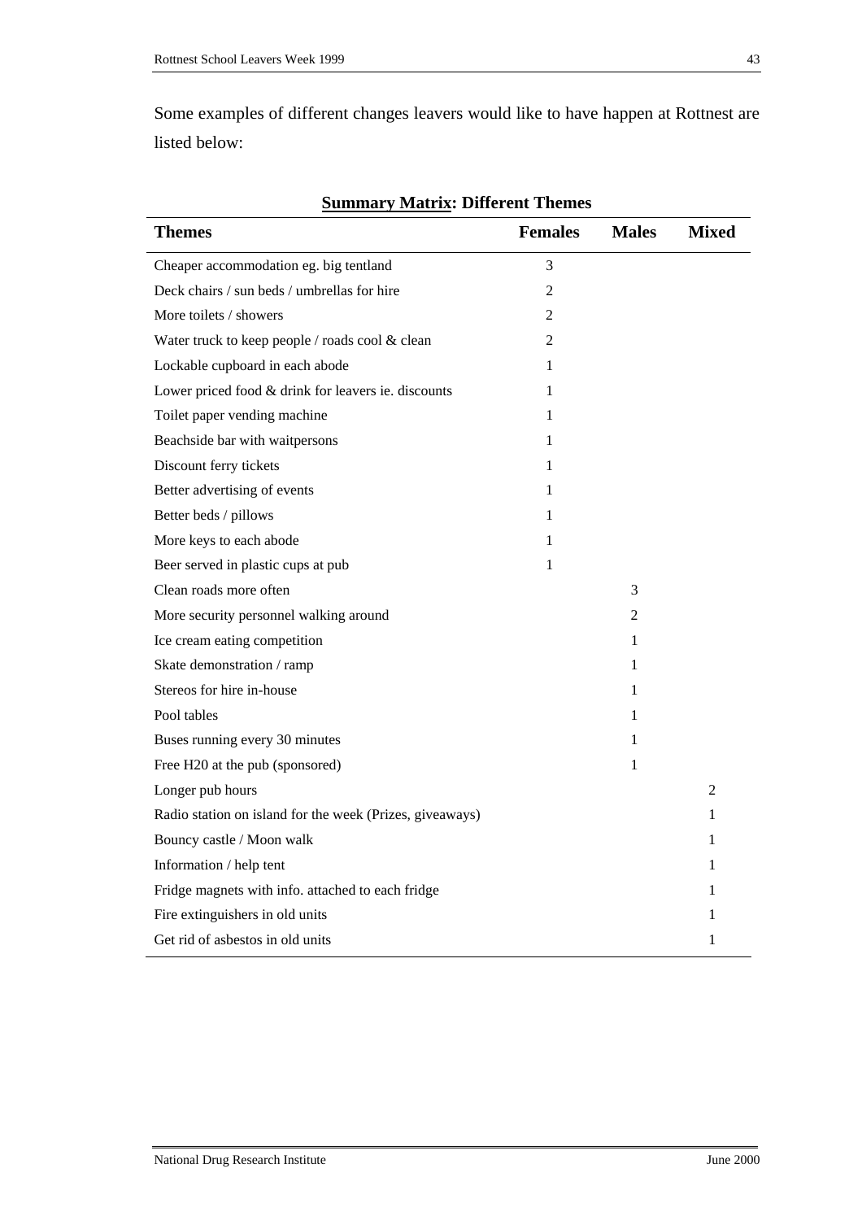Some examples of different changes leavers would like to have happen at Rottnest are listed below:

**<u>Summary Matrix</u>: Different Themes**

| Themes | Females | Males | Mixed |
|---|---|---|---|
| Cheaper accommodation eg. big tentland | 3 | | |
| Deck chairs / sun beds / umbrellas for hire | 2 | | |
| More toilets / showers | 2 | | |
| Water truck to keep people / roads cool & clean | 2 | | |
| Lockable cupboard in each abode | 1 | | |
| Lower priced food & drink for leavers ie. discounts | 1 | | |
| Toilet paper vending machine | 1 | | |
| Beachside bar with waitpersons | 1 | | |
| Discount ferry tickets | 1 | | |
| Better advertising of events | 1 | | |
| Better beds / pillows | 1 | | |
| More keys to each abode | 1 | | |
| Beer served in plastic cups at pub | 1 | | |
| Clean roads more often | | 3 | |
| More security personnel walking around | | 2 | |
| Ice cream eating competition | | 1 | |
| Skate demonstration / ramp | | 1 | |
| Stereos for hire in-house | | 1 | |
| Pool tables | | 1 | |
| Buses running every 30 minutes | | 1 | |
| Free H20 at the pub (sponsored) | | 1 | |
| Longer pub hours | | | 2 |
| Radio station on island for the week (Prizes, giveaways) | | | 1 |
| Bouncy castle / Moon walk | | | 1 |
| Information / help tent | | | 1 |
| Fridge magnets with info. attached to each fridge | | | 1 |
| Fire extinguishers in old units | | | 1 |
| Get rid of asbestos in old units | | | 1 |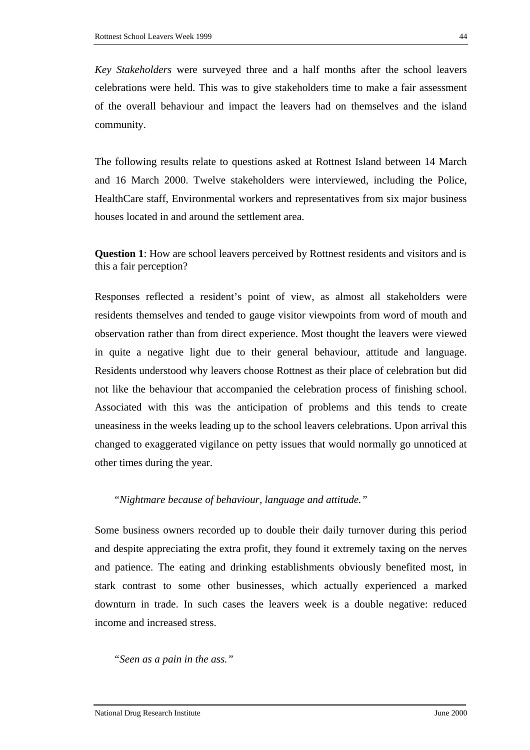*Key Stakeholders* were surveyed three and a half months after the school leavers celebrations were held. This was to give stakeholders time to make a fair assessment of the overall behaviour and impact the leavers had on themselves and the island community.

The following results relate to questions asked at Rottnest Island between 14 March and 16 March 2000. Twelve stakeholders were interviewed, including the Police, HealthCare staff, Environmental workers and representatives from six major business houses located in and around the settlement area.

**Question 1**: How are school leavers perceived by Rottnest residents and visitors and is this a fair perception?

Responses reflected a resident's point of view, as almost all stakeholders were residents themselves and tended to gauge visitor viewpoints from word of mouth and observation rather than from direct experience. Most thought the leavers were viewed in quite a negative light due to their general behaviour, attitude and language. Residents understood why leavers choose Rottnest as their place of celebration but did not like the behaviour that accompanied the celebration process of finishing school. Associated with this was the anticipation of problems and this tends to create uneasiness in the weeks leading up to the school leavers celebrations. Upon arrival this changed to exaggerated vigilance on petty issues that would normally go unnoticed at other times during the year.

> "*Nightmare because of behaviour, language and attitude.*"

Some business owners recorded up to double their daily turnover during this period and despite appreciating the extra profit, they found it extremely taxing on the nerves and patience. The eating and drinking establishments obviously benefited most, in stark contrast to some other businesses, which actually experienced a marked downturn in trade. In such cases the leavers week is a double negative: reduced income and increased stress.

> "*Seen as a pain in the ass.*"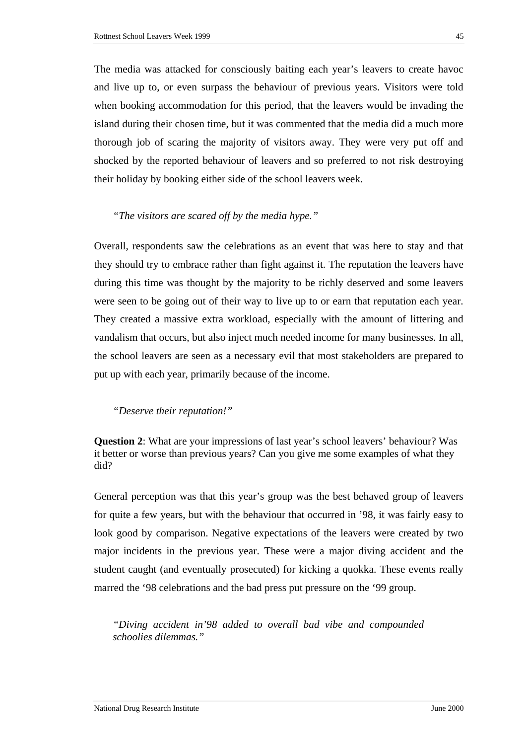The media was attacked for consciously baiting each year's leavers to create havoc and live up to, or even surpass the behaviour of previous years. Visitors were told when booking accommodation for this period, that the leavers would be invading the island during their chosen time, but it was commented that the media did a much more thorough job of scaring the majority of visitors away. They were very put off and shocked by the reported behaviour of leavers and so preferred to not risk destroying their holiday by booking either side of the school leavers week.

*"The visitors are scared off by the media hype."*

Overall, respondents saw the celebrations as an event that was here to stay and that they should try to embrace rather than fight against it. The reputation the leavers have during this time was thought by the majority to be richly deserved and some leavers were seen to be going out of their way to live up to or earn that reputation each year. They created a massive extra workload, especially with the amount of littering and vandalism that occurs, but also inject much needed income for many businesses. In all, the school leavers are seen as a necessary evil that most stakeholders are prepared to put up with each year, primarily because of the income.

*"Deserve their reputation!"*

**Question 2**: What are your impressions of last year's school leavers' behaviour? Was it better or worse than previous years? Can you give me some examples of what they did?

General perception was that this year's group was the best behaved group of leavers for quite a few years, but with the behaviour that occurred in '98, it was fairly easy to look good by comparison. Negative expectations of the leavers were created by two major incidents in the previous year. These were a major diving accident and the student caught (and eventually prosecuted) for kicking a quokka. These events really marred the '98 celebrations and the bad press put pressure on the '99 group.

*"Diving accident in'98 added to overall bad vibe and compounded schoolies dilemmas."*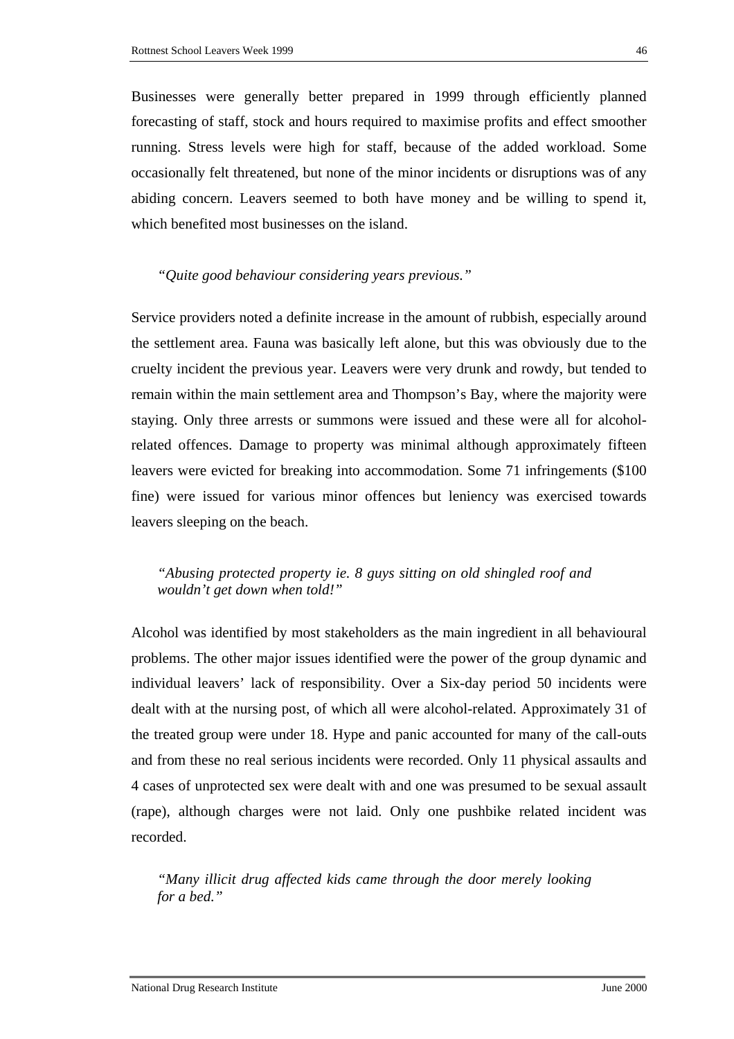Businesses were generally better prepared in 1999 through efficiently planned forecasting of staff, stock and hours required to maximise profits and effect smoother running. Stress levels were high for staff, because of the added workload. Some occasionally felt threatened, but none of the minor incidents or disruptions was of any abiding concern. Leavers seemed to both have money and be willing to spend it, which benefited most businesses on the island.

> *"Quite good behaviour considering years previous."*

Service providers noted a definite increase in the amount of rubbish, especially around the settlement area. Fauna was basically left alone, but this was obviously due to the cruelty incident the previous year. Leavers were very drunk and rowdy, but tended to remain within the main settlement area and Thompson's Bay, where the majority were staying. Only three arrests or summons were issued and these were all for alcohol-related offences. Damage to property was minimal although approximately fifteen leavers were evicted for breaking into accommodation. Some 71 infringements ($100 fine) were issued for various minor offences but leniency was exercised towards leavers sleeping on the beach.

> *"Abusing protected property ie. 8 guys sitting on old shingled roof and wouldn't get down when told!"*

Alcohol was identified by most stakeholders as the main ingredient in all behavioural problems. The other major issues identified were the power of the group dynamic and individual leavers' lack of responsibility. Over a Six-day period 50 incidents were dealt with at the nursing post, of which all were alcohol-related. Approximately 31 of the treated group were under 18. Hype and panic accounted for many of the call-outs and from these no real serious incidents were recorded. Only 11 physical assaults and 4 cases of unprotected sex were dealt with and one was presumed to be sexual assault (rape), although charges were not laid. Only one pushbike related incident was recorded.

> *"Many illicit drug affected kids came through the door merely looking for a bed."*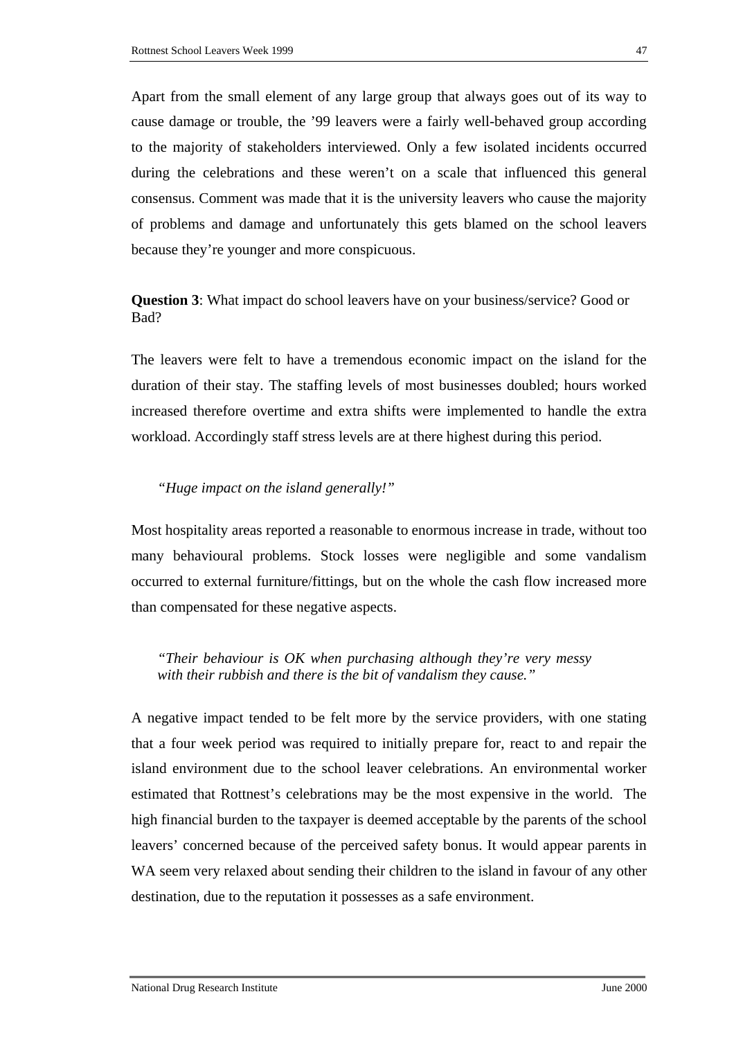Apart from the small element of any large group that always goes out of its way to cause damage or trouble, the '99 leavers were a fairly well-behaved group according to the majority of stakeholders interviewed. Only a few isolated incidents occurred during the celebrations and these weren't on a scale that influenced this general consensus. Comment was made that it is the university leavers who cause the majority of problems and damage and unfortunately this gets blamed on the school leavers because they're younger and more conspicuous.

**Question 3**: What impact do school leavers have on your business/service? Good or Bad?

The leavers were felt to have a tremendous economic impact on the island for the duration of their stay. The staffing levels of most businesses doubled; hours worked increased therefore overtime and extra shifts were implemented to handle the extra workload. Accordingly staff stress levels are at there highest during this period.

> "*Huge impact on the island generally!"*

Most hospitality areas reported a reasonable to enormous increase in trade, without too many behavioural problems. Stock losses were negligible and some vandalism occurred to external furniture/fittings, but on the whole the cash flow increased more than compensated for these negative aspects.

> *"Their behaviour is OK when purchasing although they're very messy with their rubbish and there is the bit of vandalism they cause."*

A negative impact tended to be felt more by the service providers, with one stating that a four week period was required to initially prepare for, react to and repair the island environment due to the school leaver celebrations. An environmental worker estimated that Rottnest's celebrations may be the most expensive in the world. The high financial burden to the taxpayer is deemed acceptable by the parents of the school leavers' concerned because of the perceived safety bonus. It would appear parents in WA seem very relaxed about sending their children to the island in favour of any other destination, due to the reputation it possesses as a safe environment.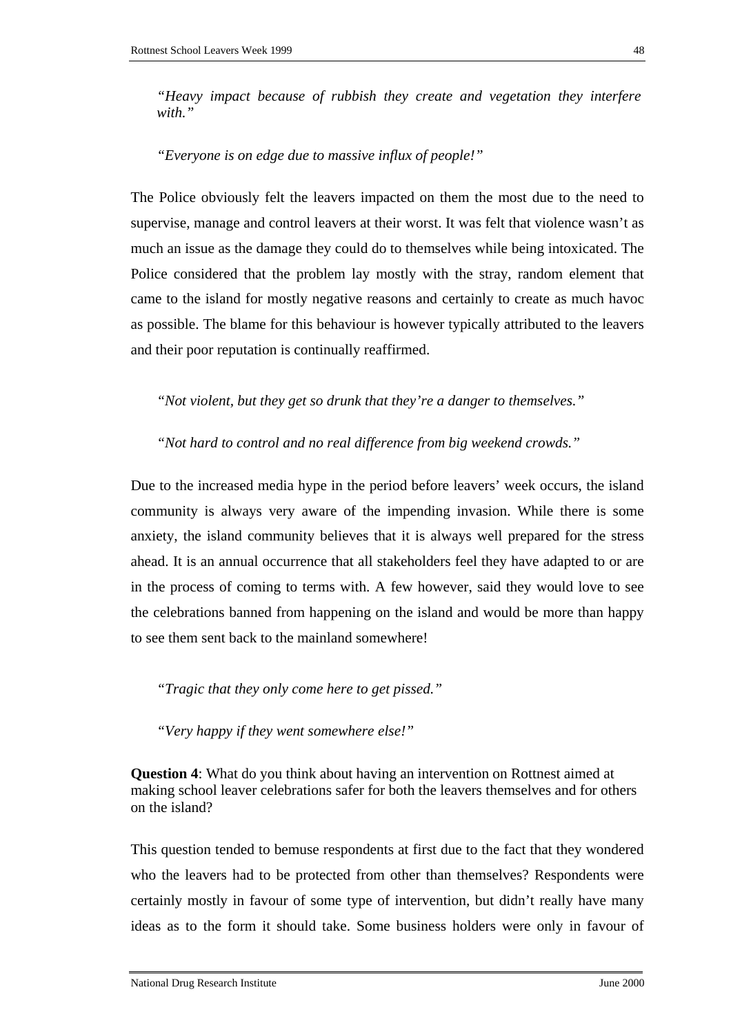*"Heavy impact because of rubbish they create and vegetation they interfere with."*

*"Everyone is on edge due to massive influx of people!"*

The Police obviously felt the leavers impacted on them the most due to the need to supervise, manage and control leavers at their worst. It was felt that violence wasn't as much an issue as the damage they could do to themselves while being intoxicated. The Police considered that the problem lay mostly with the stray, random element that came to the island for mostly negative reasons and certainly to create as much havoc as possible. The blame for this behaviour is however typically attributed to the leavers and their poor reputation is continually reaffirmed.

*"Not violent, but they get so drunk that they're a danger to themselves."*

*"Not hard to control and no real difference from big weekend crowds."*

Due to the increased media hype in the period before leavers' week occurs, the island community is always very aware of the impending invasion. While there is some anxiety, the island community believes that it is always well prepared for the stress ahead. It is an annual occurrence that all stakeholders feel they have adapted to or are in the process of coming to terms with. A few however, said they would love to see the celebrations banned from happening on the island and would be more than happy to see them sent back to the mainland somewhere!

*"Tragic that they only come here to get pissed."*

*"Very happy if they went somewhere else!"*

**Question 4**: What do you think about having an intervention on Rottnest aimed at making school leaver celebrations safer for both the leavers themselves and for others on the island?

This question tended to bemuse respondents at first due to the fact that they wondered who the leavers had to be protected from other than themselves? Respondents were certainly mostly in favour of some type of intervention, but didn't really have many ideas as to the form it should take. Some business holders were only in favour of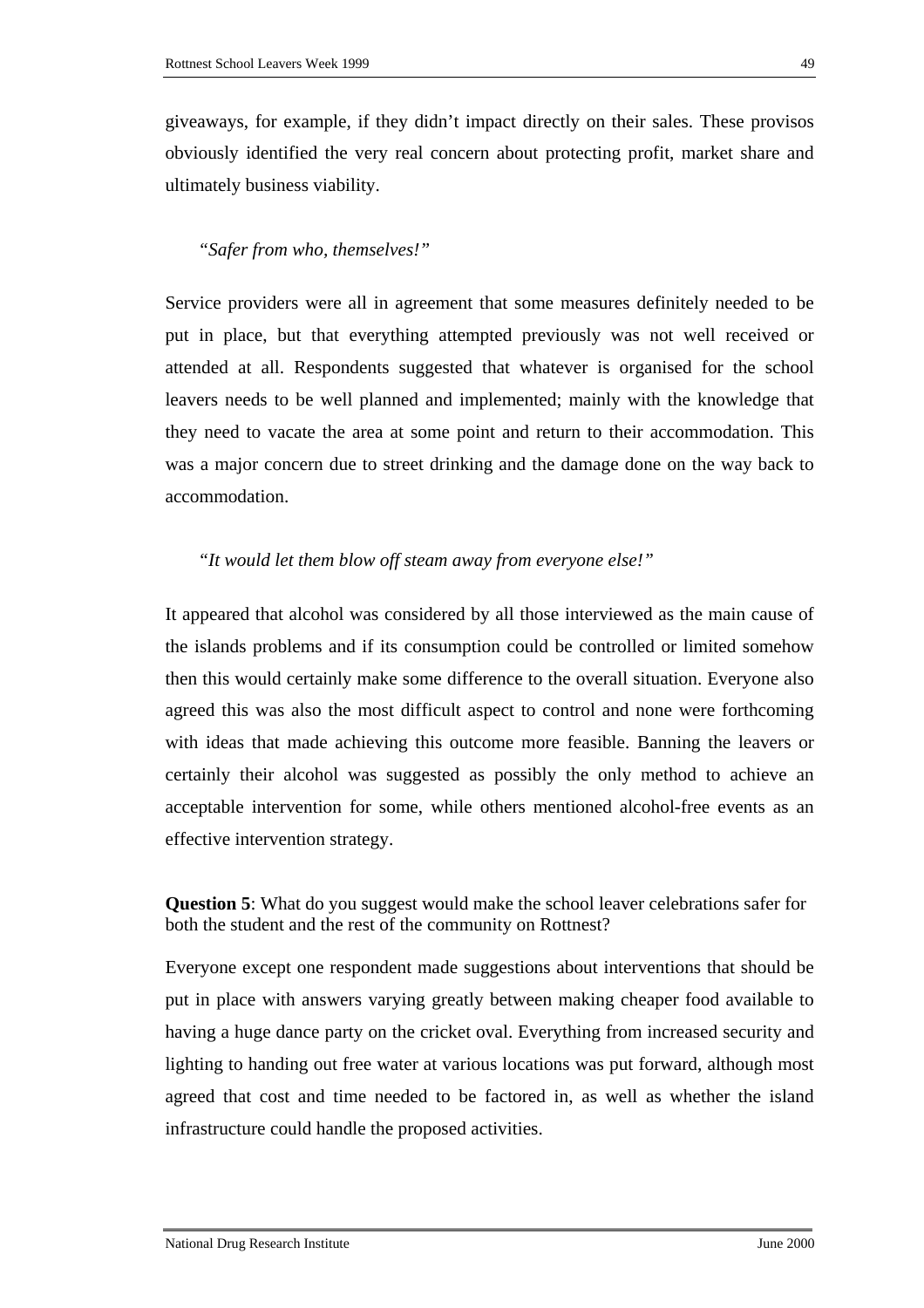giveaways, for example, if they didn't impact directly on their sales. These provisos obviously identified the very real concern about protecting profit, market share and ultimately business viability.

> "*Safer from who, themselves!*"

Service providers were all in agreement that some measures definitely needed to be put in place, but that everything attempted previously was not well received or attended at all. Respondents suggested that whatever is organised for the school leavers needs to be well planned and implemented; mainly with the knowledge that they need to vacate the area at some point and return to their accommodation. This was a major concern due to street drinking and the damage done on the way back to accommodation.

> "*It would let them blow off steam away from everyone else!*"

It appeared that alcohol was considered by all those interviewed as the main cause of the islands problems and if its consumption could be controlled or limited somehow then this would certainly make some difference to the overall situation. Everyone also agreed this was also the most difficult aspect to control and none were forthcoming with ideas that made achieving this outcome more feasible. Banning the leavers or certainly their alcohol was suggested as possibly the only method to achieve an acceptable intervention for some, while others mentioned alcohol-free events as an effective intervention strategy.

**Question 5**: What do you suggest would make the school leaver celebrations safer for both the student and the rest of the community on Rottnest?

Everyone except one respondent made suggestions about interventions that should be put in place with answers varying greatly between making cheaper food available to having a huge dance party on the cricket oval. Everything from increased security and lighting to handing out free water at various locations was put forward, although most agreed that cost and time needed to be factored in, as well as whether the island infrastructure could handle the proposed activities.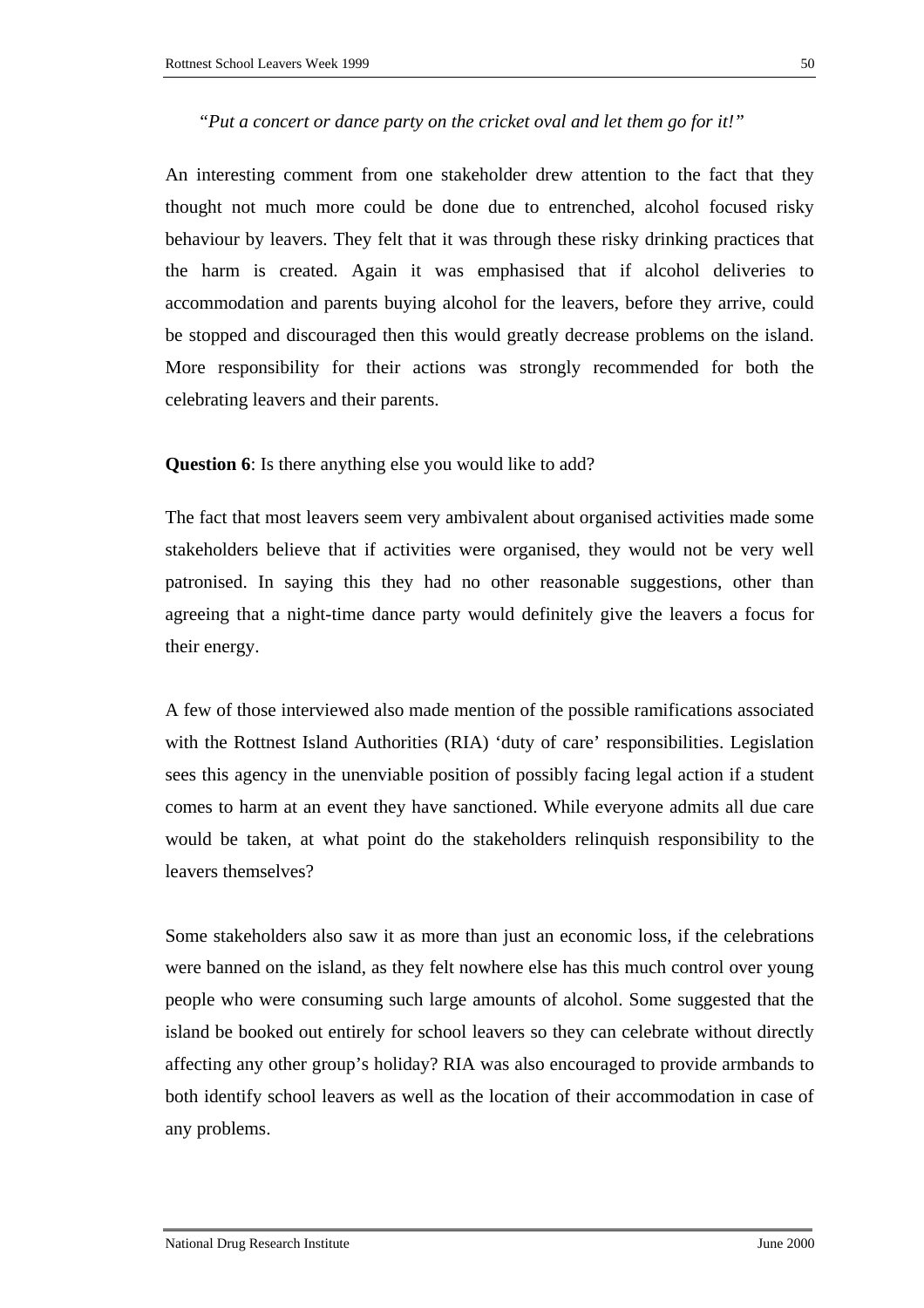*"Put a concert or dance party on the cricket oval and let them go for it!"*

An interesting comment from one stakeholder drew attention to the fact that they thought not much more could be done due to entrenched, alcohol focused risky behaviour by leavers. They felt that it was through these risky drinking practices that the harm is created. Again it was emphasised that if alcohol deliveries to accommodation and parents buying alcohol for the leavers, before they arrive, could be stopped and discouraged then this would greatly decrease problems on the island. More responsibility for their actions was strongly recommended for both the celebrating leavers and their parents.

**Question 6**: Is there anything else you would like to add?

The fact that most leavers seem very ambivalent about organised activities made some stakeholders believe that if activities were organised, they would not be very well patronised. In saying this they had no other reasonable suggestions, other than agreeing that a night-time dance party would definitely give the leavers a focus for their energy.

A few of those interviewed also made mention of the possible ramifications associated with the Rottnest Island Authorities (RIA) 'duty of care' responsibilities. Legislation sees this agency in the unenviable position of possibly facing legal action if a student comes to harm at an event they have sanctioned. While everyone admits all due care would be taken, at what point do the stakeholders relinquish responsibility to the leavers themselves?

Some stakeholders also saw it as more than just an economic loss, if the celebrations were banned on the island, as they felt nowhere else has this much control over young people who were consuming such large amounts of alcohol. Some suggested that the island be booked out entirely for school leavers so they can celebrate without directly affecting any other group's holiday? RIA was also encouraged to provide armbands to both identify school leavers as well as the location of their accommodation in case of any problems.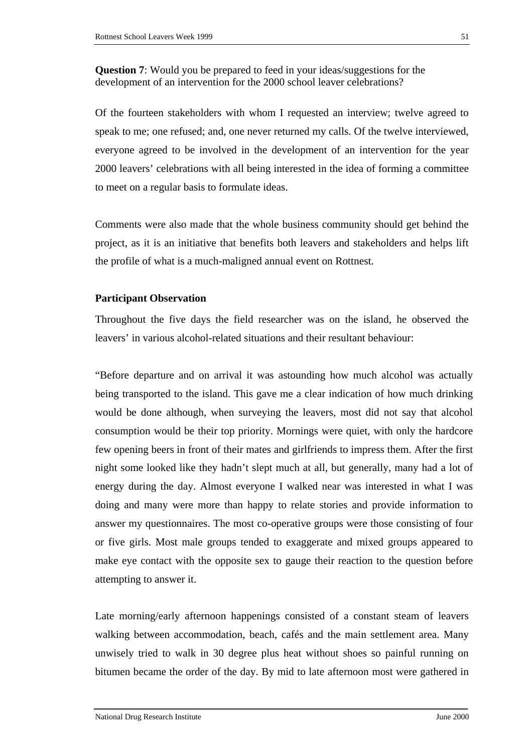**Question 7**: Would you be prepared to feed in your ideas/suggestions for the development of an intervention for the 2000 school leaver celebrations?

Of the fourteen stakeholders with whom I requested an interview; twelve agreed to speak to me; one refused; and, one never returned my calls. Of the twelve interviewed, everyone agreed to be involved in the development of an intervention for the year 2000 leavers' celebrations with all being interested in the idea of forming a committee to meet on a regular basis to formulate ideas.

Comments were also made that the whole business community should get behind the project, as it is an initiative that benefits both leavers and stakeholders and helps lift the profile of what is a much-maligned annual event on Rottnest.

**Participant Observation**

Throughout the five days the field researcher was on the island, he observed the leavers' in various alcohol-related situations and their resultant behaviour:

"Before departure and on arrival it was astounding how much alcohol was actually being transported to the island. This gave me a clear indication of how much drinking would be done although, when surveying the leavers, most did not say that alcohol consumption would be their top priority. Mornings were quiet, with only the hardcore few opening beers in front of their mates and girlfriends to impress them. After the first night some looked like they hadn't slept much at all, but generally, many had a lot of energy during the day. Almost everyone I walked near was interested in what I was doing and many were more than happy to relate stories and provide information to answer my questionnaires. The most co-operative groups were those consisting of four or five girls. Most male groups tended to exaggerate and mixed groups appeared to make eye contact with the opposite sex to gauge their reaction to the question before attempting to answer it.

Late morning/early afternoon happenings consisted of a constant steam of leavers walking between accommodation, beach, cafés and the main settlement area. Many unwisely tried to walk in 30 degree plus heat without shoes so painful running on bitumen became the order of the day. By mid to late afternoon most were gathered in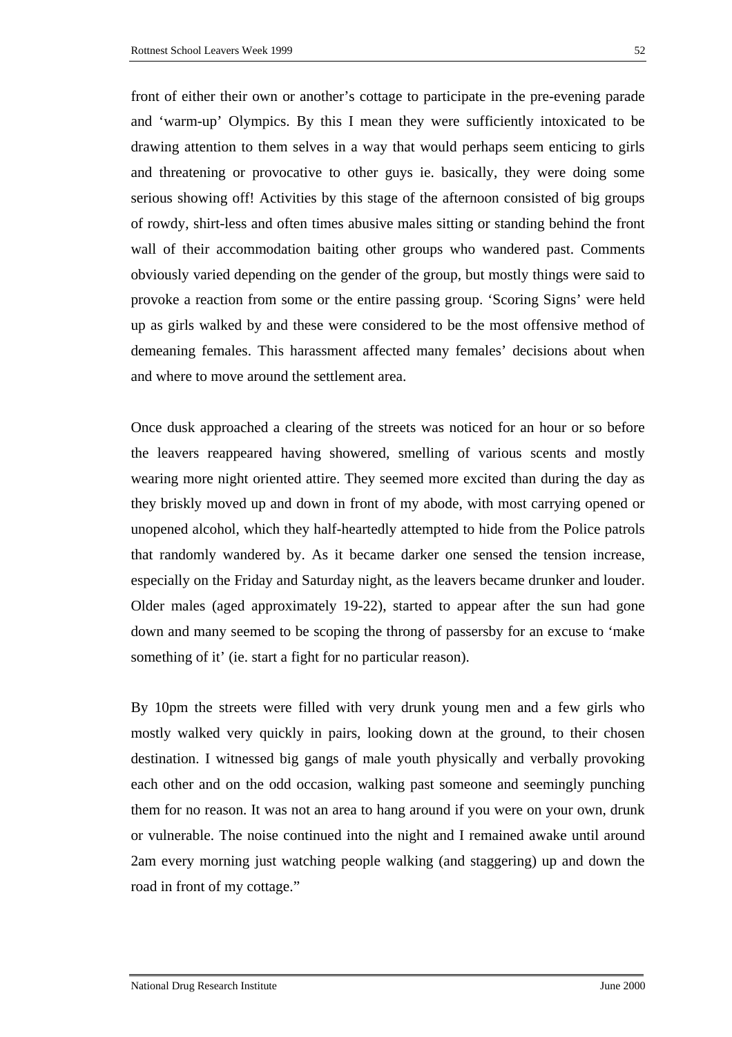front of either their own or another's cottage to participate in the pre-evening parade and 'warm-up' Olympics. By this I mean they were sufficiently intoxicated to be drawing attention to them selves in a way that would perhaps seem enticing to girls and threatening or provocative to other guys ie. basically, they were doing some serious showing off! Activities by this stage of the afternoon consisted of big groups of rowdy, shirt-less and often times abusive males sitting or standing behind the front wall of their accommodation baiting other groups who wandered past. Comments obviously varied depending on the gender of the group, but mostly things were said to provoke a reaction from some or the entire passing group. 'Scoring Signs' were held up as girls walked by and these were considered to be the most offensive method of demeaning females. This harassment affected many females' decisions about when and where to move around the settlement area.

Once dusk approached a clearing of the streets was noticed for an hour or so before the leavers reappeared having showered, smelling of various scents and mostly wearing more night oriented attire. They seemed more excited than during the day as they briskly moved up and down in front of my abode, with most carrying opened or unopened alcohol, which they half-heartedly attempted to hide from the Police patrols that randomly wandered by. As it became darker one sensed the tension increase, especially on the Friday and Saturday night, as the leavers became drunker and louder. Older males (aged approximately 19-22), started to appear after the sun had gone down and many seemed to be scoping the throng of passersby for an excuse to 'make something of it' (ie. start a fight for no particular reason).

By 10pm the streets were filled with very drunk young men and a few girls who mostly walked very quickly in pairs, looking down at the ground, to their chosen destination. I witnessed big gangs of male youth physically and verbally provoking each other and on the odd occasion, walking past someone and seemingly punching them for no reason. It was not an area to hang around if you were on your own, drunk or vulnerable. The noise continued into the night and I remained awake until around 2am every morning just watching people walking (and staggering) up and down the road in front of my cottage."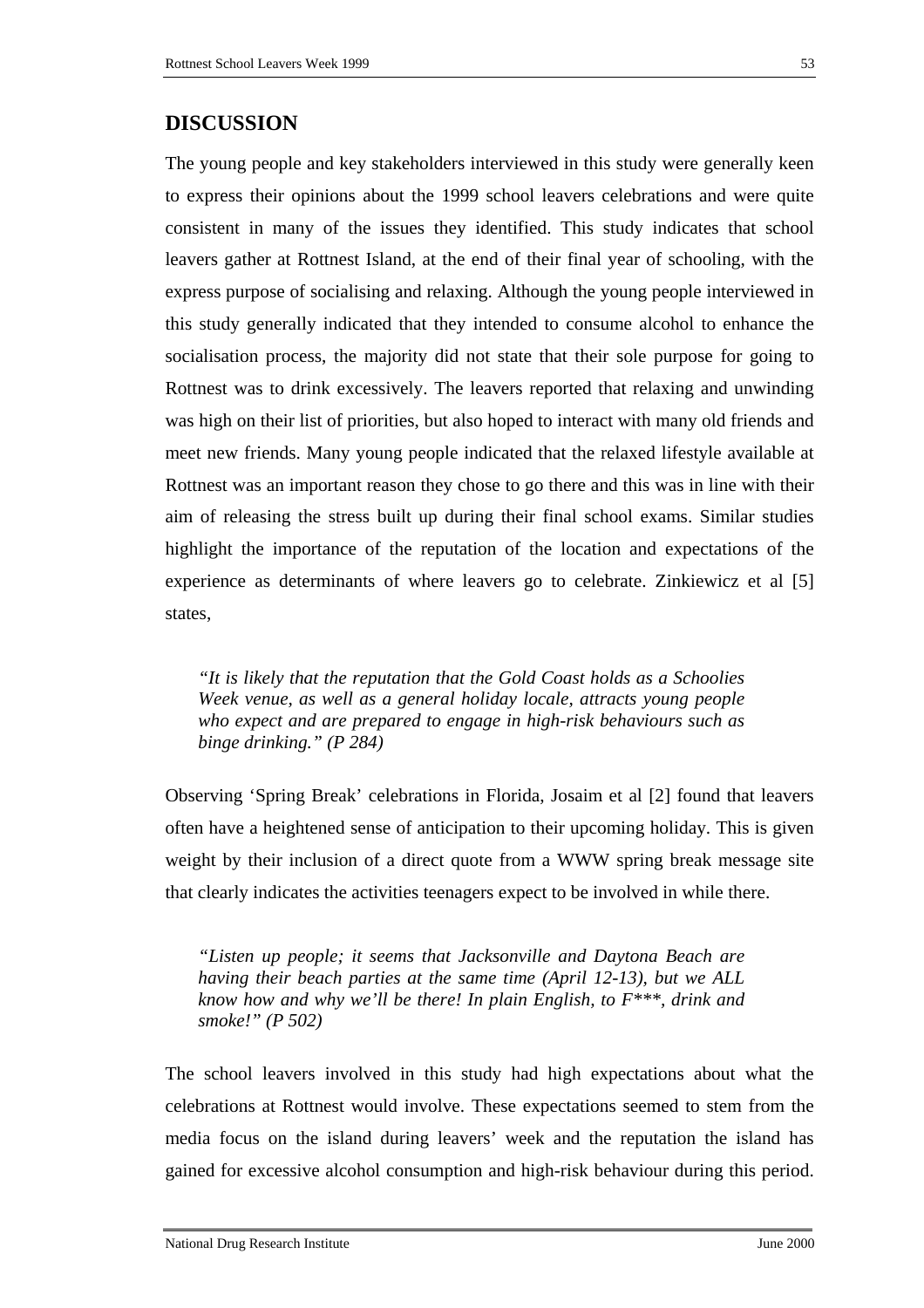## DISCUSSION

The young people and key stakeholders interviewed in this study were generally keen to express their opinions about the 1999 school leavers celebrations and were quite consistent in many of the issues they identified. This study indicates that school leavers gather at Rottnest Island, at the end of their final year of schooling, with the express purpose of socialising and relaxing. Although the young people interviewed in this study generally indicated that they intended to consume alcohol to enhance the socialisation process, the majority did not state that their sole purpose for going to Rottnest was to drink excessively. The leavers reported that relaxing and unwinding was high on their list of priorities, but also hoped to interact with many old friends and meet new friends. Many young people indicated that the relaxed lifestyle available at Rottnest was an important reason they chose to go there and this was in line with their aim of releasing the stress built up during their final school exams. Similar studies highlight the importance of the reputation of the location and expectations of the experience as determinants of where leavers go to celebrate. Zinkiewicz et al [5] states,

> *"It is likely that the reputation that the Gold Coast holds as a Schoolies Week venue, as well as a general holiday locale, attracts young people who expect and are prepared to engage in high-risk behaviours such as binge drinking." (P 284)*

Observing 'Spring Break' celebrations in Florida, Josaim et al [2] found that leavers often have a heightened sense of anticipation to their upcoming holiday. This is given weight by their inclusion of a direct quote from a WWW spring break message site that clearly indicates the activities teenagers expect to be involved in while there.

> *"Listen up people; it seems that Jacksonville and Daytona Beach are having their beach parties at the same time (April 12-13), but we ALL know how and why we'll be there! In plain English, to F***, drink and smoke!" (P 502)*

The school leavers involved in this study had high expectations about what the celebrations at Rottnest would involve. These expectations seemed to stem from the media focus on the island during leavers' week and the reputation the island has gained for excessive alcohol consumption and high-risk behaviour during this period.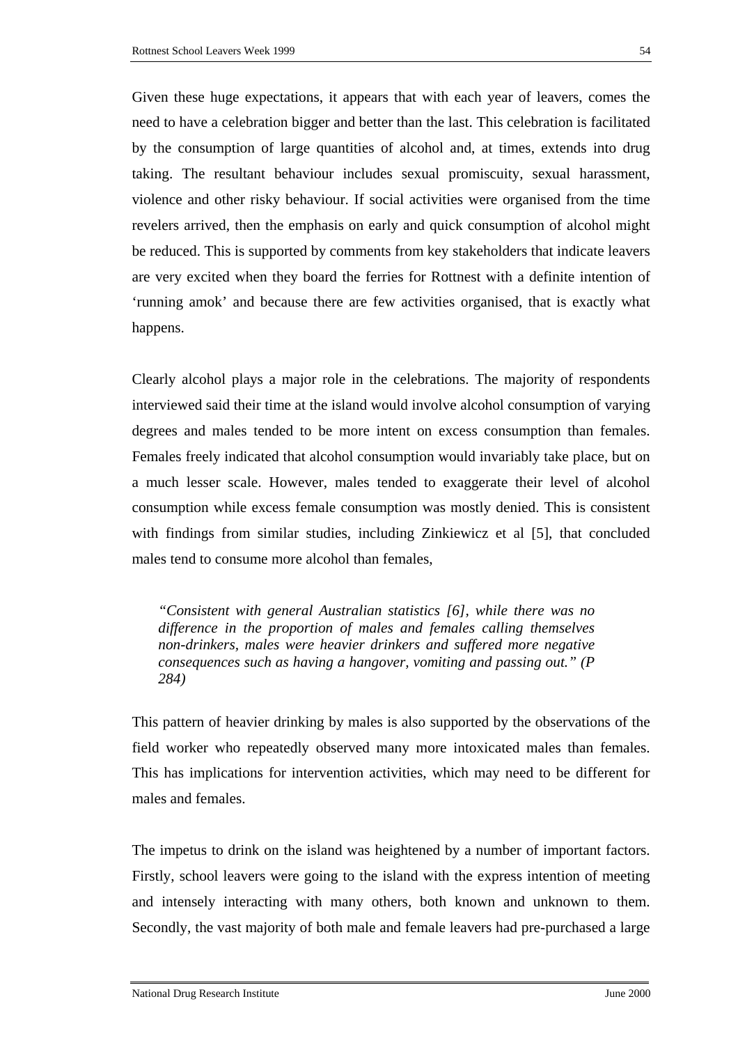Given these huge expectations, it appears that with each year of leavers, comes the need to have a celebration bigger and better than the last. This celebration is facilitated by the consumption of large quantities of alcohol and, at times, extends into drug taking. The resultant behaviour includes sexual promiscuity, sexual harassment, violence and other risky behaviour. If social activities were organised from the time revelers arrived, then the emphasis on early and quick consumption of alcohol might be reduced. This is supported by comments from key stakeholders that indicate leavers are very excited when they board the ferries for Rottnest with a definite intention of 'running amok' and because there are few activities organised, that is exactly what happens.

Clearly alcohol plays a major role in the celebrations. The majority of respondents interviewed said their time at the island would involve alcohol consumption of varying degrees and males tended to be more intent on excess consumption than females. Females freely indicated that alcohol consumption would invariably take place, but on a much lesser scale. However, males tended to exaggerate their level of alcohol consumption while excess female consumption was mostly denied. This is consistent with findings from similar studies, including Zinkiewicz et al [5], that concluded males tend to consume more alcohol than females,

> *"Consistent with general Australian statistics [6], while there was no difference in the proportion of males and females calling themselves non-drinkers, males were heavier drinkers and suffered more negative consequences such as having a hangover, vomiting and passing out." (P 284)*

This pattern of heavier drinking by males is also supported by the observations of the field worker who repeatedly observed many more intoxicated males than females. This has implications for intervention activities, which may need to be different for males and females.

The impetus to drink on the island was heightened by a number of important factors. Firstly, school leavers were going to the island with the express intention of meeting and intensely interacting with many others, both known and unknown to them. Secondly, the vast majority of both male and female leavers had pre-purchased a large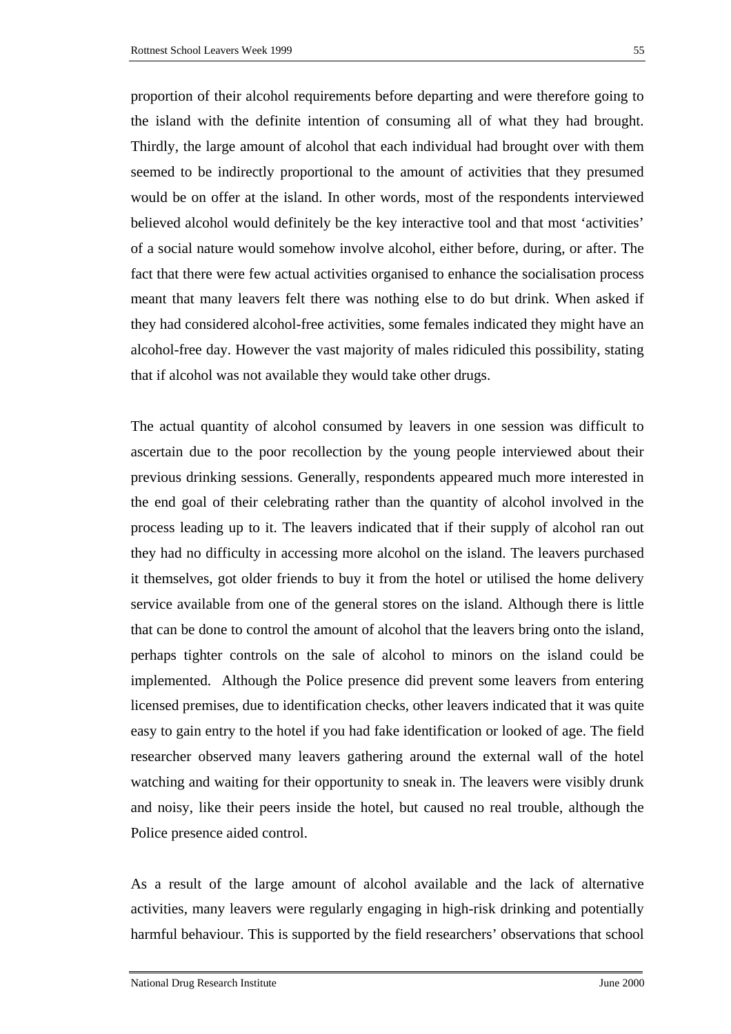proportion of their alcohol requirements before departing and were therefore going to the island with the definite intention of consuming all of what they had brought. Thirdly, the large amount of alcohol that each individual had brought over with them seemed to be indirectly proportional to the amount of activities that they presumed would be on offer at the island. In other words, most of the respondents interviewed believed alcohol would definitely be the key interactive tool and that most 'activities' of a social nature would somehow involve alcohol, either before, during, or after. The fact that there were few actual activities organised to enhance the socialisation process meant that many leavers felt there was nothing else to do but drink. When asked if they had considered alcohol-free activities, some females indicated they might have an alcohol-free day. However the vast majority of males ridiculed this possibility, stating that if alcohol was not available they would take other drugs.

The actual quantity of alcohol consumed by leavers in one session was difficult to ascertain due to the poor recollection by the young people interviewed about their previous drinking sessions. Generally, respondents appeared much more interested in the end goal of their celebrating rather than the quantity of alcohol involved in the process leading up to it. The leavers indicated that if their supply of alcohol ran out they had no difficulty in accessing more alcohol on the island. The leavers purchased it themselves, got older friends to buy it from the hotel or utilised the home delivery service available from one of the general stores on the island. Although there is little that can be done to control the amount of alcohol that the leavers bring onto the island, perhaps tighter controls on the sale of alcohol to minors on the island could be implemented. Although the Police presence did prevent some leavers from entering licensed premises, due to identification checks, other leavers indicated that it was quite easy to gain entry to the hotel if you had fake identification or looked of age. The field researcher observed many leavers gathering around the external wall of the hotel watching and waiting for their opportunity to sneak in. The leavers were visibly drunk and noisy, like their peers inside the hotel, but caused no real trouble, although the Police presence aided control.

As a result of the large amount of alcohol available and the lack of alternative activities, many leavers were regularly engaging in high-risk drinking and potentially harmful behaviour. This is supported by the field researchers' observations that school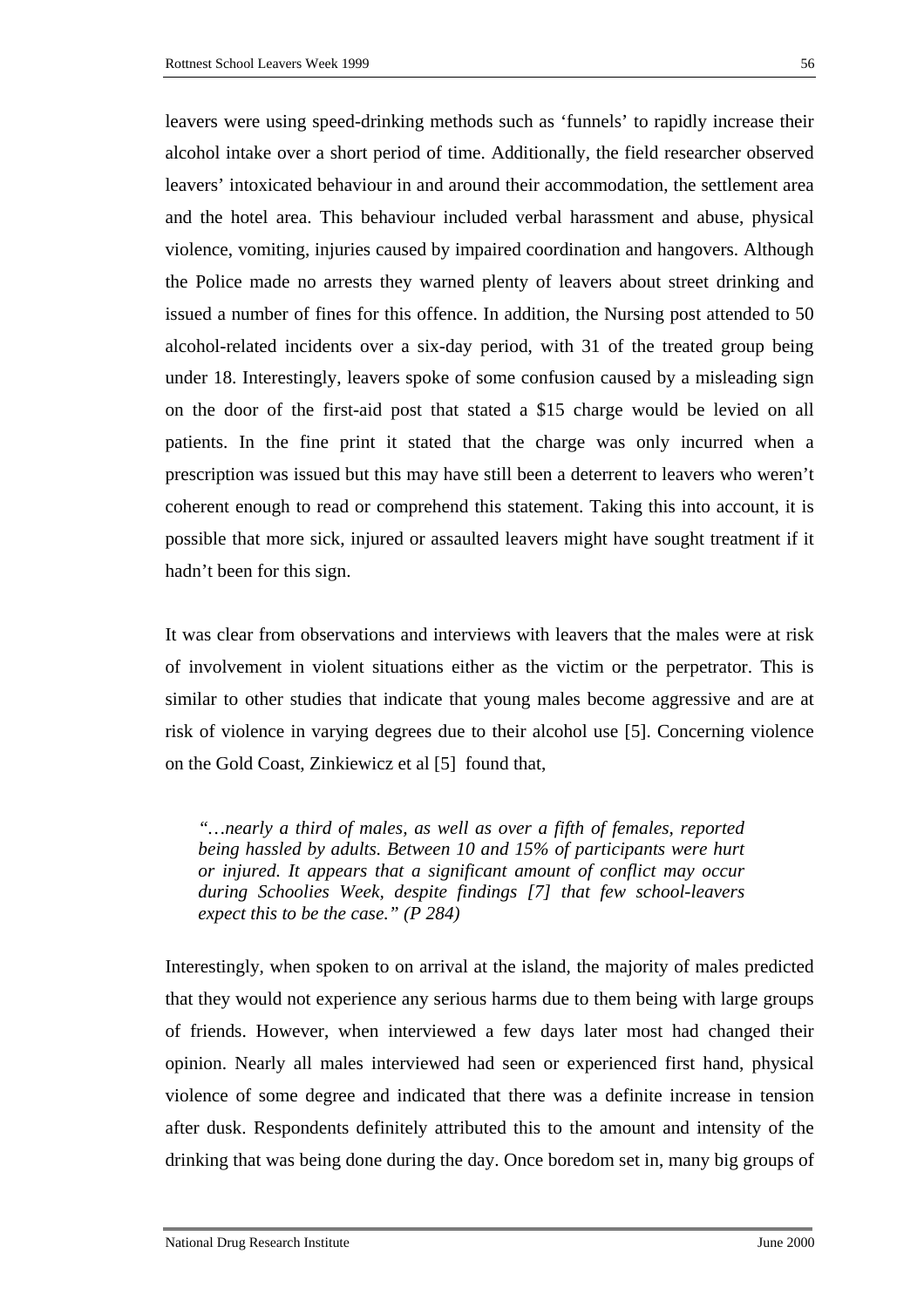leavers were using speed-drinking methods such as ‘funnels’ to rapidly increase their alcohol intake over a short period of time. Additionally, the field researcher observed leavers’ intoxicated behaviour in and around their accommodation, the settlement area and the hotel area. This behaviour included verbal harassment and abuse, physical violence, vomiting, injuries caused by impaired coordination and hangovers. Although the Police made no arrests they warned plenty of leavers about street drinking and issued a number of fines for this offence. In addition, the Nursing post attended to 50 alcohol-related incidents over a six-day period, with 31 of the treated group being under 18. Interestingly, leavers spoke of some confusion caused by a misleading sign on the door of the first-aid post that stated a $15 charge would be levied on all patients. In the fine print it stated that the charge was only incurred when a prescription was issued but this may have still been a deterrent to leavers who weren’t coherent enough to read or comprehend this statement. Taking this into account, it is possible that more sick, injured or assaulted leavers might have sought treatment if it hadn’t been for this sign.

It was clear from observations and interviews with leavers that the males were at risk of involvement in violent situations either as the victim or the perpetrator. This is similar to other studies that indicate that young males become aggressive and are at risk of violence in varying degrees due to their alcohol use [5]. Concerning violence on the Gold Coast, Zinkiewicz et al [5] found that,

> *“…nearly a third of males, as well as over a fifth of females, reported being hassled by adults. Between 10 and 15% of participants were hurt or injured. It appears that a significant amount of conflict may occur during Schoolies Week, despite findings [7] that few school-leavers expect this to be the case.” (P 284)*

Interestingly, when spoken to on arrival at the island, the majority of males predicted that they would not experience any serious harms due to them being with large groups of friends. However, when interviewed a few days later most had changed their opinion. Nearly all males interviewed had seen or experienced first hand, physical violence of some degree and indicated that there was a definite increase in tension after dusk. Respondents definitely attributed this to the amount and intensity of the drinking that was being done during the day. Once boredom set in, many big groups of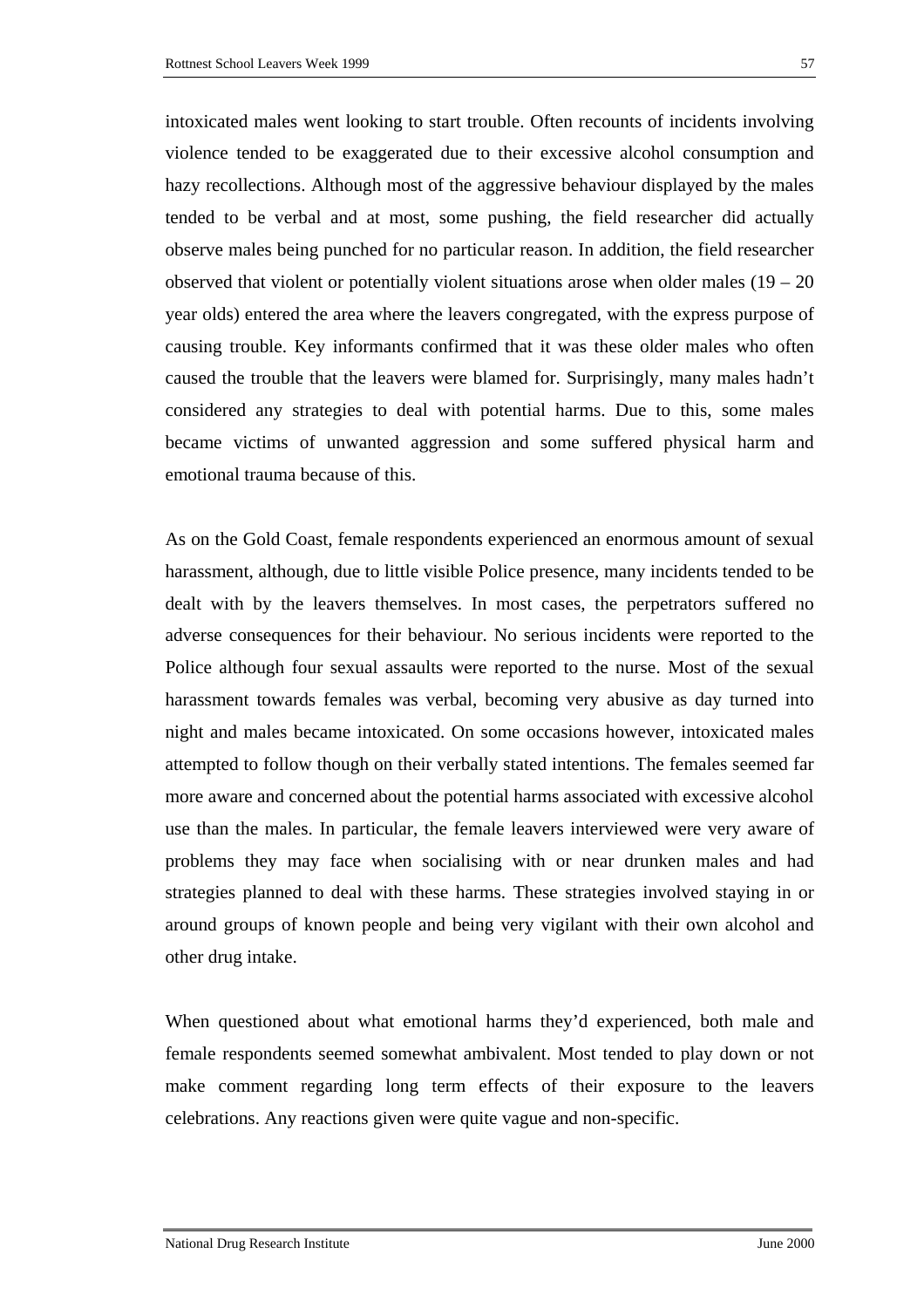intoxicated males went looking to start trouble. Often recounts of incidents involving violence tended to be exaggerated due to their excessive alcohol consumption and hazy recollections. Although most of the aggressive behaviour displayed by the males tended to be verbal and at most, some pushing, the field researcher did actually observe males being punched for no particular reason. In addition, the field researcher observed that violent or potentially violent situations arose when older males (19 – 20 year olds) entered the area where the leavers congregated, with the express purpose of causing trouble. Key informants confirmed that it was these older males who often caused the trouble that the leavers were blamed for. Surprisingly, many males hadn't considered any strategies to deal with potential harms. Due to this, some males became victims of unwanted aggression and some suffered physical harm and emotional trauma because of this.

As on the Gold Coast, female respondents experienced an enormous amount of sexual harassment, although, due to little visible Police presence, many incidents tended to be dealt with by the leavers themselves. In most cases, the perpetrators suffered no adverse consequences for their behaviour. No serious incidents were reported to the Police although four sexual assaults were reported to the nurse. Most of the sexual harassment towards females was verbal, becoming very abusive as day turned into night and males became intoxicated. On some occasions however, intoxicated males attempted to follow though on their verbally stated intentions. The females seemed far more aware and concerned about the potential harms associated with excessive alcohol use than the males. In particular, the female leavers interviewed were very aware of problems they may face when socialising with or near drunken males and had strategies planned to deal with these harms. These strategies involved staying in or around groups of known people and being very vigilant with their own alcohol and other drug intake.

When questioned about what emotional harms they'd experienced, both male and female respondents seemed somewhat ambivalent. Most tended to play down or not make comment regarding long term effects of their exposure to the leavers celebrations. Any reactions given were quite vague and non-specific.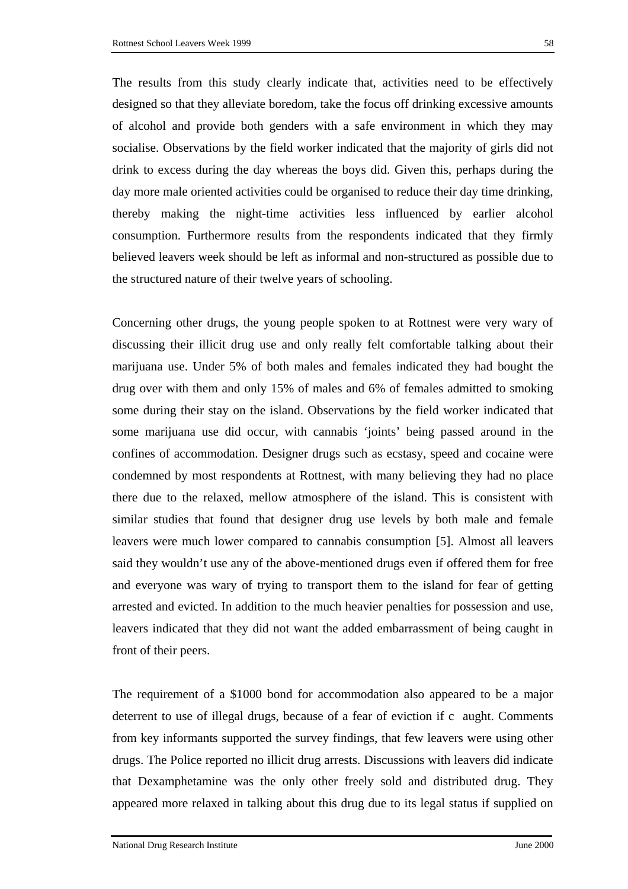The results from this study clearly indicate that, activities need to be effectively designed so that they alleviate boredom, take the focus off drinking excessive amounts of alcohol and provide both genders with a safe environment in which they may socialise. Observations by the field worker indicated that the majority of girls did not drink to excess during the day whereas the boys did. Given this, perhaps during the day more male oriented activities could be organised to reduce their day time drinking, thereby making the night-time activities less influenced by earlier alcohol consumption. Furthermore results from the respondents indicated that they firmly believed leavers week should be left as informal and non-structured as possible due to the structured nature of their twelve years of schooling.

Concerning other drugs, the young people spoken to at Rottnest were very wary of discussing their illicit drug use and only really felt comfortable talking about their marijuana use. Under 5% of both males and females indicated they had bought the drug over with them and only 15% of males and 6% of females admitted to smoking some during their stay on the island. Observations by the field worker indicated that some marijuana use did occur, with cannabis 'joints' being passed around in the confines of accommodation. Designer drugs such as ecstasy, speed and cocaine were condemned by most respondents at Rottnest, with many believing they had no place there due to the relaxed, mellow atmosphere of the island. This is consistent with similar studies that found that designer drug use levels by both male and female leavers were much lower compared to cannabis consumption [5]. Almost all leavers said they wouldn't use any of the above-mentioned drugs even if offered them for free and everyone was wary of trying to transport them to the island for fear of getting arrested and evicted. In addition to the much heavier penalties for possession and use, leavers indicated that they did not want the added embarrassment of being caught in front of their peers.

The requirement of a $1000 bond for accommodation also appeared to be a major deterrent to use of illegal drugs, because of a fear of eviction if c aught. Comments from key informants supported the survey findings, that few leavers were using other drugs. The Police reported no illicit drug arrests. Discussions with leavers did indicate that Dexamphetamine was the only other freely sold and distributed drug. They appeared more relaxed in talking about this drug due to its legal status if supplied on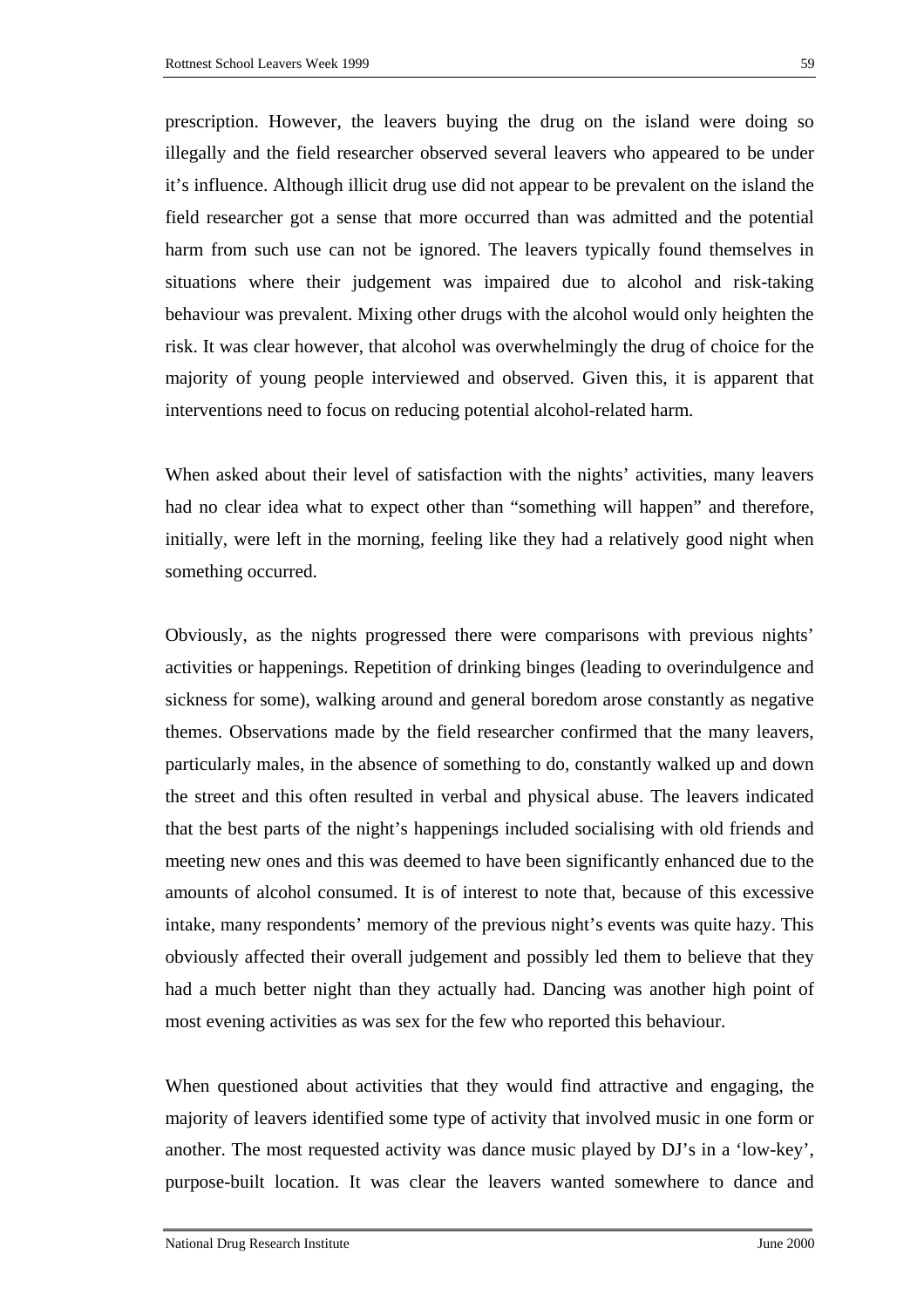prescription. However, the leavers buying the drug on the island were doing so illegally and the field researcher observed several leavers who appeared to be under it's influence. Although illicit drug use did not appear to be prevalent on the island the field researcher got a sense that more occurred than was admitted and the potential harm from such use can not be ignored. The leavers typically found themselves in situations where their judgement was impaired due to alcohol and risk-taking behaviour was prevalent. Mixing other drugs with the alcohol would only heighten the risk. It was clear however, that alcohol was overwhelmingly the drug of choice for the majority of young people interviewed and observed. Given this, it is apparent that interventions need to focus on reducing potential alcohol-related harm.

When asked about their level of satisfaction with the nights' activities, many leavers had no clear idea what to expect other than "something will happen" and therefore, initially, were left in the morning, feeling like they had a relatively good night when something occurred.

Obviously, as the nights progressed there were comparisons with previous nights' activities or happenings. Repetition of drinking binges (leading to overindulgence and sickness for some), walking around and general boredom arose constantly as negative themes. Observations made by the field researcher confirmed that the many leavers, particularly males, in the absence of something to do, constantly walked up and down the street and this often resulted in verbal and physical abuse. The leavers indicated that the best parts of the night's happenings included socialising with old friends and meeting new ones and this was deemed to have been significantly enhanced due to the amounts of alcohol consumed. It is of interest to note that, because of this excessive intake, many respondents' memory of the previous night's events was quite hazy. This obviously affected their overall judgement and possibly led them to believe that they had a much better night than they actually had. Dancing was another high point of most evening activities as was sex for the few who reported this behaviour.

When questioned about activities that they would find attractive and engaging, the majority of leavers identified some type of activity that involved music in one form or another. The most requested activity was dance music played by DJ's in a 'low-key', purpose-built location. It was clear the leavers wanted somewhere to dance and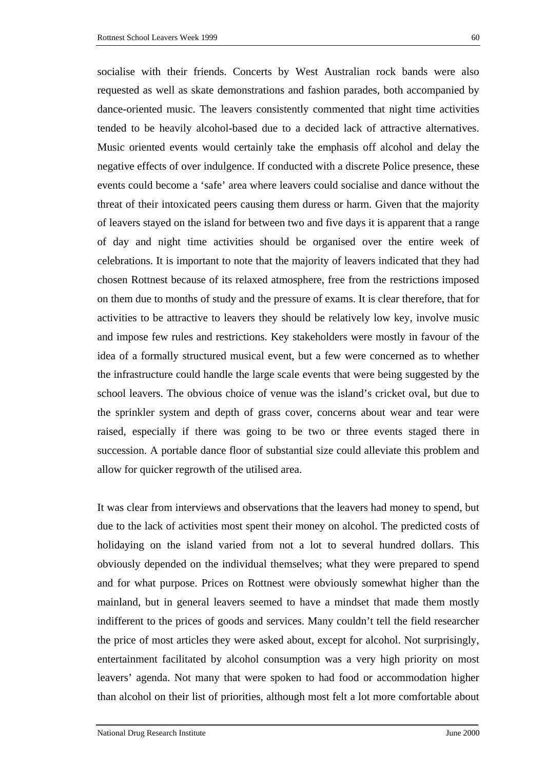socialise with their friends. Concerts by West Australian rock bands were also requested as well as skate demonstrations and fashion parades, both accompanied by dance-oriented music. The leavers consistently commented that night time activities tended to be heavily alcohol-based due to a decided lack of attractive alternatives. Music oriented events would certainly take the emphasis off alcohol and delay the negative effects of over indulgence. If conducted with a discrete Police presence, these events could become a 'safe' area where leavers could socialise and dance without the threat of their intoxicated peers causing them duress or harm. Given that the majority of leavers stayed on the island for between two and five days it is apparent that a range of day and night time activities should be organised over the entire week of celebrations. It is important to note that the majority of leavers indicated that they had chosen Rottnest because of its relaxed atmosphere, free from the restrictions imposed on them due to months of study and the pressure of exams. It is clear therefore, that for activities to be attractive to leavers they should be relatively low key, involve music and impose few rules and restrictions. Key stakeholders were mostly in favour of the idea of a formally structured musical event, but a few were concerned as to whether the infrastructure could handle the large scale events that were being suggested by the school leavers. The obvious choice of venue was the island's cricket oval, but due to the sprinkler system and depth of grass cover, concerns about wear and tear were raised, especially if there was going to be two or three events staged there in succession. A portable dance floor of substantial size could alleviate this problem and allow for quicker regrowth of the utilised area.

It was clear from interviews and observations that the leavers had money to spend, but due to the lack of activities most spent their money on alcohol. The predicted costs of holidaying on the island varied from not a lot to several hundred dollars. This obviously depended on the individual themselves; what they were prepared to spend and for what purpose. Prices on Rottnest were obviously somewhat higher than the mainland, but in general leavers seemed to have a mindset that made them mostly indifferent to the prices of goods and services. Many couldn't tell the field researcher the price of most articles they were asked about, except for alcohol. Not surprisingly, entertainment facilitated by alcohol consumption was a very high priority on most leavers' agenda. Not many that were spoken to had food or accommodation higher than alcohol on their list of priorities, although most felt a lot more comfortable about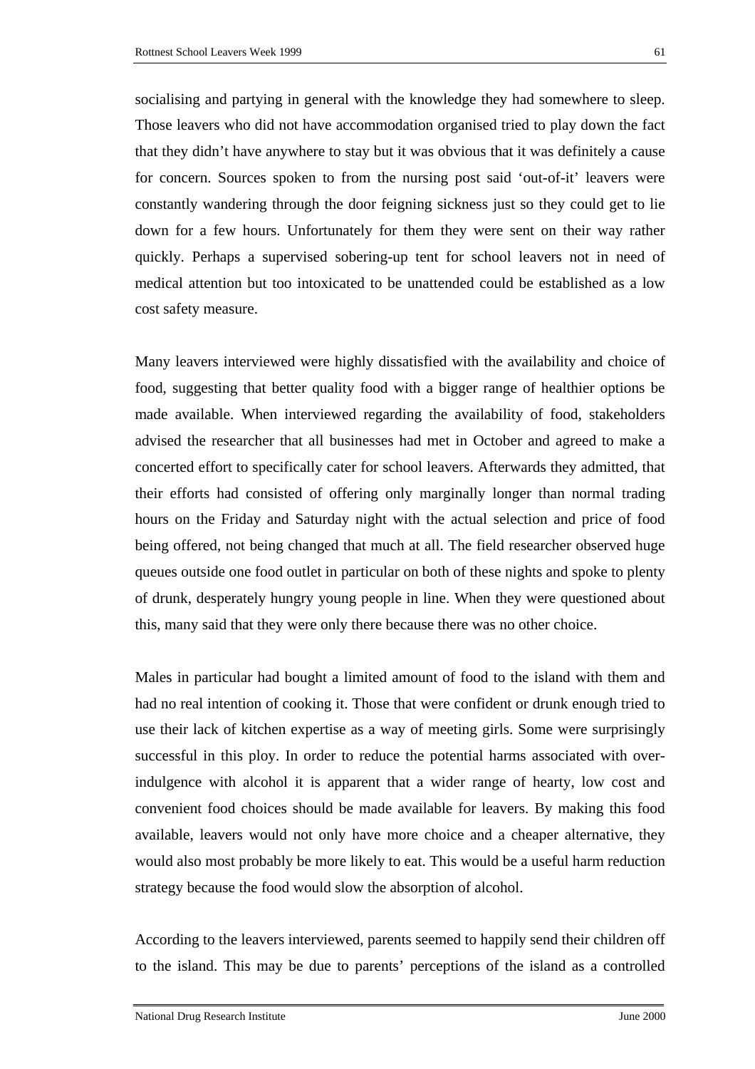socialising and partying in general with the knowledge they had somewhere to sleep. Those leavers who did not have accommodation organised tried to play down the fact that they didn't have anywhere to stay but it was obvious that it was definitely a cause for concern. Sources spoken to from the nursing post said 'out-of-it' leavers were constantly wandering through the door feigning sickness just so they could get to lie down for a few hours. Unfortunately for them they were sent on their way rather quickly. Perhaps a supervised sobering-up tent for school leavers not in need of medical attention but too intoxicated to be unattended could be established as a low cost safety measure.

Many leavers interviewed were highly dissatisfied with the availability and choice of food, suggesting that better quality food with a bigger range of healthier options be made available. When interviewed regarding the availability of food, stakeholders advised the researcher that all businesses had met in October and agreed to make a concerted effort to specifically cater for school leavers. Afterwards they admitted, that their efforts had consisted of offering only marginally longer than normal trading hours on the Friday and Saturday night with the actual selection and price of food being offered, not being changed that much at all. The field researcher observed huge queues outside one food outlet in particular on both of these nights and spoke to plenty of drunk, desperately hungry young people in line. When they were questioned about this, many said that they were only there because there was no other choice.

Males in particular had bought a limited amount of food to the island with them and had no real intention of cooking it. Those that were confident or drunk enough tried to use their lack of kitchen expertise as a way of meeting girls. Some were surprisingly successful in this ploy. In order to reduce the potential harms associated with over-indulgence with alcohol it is apparent that a wider range of hearty, low cost and convenient food choices should be made available for leavers. By making this food available, leavers would not only have more choice and a cheaper alternative, they would also most probably be more likely to eat. This would be a useful harm reduction strategy because the food would slow the absorption of alcohol.

According to the leavers interviewed, parents seemed to happily send their children off to the island. This may be due to parents' perceptions of the island as a controlled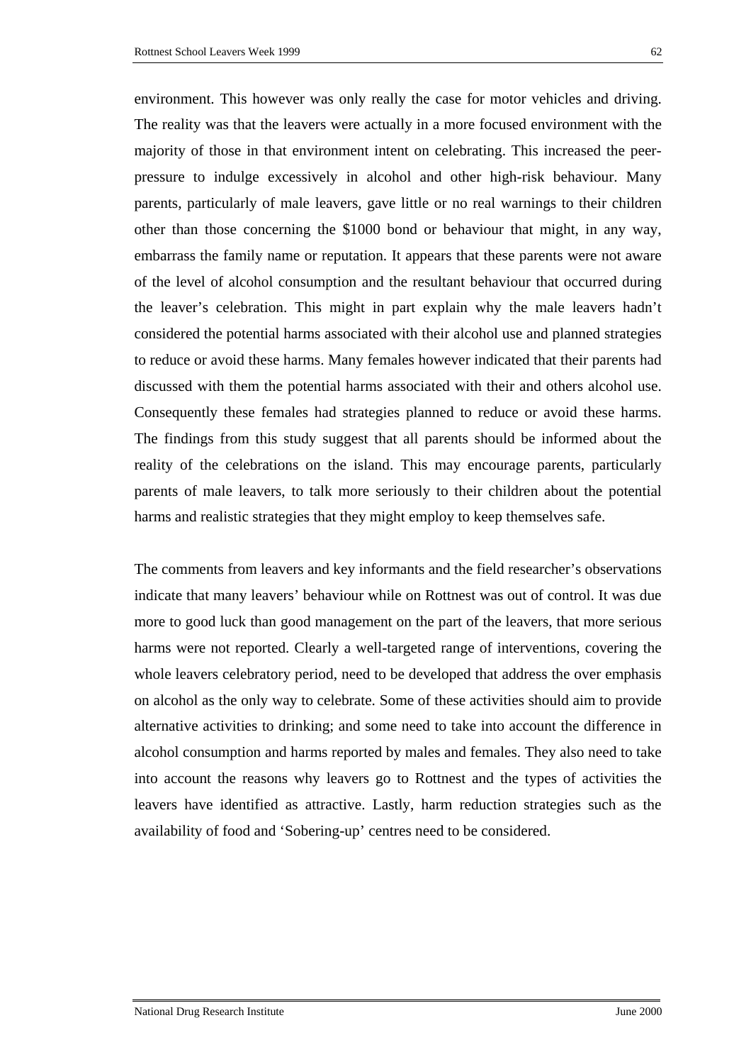environment. This however was only really the case for motor vehicles and driving. The reality was that the leavers were actually in a more focused environment with the majority of those in that environment intent on celebrating. This increased the peer-pressure to indulge excessively in alcohol and other high-risk behaviour. Many parents, particularly of male leavers, gave little or no real warnings to their children other than those concerning the $1000 bond or behaviour that might, in any way, embarrass the family name or reputation. It appears that these parents were not aware of the level of alcohol consumption and the resultant behaviour that occurred during the leaver's celebration. This might in part explain why the male leavers hadn't considered the potential harms associated with their alcohol use and planned strategies to reduce or avoid these harms. Many females however indicated that their parents had discussed with them the potential harms associated with their and others alcohol use. Consequently these females had strategies planned to reduce or avoid these harms. The findings from this study suggest that all parents should be informed about the reality of the celebrations on the island. This may encourage parents, particularly parents of male leavers, to talk more seriously to their children about the potential harms and realistic strategies that they might employ to keep themselves safe.

The comments from leavers and key informants and the field researcher's observations indicate that many leavers' behaviour while on Rottnest was out of control. It was due more to good luck than good management on the part of the leavers, that more serious harms were not reported. Clearly a well-targeted range of interventions, covering the whole leavers celebratory period, need to be developed that address the over emphasis on alcohol as the only way to celebrate. Some of these activities should aim to provide alternative activities to drinking; and some need to take into account the difference in alcohol consumption and harms reported by males and females. They also need to take into account the reasons why leavers go to Rottnest and the types of activities the leavers have identified as attractive. Lastly, harm reduction strategies such as the availability of food and 'Sobering-up' centres need to be considered.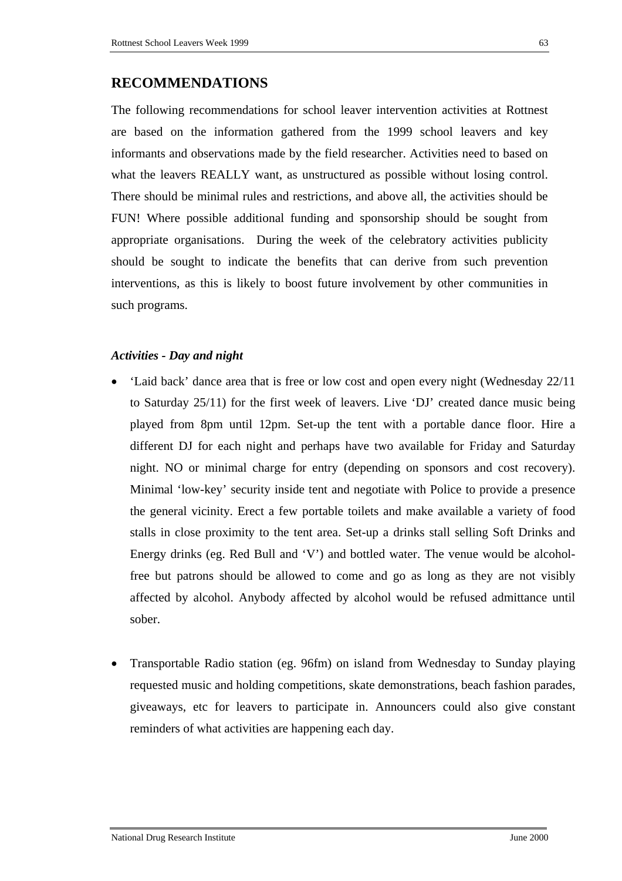## RECOMMENDATIONS

The following recommendations for school leaver intervention activities at Rottnest are based on the information gathered from the 1999 school leavers and key informants and observations made by the field researcher. Activities need to based on what the leavers REALLY want, as unstructured as possible without losing control. There should be minimal rules and restrictions, and above all, the activities should be FUN! Where possible additional funding and sponsorship should be sought from appropriate organisations. During the week of the celebratory activities publicity should be sought to indicate the benefits that can derive from such prevention interventions, as this is likely to boost future involvement by other communities in such programs.

### *Activities - Day and night*

- 'Laid back' dance area that is free or low cost and open every night (Wednesday 22/11 to Saturday 25/11) for the first week of leavers. Live 'DJ' created dance music being played from 8pm until 12pm. Set-up the tent with a portable dance floor. Hire a different DJ for each night and perhaps have two available for Friday and Saturday night. NO or minimal charge for entry (depending on sponsors and cost recovery). Minimal 'low-key' security inside tent and negotiate with Police to provide a presence the general vicinity. Erect a few portable toilets and make available a variety of food stalls in close proximity to the tent area. Set-up a drinks stall selling Soft Drinks and Energy drinks (eg. Red Bull and 'V') and bottled water. The venue would be alcohol-free but patrons should be allowed to come and go as long as they are not visibly affected by alcohol. Anybody affected by alcohol would be refused admittance until sober.

- Transportable Radio station (eg. 96fm) on island from Wednesday to Sunday playing requested music and holding competitions, skate demonstrations, beach fashion parades, giveaways, etc for leavers to participate in. Announcers could also give constant reminders of what activities are happening each day.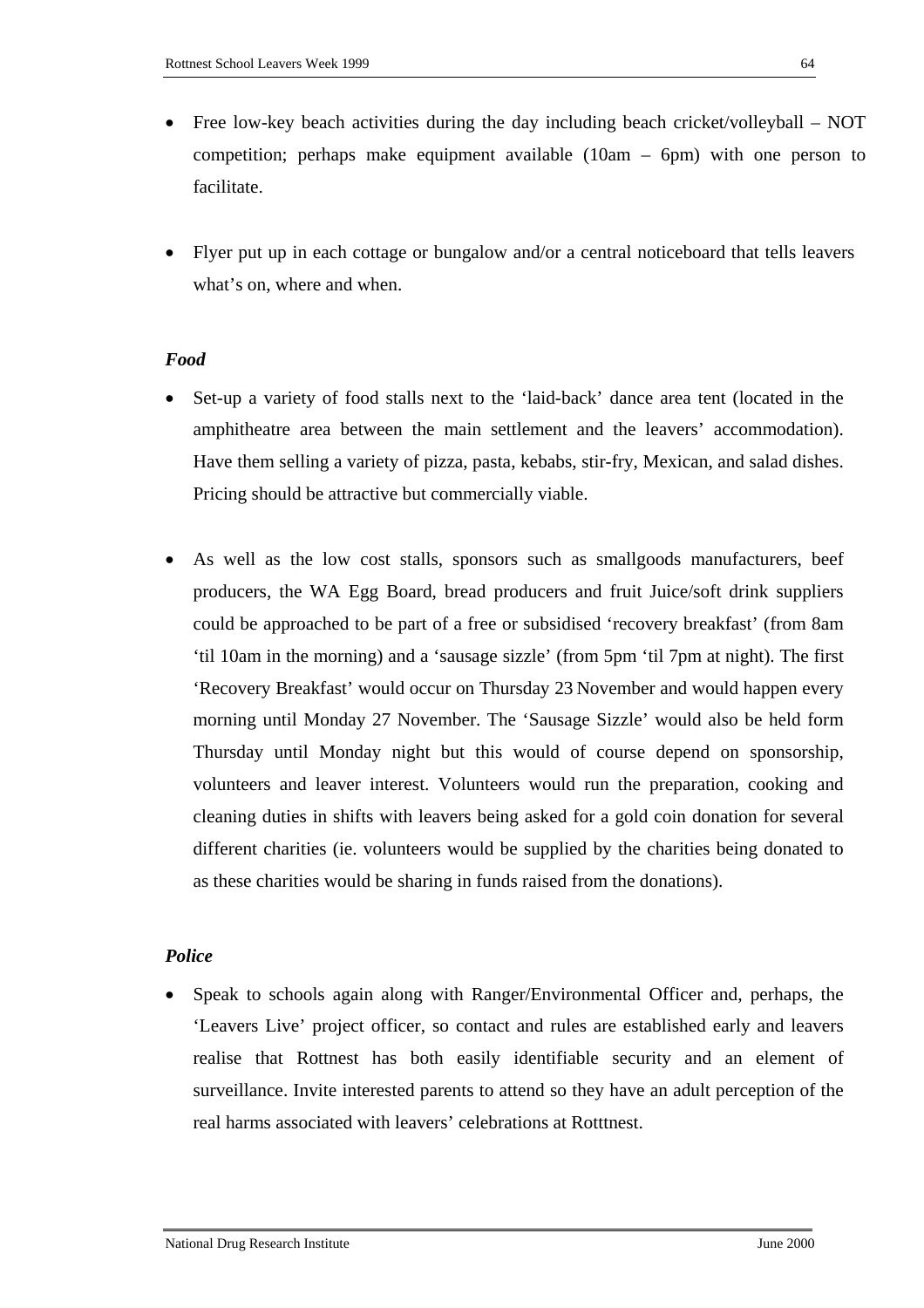- Free low-key beach activities during the day including beach cricket/volleyball – NOT competition; perhaps make equipment available (10am – 6pm) with one person to facilitate.

- Flyer put up in each cottage or bungalow and/or a central noticeboard that tells leavers what's on, where and when.

***Food***

- Set-up a variety of food stalls next to the 'laid-back' dance area tent (located in the amphitheatre area between the main settlement and the leavers' accommodation). Have them selling a variety of pizza, pasta, kebabs, stir-fry, Mexican, and salad dishes. Pricing should be attractive but commercially viable.

- As well as the low cost stalls, sponsors such as smallgoods manufacturers, beef producers, the WA Egg Board, bread producers and fruit Juice/soft drink suppliers could be approached to be part of a free or subsidised 'recovery breakfast' (from 8am 'til 10am in the morning) and a 'sausage sizzle' (from 5pm 'til 7pm at night). The first 'Recovery Breakfast' would occur on Thursday 23 November and would happen every morning until Monday 27 November. The 'Sausage Sizzle' would also be held form Thursday until Monday night but this would of course depend on sponsorship, volunteers and leaver interest. Volunteers would run the preparation, cooking and cleaning duties in shifts with leavers being asked for a gold coin donation for several different charities (ie. volunteers would be supplied by the charities being donated to as these charities would be sharing in funds raised from the donations).

***Police***

- Speak to schools again along with Ranger/Environmental Officer and, perhaps, the 'Leavers Live' project officer, so contact and rules are established early and leavers realise that Rottnest has both easily identifiable security and an element of surveillance. Invite interested parents to attend so they have an adult perception of the real harms associated with leavers' celebrations at Rotttnest.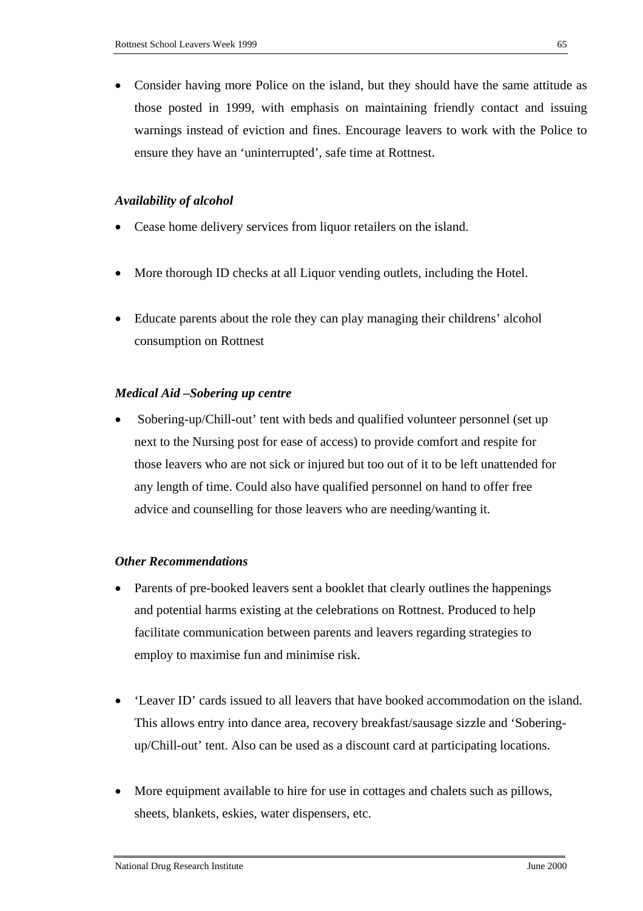- Consider having more Police on the island, but they should have the same attitude as those posted in 1999, with emphasis on maintaining friendly contact and issuing warnings instead of eviction and fines. Encourage leavers to work with the Police to ensure they have an 'uninterrupted', safe time at Rottnest.

### *Availability of alcohol*

- Cease home delivery services from liquor retailers on the island.

- More thorough ID checks at all Liquor vending outlets, including the Hotel.

- Educate parents about the role they can play managing their childrens' alcohol consumption on Rottnest

### *Medical Aid –Sobering up centre*

- Sobering-up/Chill-out' tent with beds and qualified volunteer personnel (set up next to the Nursing post for ease of access) to provide comfort and respite for those leavers who are not sick or injured but too out of it to be left unattended for any length of time. Could also have qualified personnel on hand to offer free advice and counselling for those leavers who are needing/wanting it.

### *Other Recommendations*

- Parents of pre-booked leavers sent a booklet that clearly outlines the happenings and potential harms existing at the celebrations on Rottnest. Produced to help facilitate communication between parents and leavers regarding strategies to employ to maximise fun and minimise risk.

- 'Leaver ID' cards issued to all leavers that have booked accommodation on the island. This allows entry into dance area, recovery breakfast/sausage sizzle and 'Sobering-up/Chill-out' tent. Also can be used as a discount card at participating locations.

- More equipment available to hire for use in cottages and chalets such as pillows, sheets, blankets, eskies, water dispensers, etc.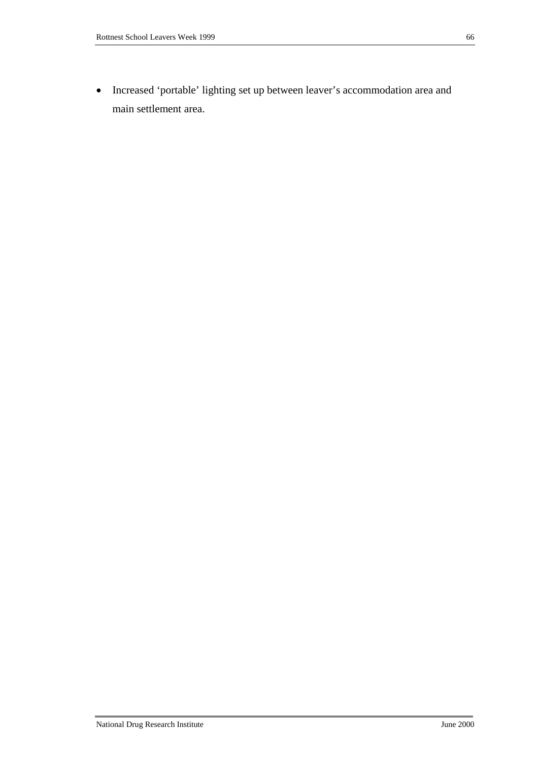- Increased 'portable' lighting set up between leaver's accommodation area and main settlement area.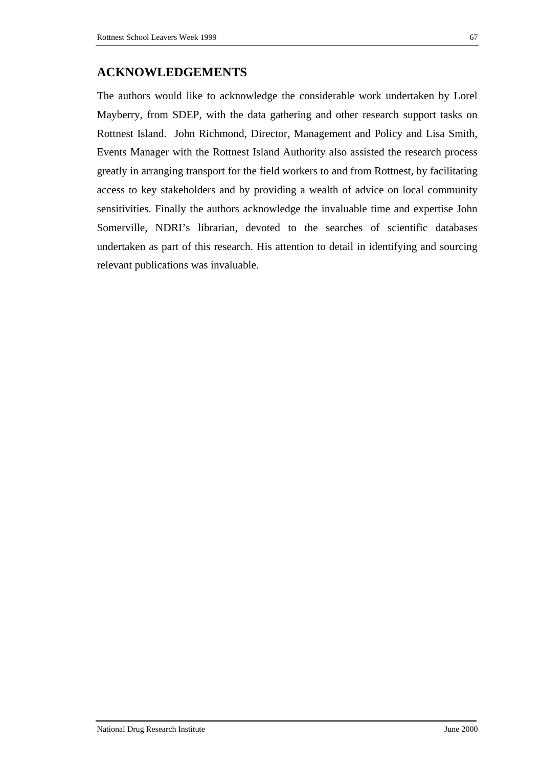## ACKNOWLEDGEMENTS

The authors would like to acknowledge the considerable work undertaken by Lorel Mayberry, from SDEP, with the data gathering and other research support tasks on Rottnest Island. John Richmond, Director, Management and Policy and Lisa Smith, Events Manager with the Rottnest Island Authority also assisted the research process greatly in arranging transport for the field workers to and from Rottnest, by facilitating access to key stakeholders and by providing a wealth of advice on local community sensitivities. Finally the authors acknowledge the invaluable time and expertise John Somerville, NDRI's librarian, devoted to the searches of scientific databases undertaken as part of this research. His attention to detail in identifying and sourcing relevant publications was invaluable.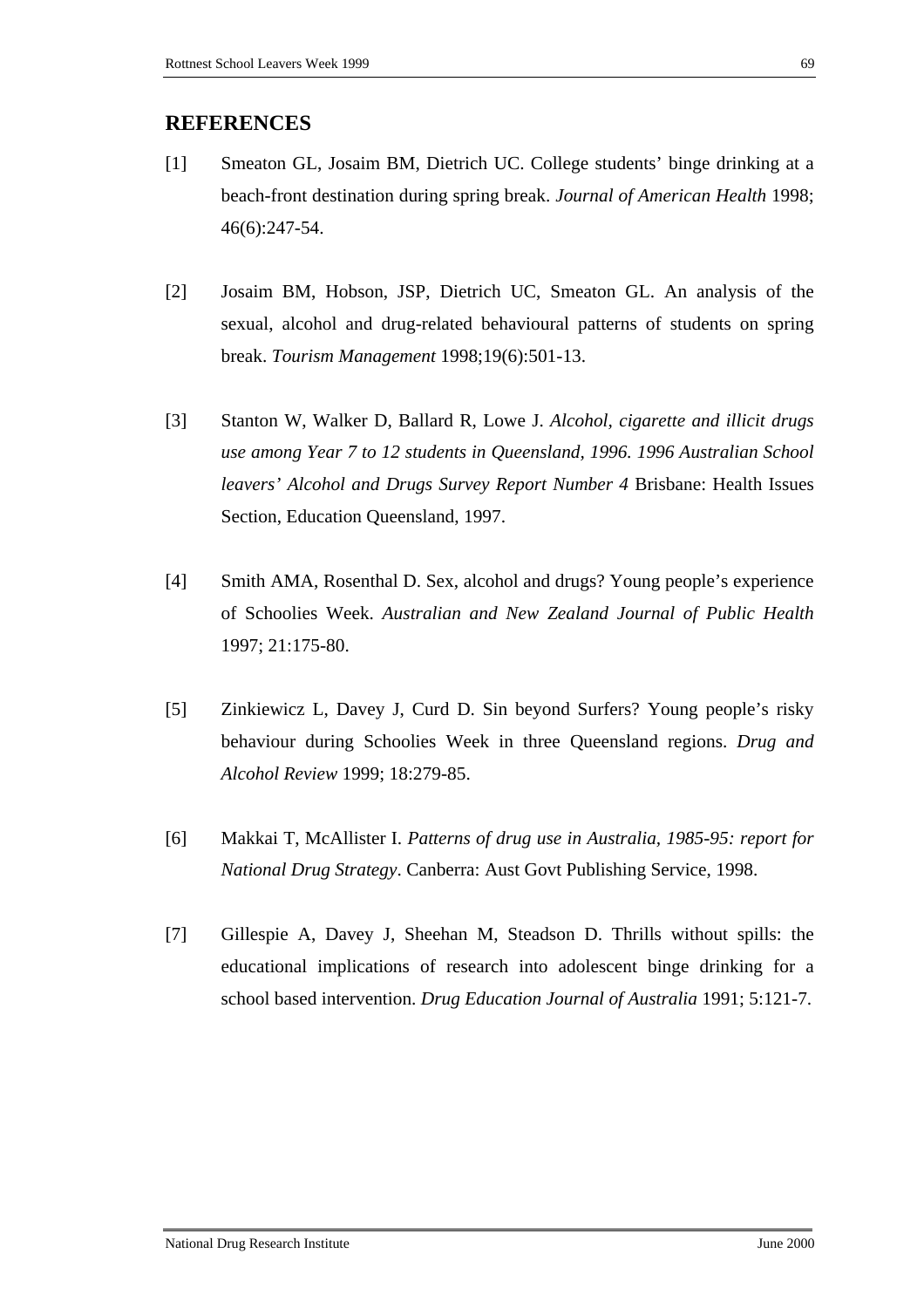## REFERENCES

[1] Smeaton GL, Josaim BM, Dietrich UC. College students' binge drinking at a beach-front destination during spring break. *Journal of American Health* 1998; 46(6):247-54.

[2] Josaim BM, Hobson, JSP, Dietrich UC, Smeaton GL. An analysis of the sexual, alcohol and drug-related behavioural patterns of students on spring break. *Tourism Management* 1998;19(6):501-13.

[3] Stanton W, Walker D, Ballard R, Lowe J. *Alcohol, cigarette and illicit drugs use among Year 7 to 12 students in Queensland, 1996. 1996 Australian School leavers' Alcohol and Drugs Survey Report Number 4* Brisbane: Health Issues Section, Education Queensland, 1997.

[4] Smith AMA, Rosenthal D. Sex, alcohol and drugs? Young people's experience of Schoolies Week. *Australian and New Zealand Journal of Public Health* 1997; 21:175-80.

[5] Zinkiewicz L, Davey J, Curd D. Sin beyond Surfers? Young people's risky behaviour during Schoolies Week in three Queensland regions. *Drug and Alcohol Review* 1999; 18:279-85.

[6] Makkai T, McAllister I. *Patterns of drug use in Australia, 1985-95: report for National Drug Strategy*. Canberra: Aust Govt Publishing Service, 1998.

[7] Gillespie A, Davey J, Sheehan M, Steadson D. Thrills without spills: the educational implications of research into adolescent binge drinking for a school based intervention. *Drug Education Journal of Australia* 1991; 5:121-7.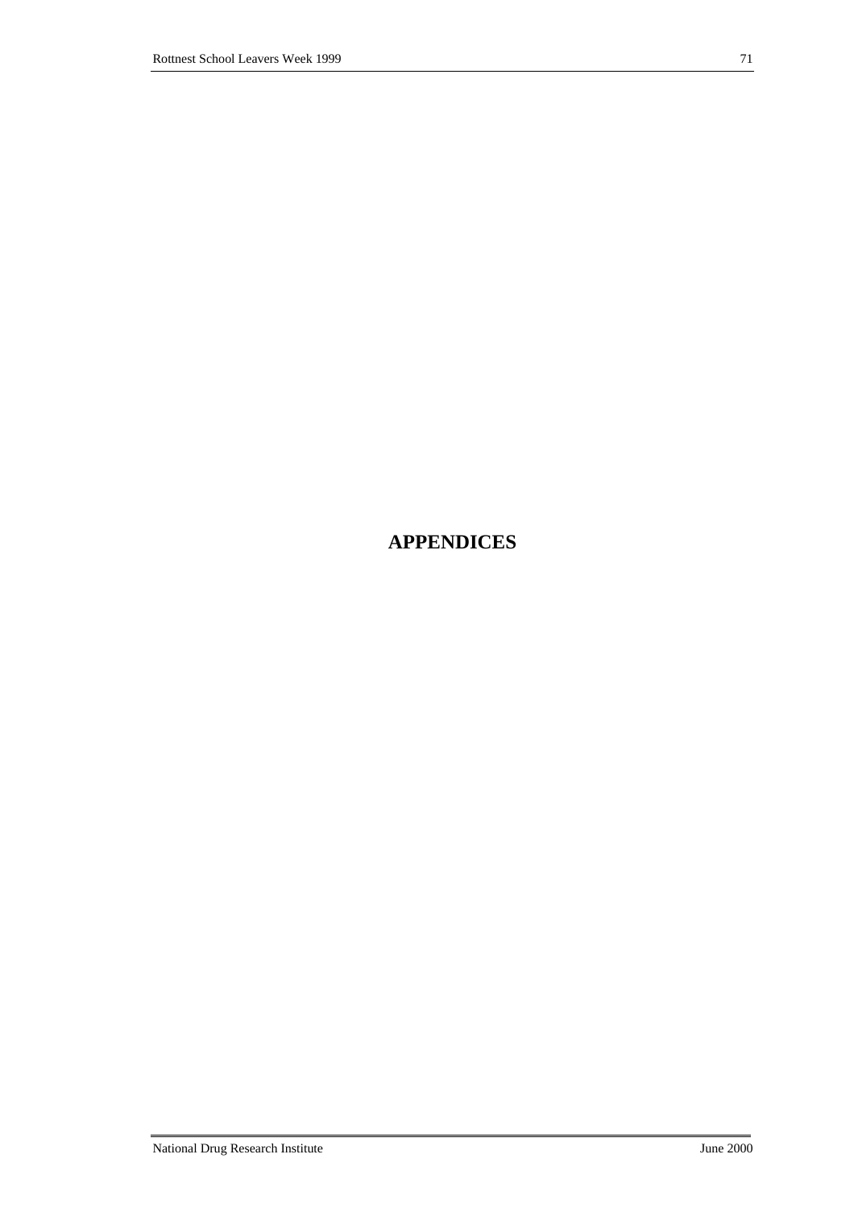# APPENDICES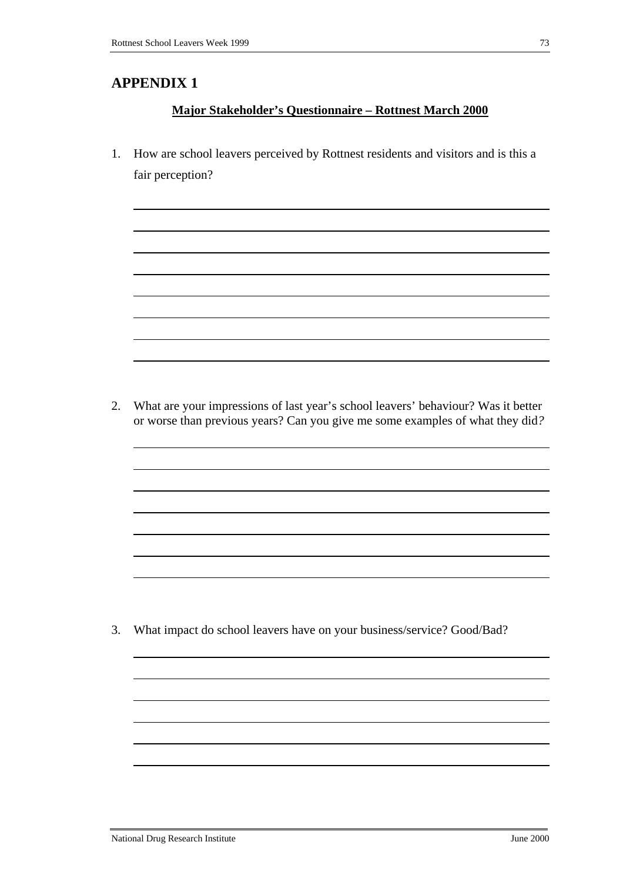# APPENDIX 1

**Major Stakeholder's Questionnaire – Rottnest March 2000**

1. How are school leavers perceived by Rottnest residents and visitors and is this a fair perception?

2. What are your impressions of last year's school leavers' behaviour? Was it better or worse than previous years? Can you give me some examples of what they did?

3. What impact do school leavers have on your business/service? Good/Bad?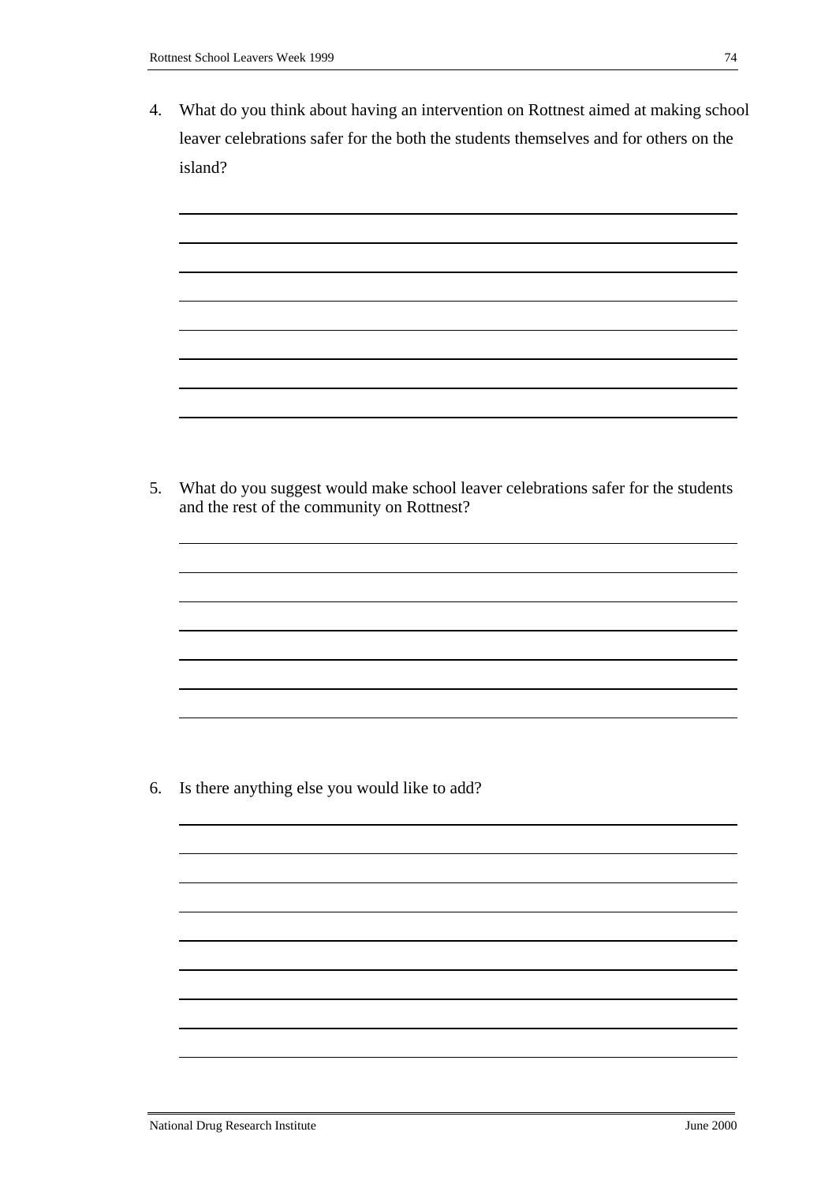4. What do you think about having an intervention on Rottnest aimed at making school leaver celebrations safer for the both the students themselves and for others on the island?

5. What do you suggest would make school leaver celebrations safer for the students and the rest of the community on Rottnest?

6. Is there anything else you would like to add?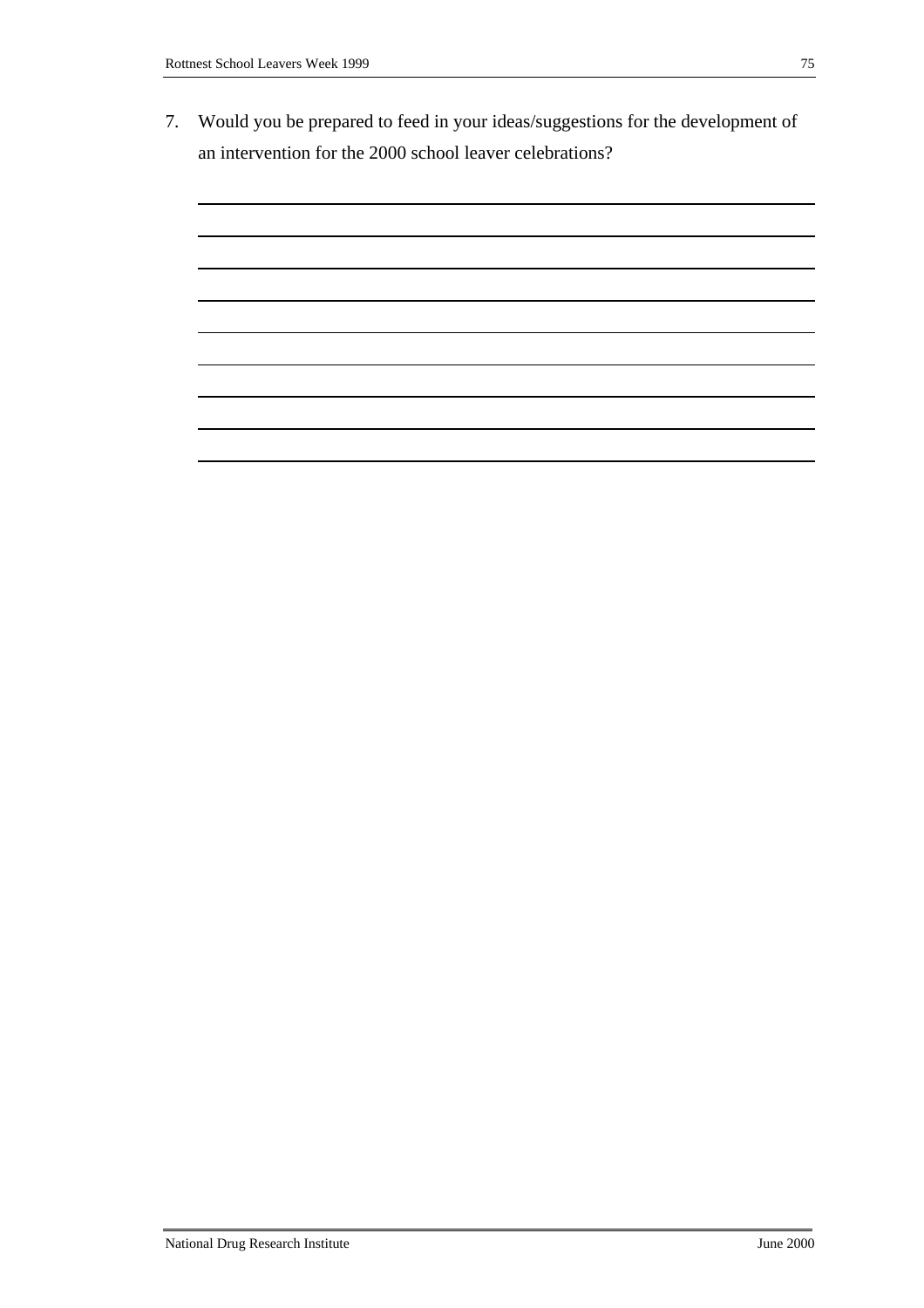7. Would you be prepared to feed in your ideas/suggestions for the development of an intervention for the 2000 school leaver celebrations?

_______________________________________________________________________

_______________________________________________________________________

_______________________________________________________________________

_______________________________________________________________________

_______________________________________________________________________

_______________________________________________________________________

_______________________________________________________________________

_______________________________________________________________________

_______________________________________________________________________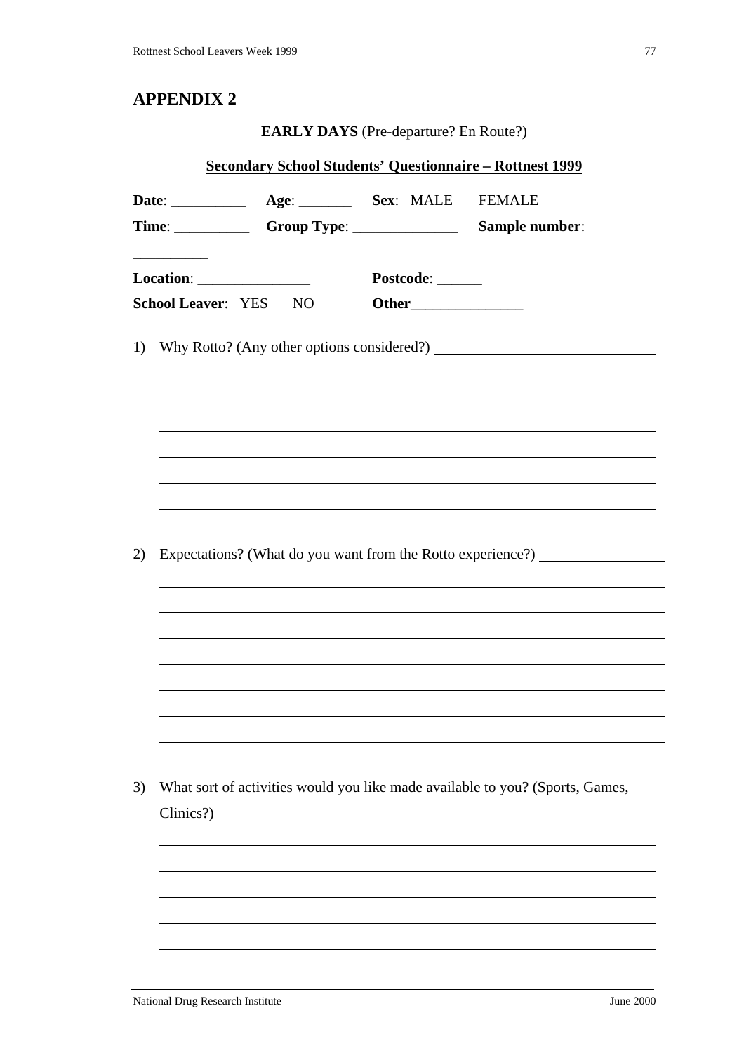## APPENDIX 2

**EARLY DAYS** (Pre-departure? En Route?)

**Secondary School Students' Questionnaire – Rottnest 1999**

**Date**: __________ **Age**: _______ **Sex**: MALE FEMALE

**Time**: __________ **Group Type**: ______________ **Sample number**: __________

**Location**: _______________ **Postcode**: ______

**School Leaver**: YES NO **Other**_______________

1) Why Rotto? (Any other options considered?)

2) Expectations? (What do you want from the Rotto experience?)

3) What sort of activities would you like made available to you? (Sports, Games, Clinics?)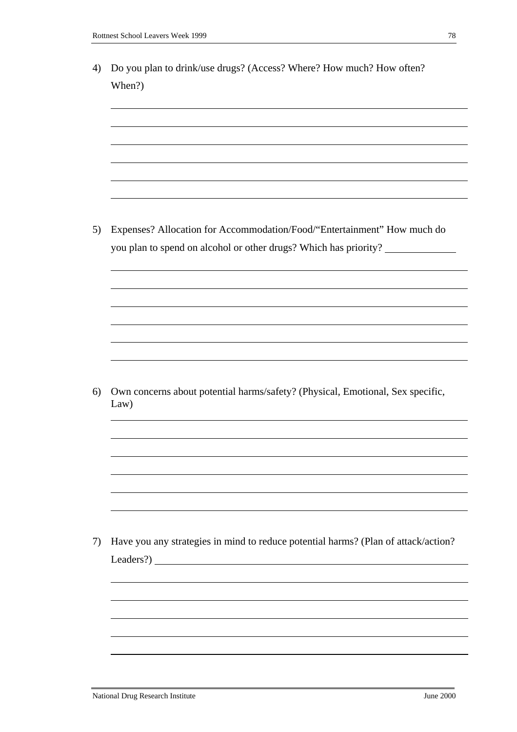4) Do you plan to drink/use drugs? (Access? Where? How much? How often? When?)

______________________________________________________________________

______________________________________________________________________

______________________________________________________________________

______________________________________________________________________

______________________________________________________________________

______________________________________________________________________

5) Expenses? Allocation for Accommodation/Food/"Entertainment" How much do you plan to spend on alcohol or other drugs? Which has priority? ______________

______________________________________________________________________

______________________________________________________________________

______________________________________________________________________

______________________________________________________________________

______________________________________________________________________

______________________________________________________________________

6) Own concerns about potential harms/safety? (Physical, Emotional, Sex specific, Law)

______________________________________________________________________

______________________________________________________________________

______________________________________________________________________

______________________________________________________________________

______________________________________________________________________

______________________________________________________________________

7) Have you any strategies in mind to reduce potential harms? (Plan of attack/action? Leaders?) ______________________________________________________________

______________________________________________________________________

______________________________________________________________________

______________________________________________________________________

______________________________________________________________________

______________________________________________________________________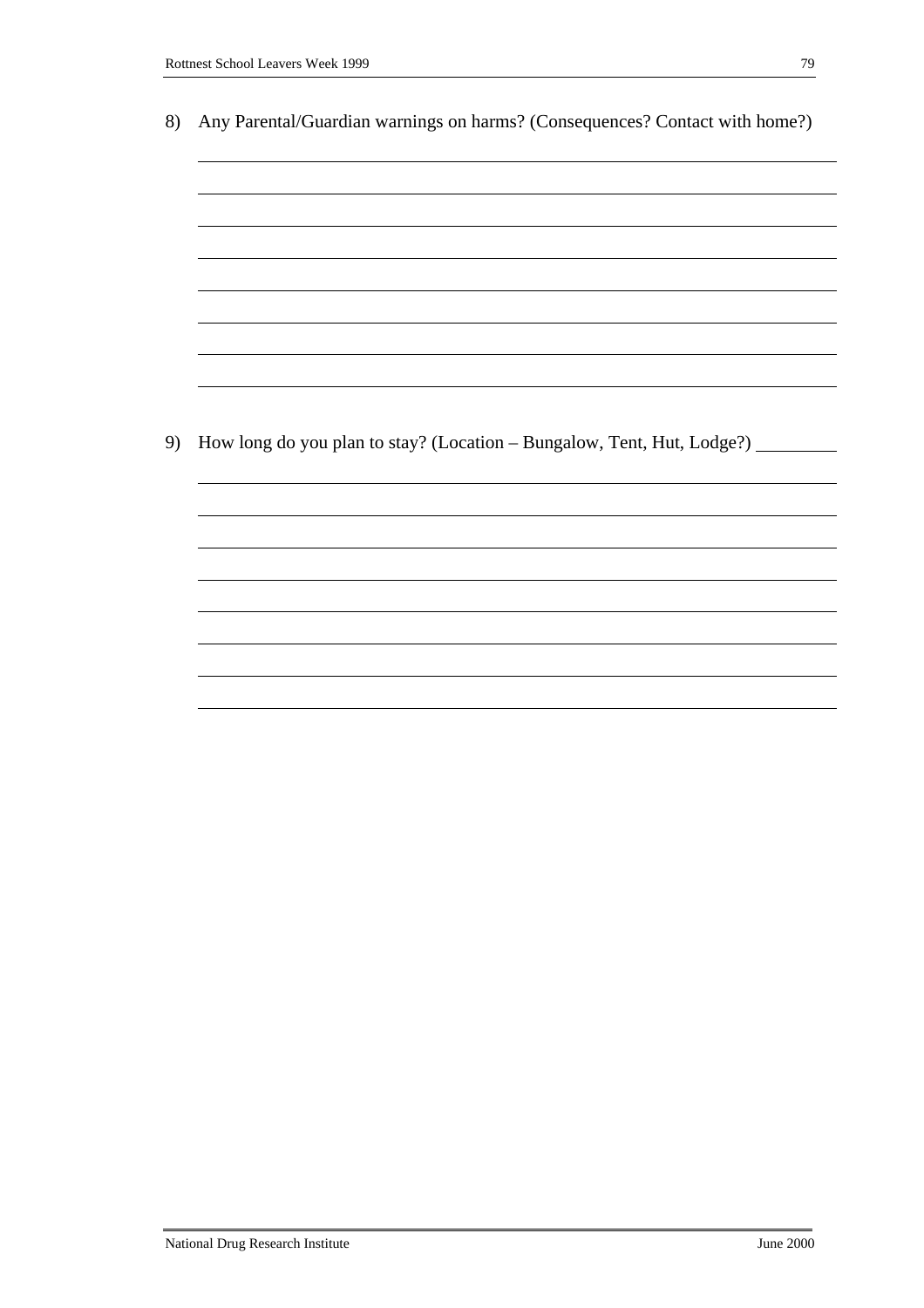8) Any Parental/Guardian warnings on harms? (Consequences? Contact with home?)

9) How long do you plan to stay? (Location – Bungalow, Tent, Hut, Lodge?)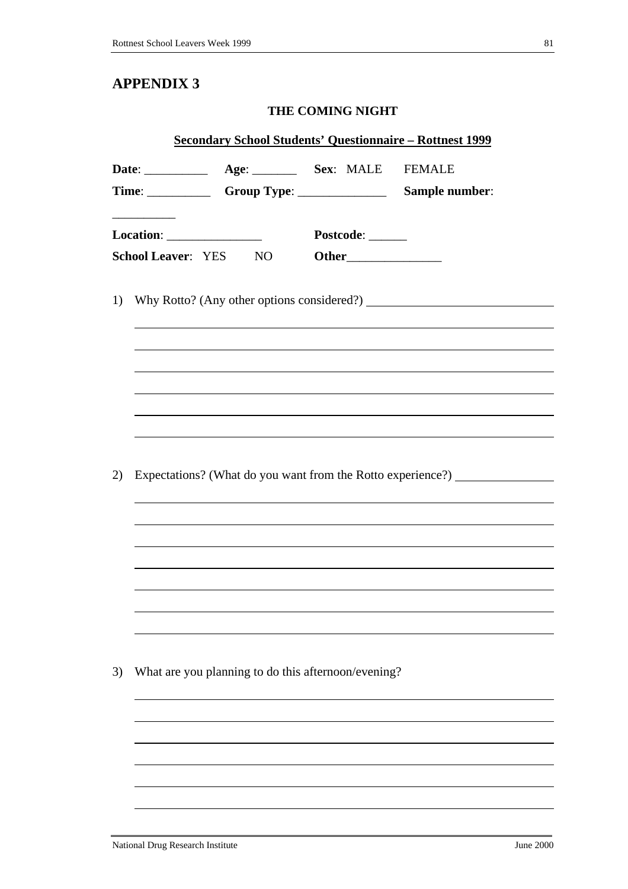# APPENDIX 3

## THE COMING NIGHT

**Secondary School Students' Questionnaire – Rottnest 1999**

**Date**: __________ **Age**: _______ **Sex**: MALE FEMALE

**Time**: __________ **Group Type**: ______________ **Sample number**: __________

**Location**: _______________ **Postcode**: ______

**School Leaver**: YES NO **Other**_______________

1) Why Rotto? (Any other options considered?)

2) Expectations? (What do you want from the Rotto experience?)

3) What are you planning to do this afternoon/evening?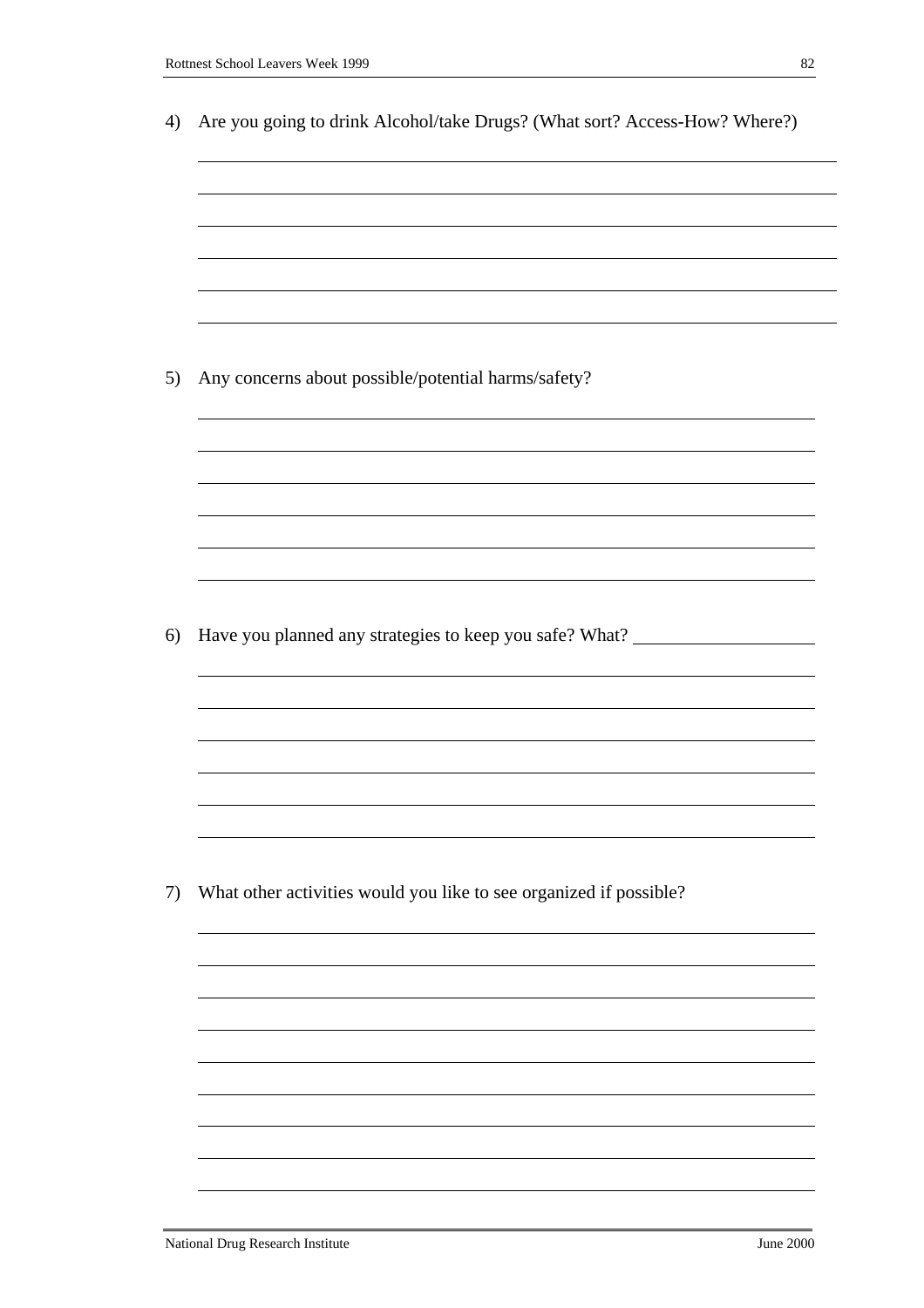4) Are you going to drink Alcohol/take Drugs? (What sort? Access-How? Where?)

______________________________________________________________________

______________________________________________________________________

______________________________________________________________________

______________________________________________________________________

______________________________________________________________________

______________________________________________________________________

5) Any concerns about possible/potential harms/safety?

______________________________________________________________________

______________________________________________________________________

______________________________________________________________________

______________________________________________________________________

______________________________________________________________________

______________________________________________________________________

6) Have you planned any strategies to keep you safe? What? ____________________

______________________________________________________________________

______________________________________________________________________

______________________________________________________________________

______________________________________________________________________

______________________________________________________________________

______________________________________________________________________

7) What other activities would you like to see organized if possible?

______________________________________________________________________

______________________________________________________________________

______________________________________________________________________

______________________________________________________________________

______________________________________________________________________

______________________________________________________________________

______________________________________________________________________

______________________________________________________________________

______________________________________________________________________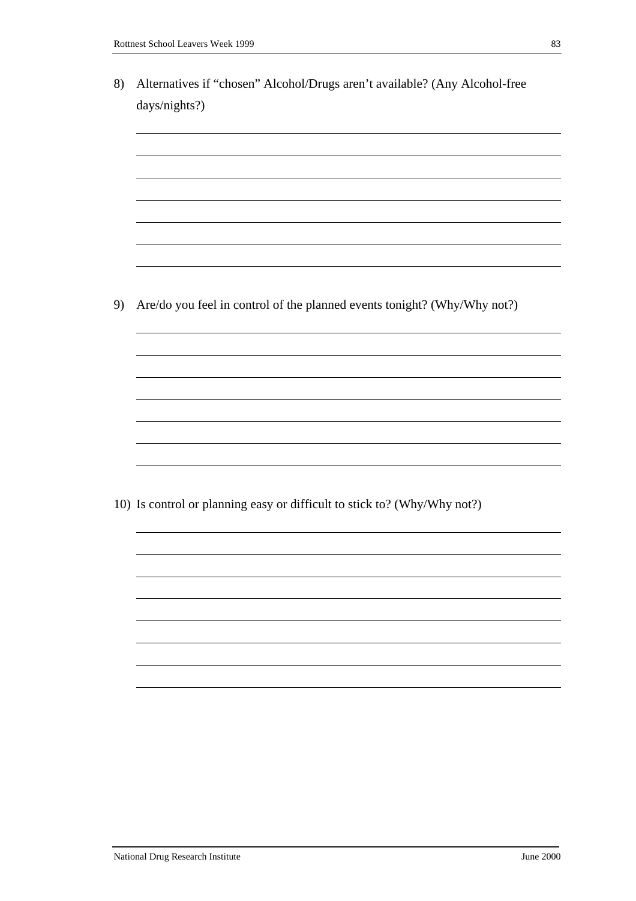8) Alternatives if "chosen" Alcohol/Drugs aren't available? (Any Alcohol-free days/nights?)

9) Are/do you feel in control of the planned events tonight? (Why/Why not?)

10) Is control or planning easy or difficult to stick to? (Why/Why not?)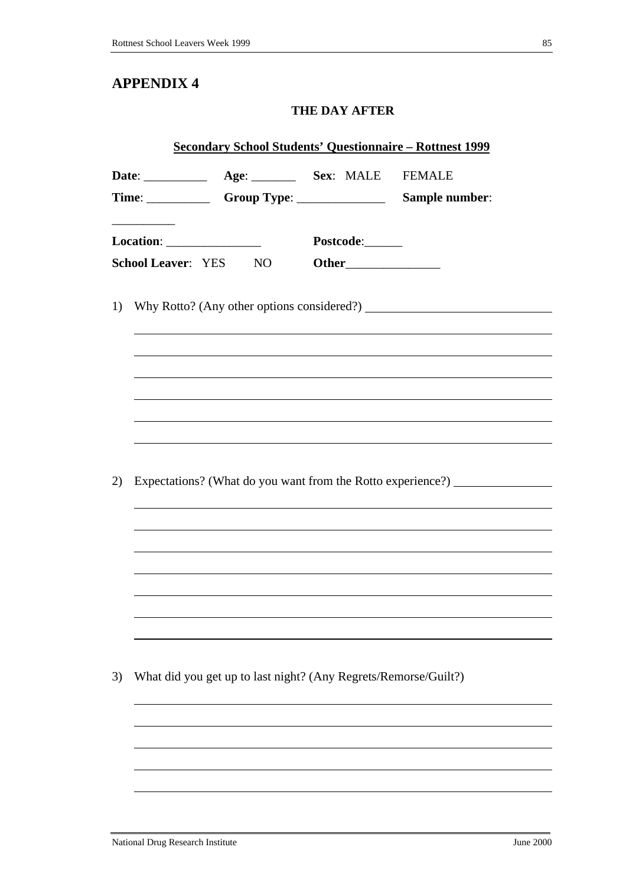# APPENDIX 4

**THE DAY AFTER**

**Secondary School Students' Questionnaire – Rottnest 1999**

**Date**: __________ **Age**: _______ **Sex**: MALE FEMALE

**Time**: __________ **Group Type**: ______________ **Sample number**: __________

**Location**: _______________ **Postcode**:______

**School Leaver**: YES NO **Other**_______________

1) Why Rotto? (Any other options considered?)

2) Expectations? (What do you want from the Rotto experience?)

3) What did you get up to last night? (Any Regrets/Remorse/Guilt?)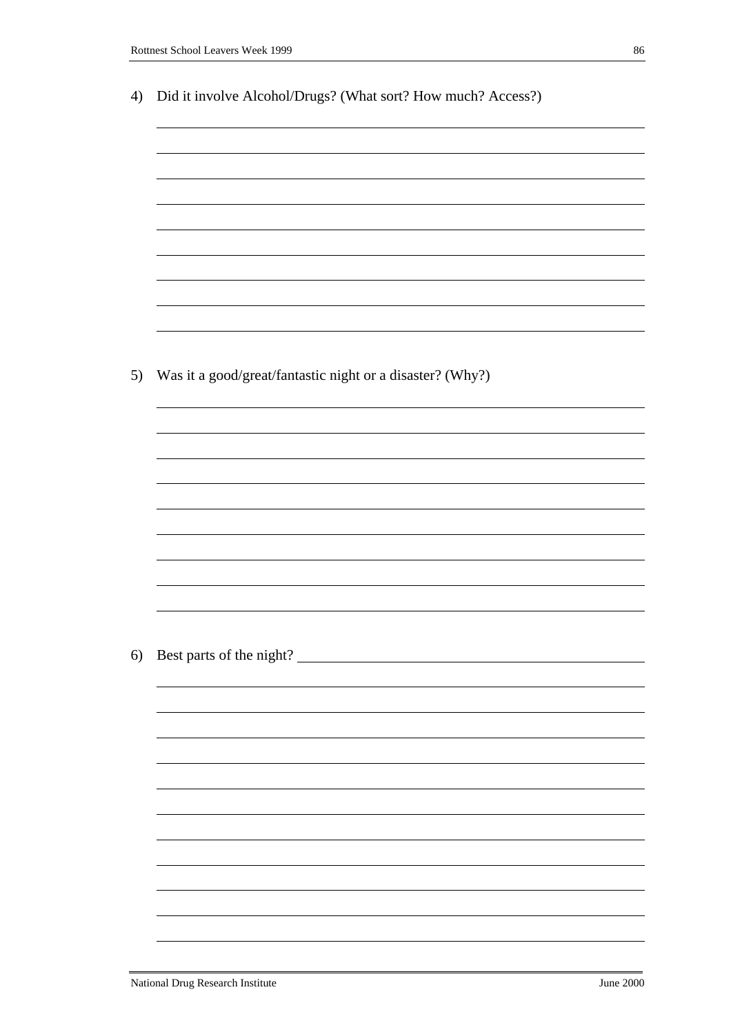4) Did it involve Alcohol/Drugs? (What sort? How much? Access?)

5) Was it a good/great/fantastic night or a disaster? (Why?)

6) Best parts of the night?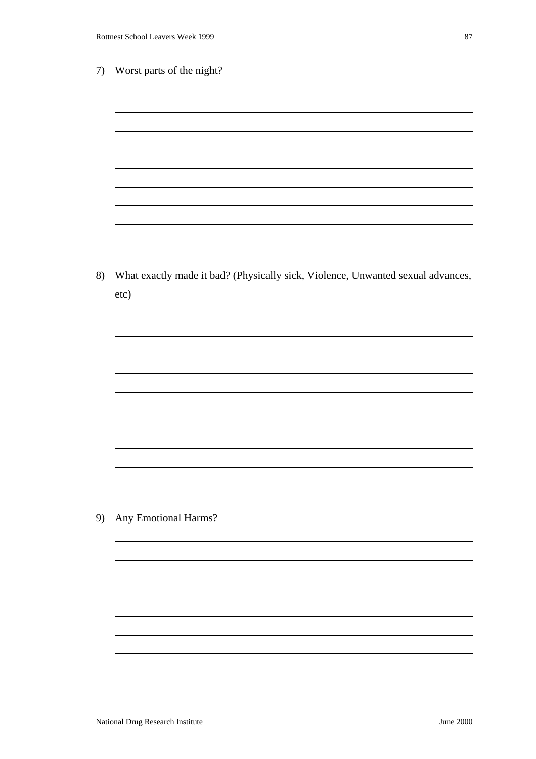7) Worst parts of the night?

8) What exactly made it bad? (Physically sick, Violence, Unwanted sexual advances, etc)

9) Any Emotional Harms?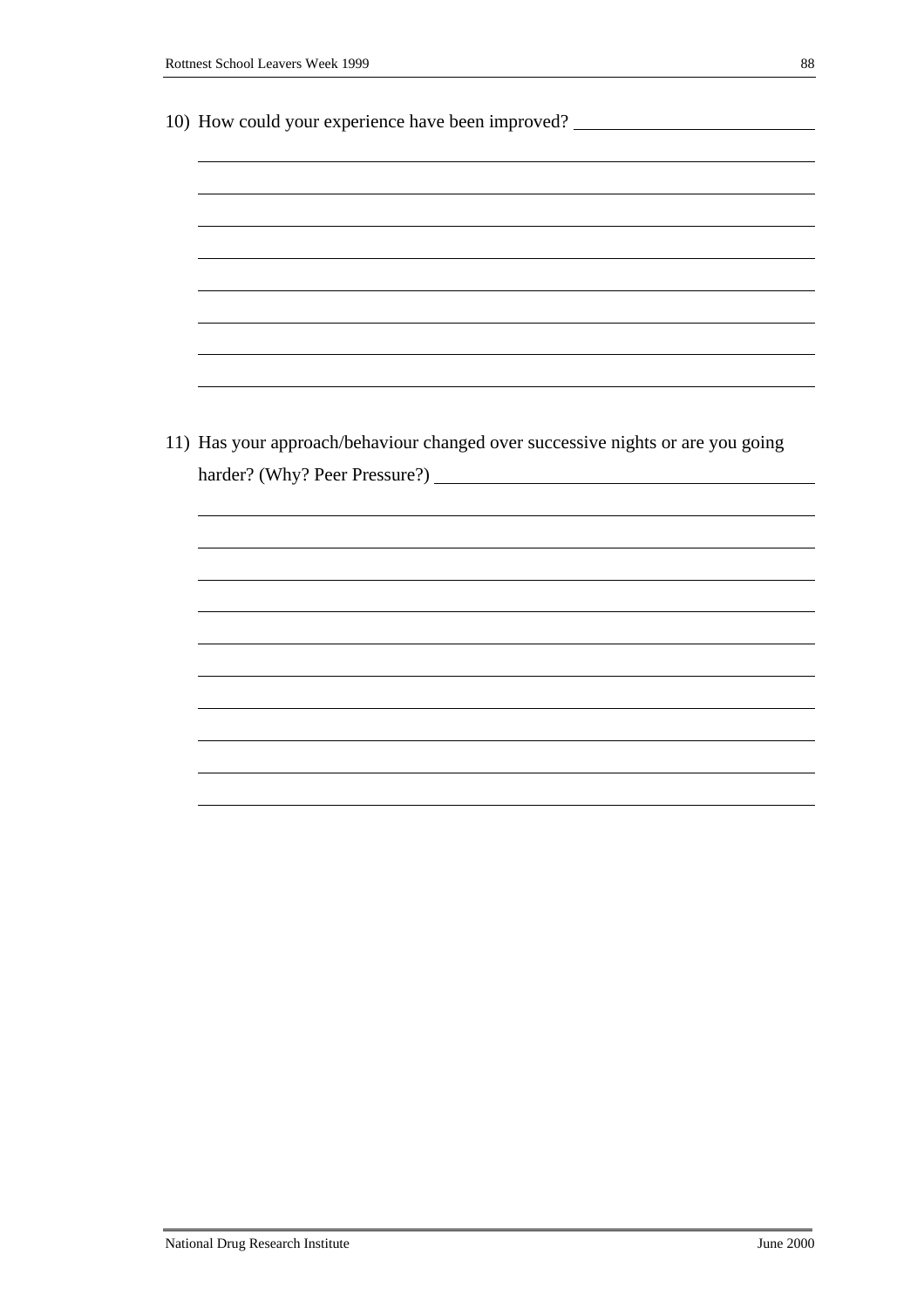10) How could your experience have been improved? \_\_\_\_\_\_\_\_\_\_\_\_\_\_\_\_\_\_\_\_\_\_\_\_\_\_\_\_

11) Has your approach/behaviour changed over successive nights or are you going harder? (Why? Peer Pressure?) \_\_\_\_\_\_\_\_\_\_\_\_\_\_\_\_\_\_\_\_\_\_\_\_\_\_\_\_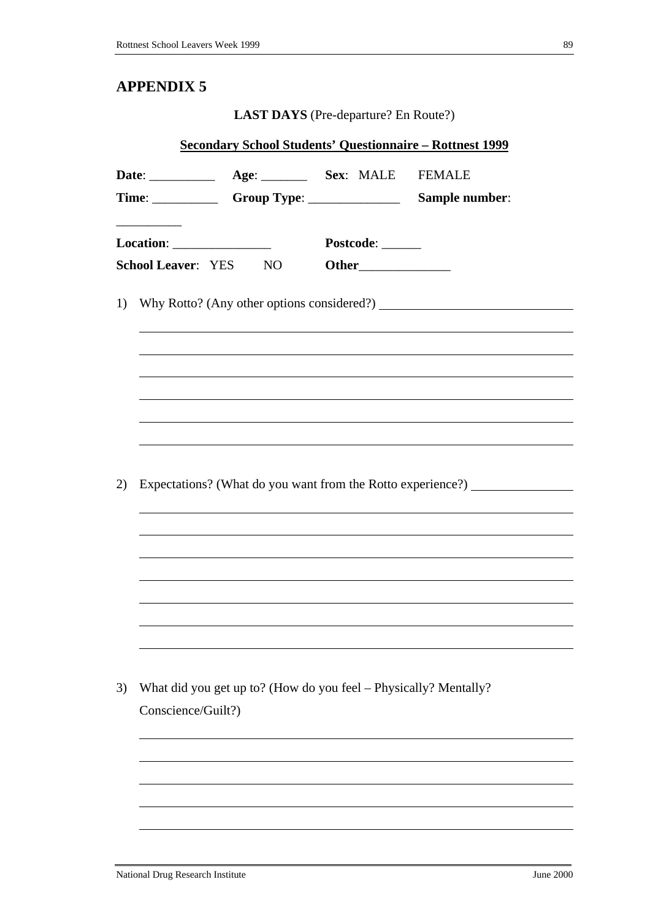# APPENDIX 5

**LAST DAYS** (Pre-departure? En Route?)

**Secondary School Students' Questionnaire – Rottnest 1999**

**Date**: __________ **Age**: _______ **Sex**: MALE FEMALE

**Time**: __________ **Group Type**: ______________ **Sample number**: __________

**Location**: _______________ **Postcode**: ______

**School Leaver**: YES NO **Other**______________

1) Why Rotto? (Any other options considered?)

2) Expectations? (What do you want from the Rotto experience?)

3) What did you get up to? (How do you feel – Physically? Mentally? Conscience/Guilt?)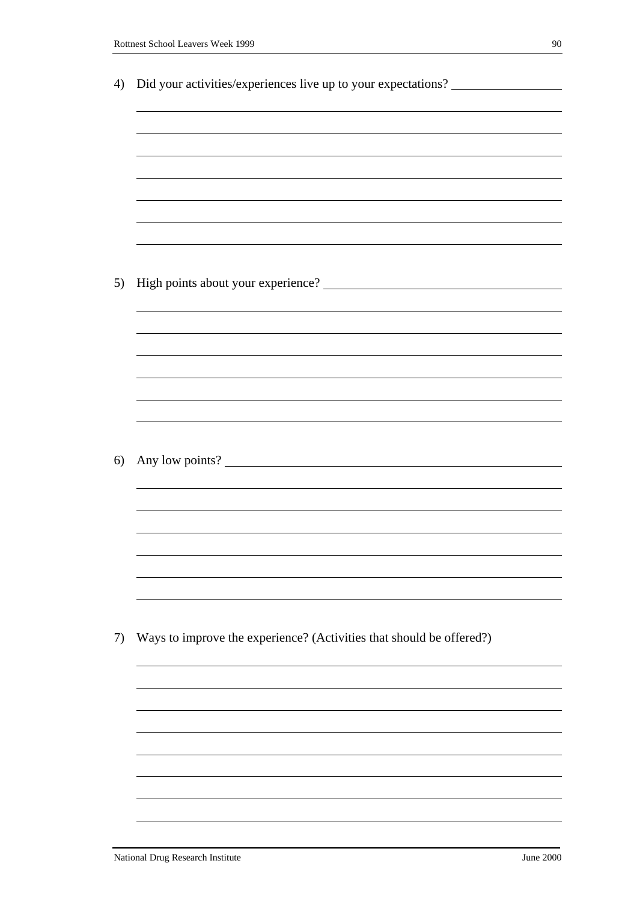4) Did your activities/experiences live up to your expectations? ____________________

5) High points about your experience? ____________________

6) Any low points? ____________________

7) Ways to improve the experience? (Activities that should be offered?)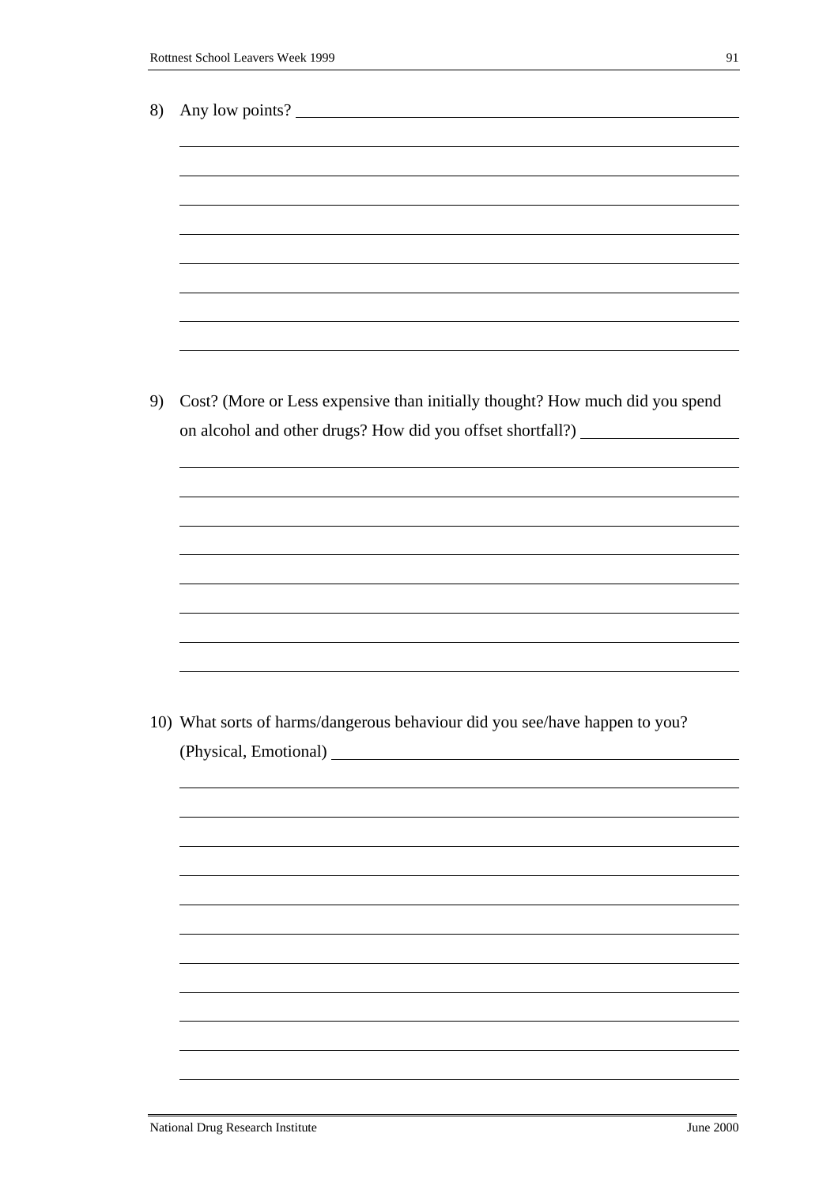8) Any low points?

9) Cost? (More or Less expensive than initially thought? How much did you spend on alcohol and other drugs? How did you offset shortfall?)

10) What sorts of harms/dangerous behaviour did you see/have happen to you? (Physical, Emotional)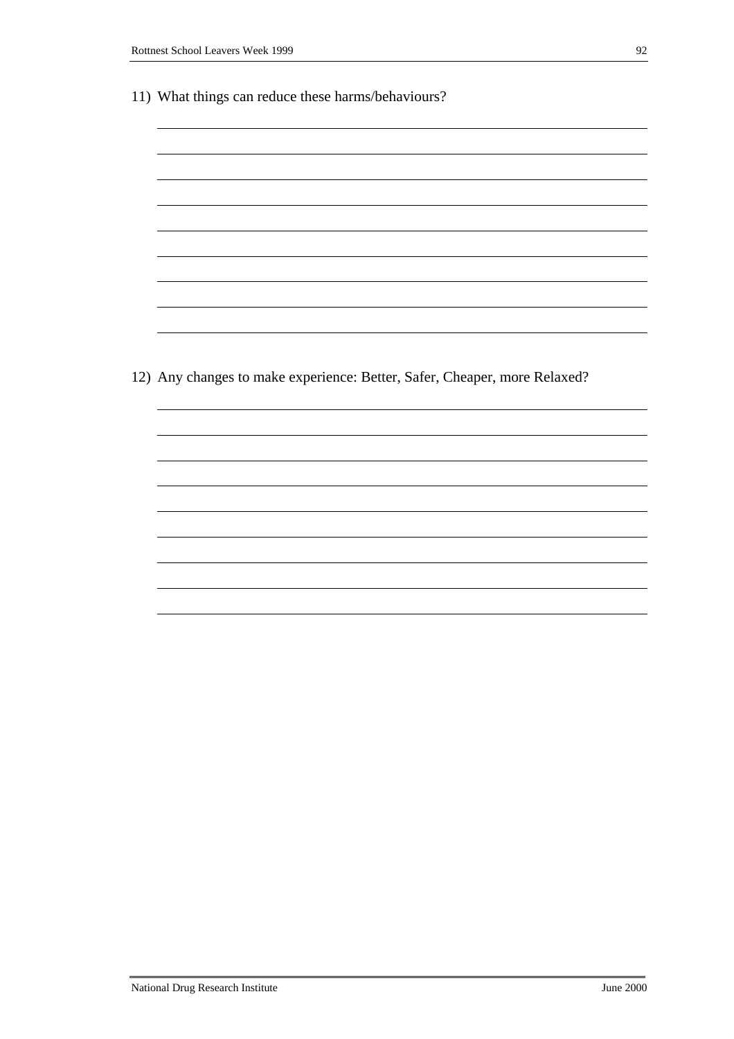11) What things can reduce these harms/behaviours?

\_\_\_\_\_\_\_\_\_\_\_\_\_\_\_\_\_\_\_\_\_\_\_\_\_\_\_\_\_\_\_\_\_\_\_\_\_\_\_\_\_\_\_\_\_\_\_\_\_\_\_\_\_\_\_\_\_\_\_\_\_\_\_\_\_\_\_\_\_\_\_

\_\_\_\_\_\_\_\_\_\_\_\_\_\_\_\_\_\_\_\_\_\_\_\_\_\_\_\_\_\_\_\_\_\_\_\_\_\_\_\_\_\_\_\_\_\_\_\_\_\_\_\_\_\_\_\_\_\_\_\_\_\_\_\_\_\_\_\_\_\_\_

\_\_\_\_\_\_\_\_\_\_\_\_\_\_\_\_\_\_\_\_\_\_\_\_\_\_\_\_\_\_\_\_\_\_\_\_\_\_\_\_\_\_\_\_\_\_\_\_\_\_\_\_\_\_\_\_\_\_\_\_\_\_\_\_\_\_\_\_\_\_\_

\_\_\_\_\_\_\_\_\_\_\_\_\_\_\_\_\_\_\_\_\_\_\_\_\_\_\_\_\_\_\_\_\_\_\_\_\_\_\_\_\_\_\_\_\_\_\_\_\_\_\_\_\_\_\_\_\_\_\_\_\_\_\_\_\_\_\_\_\_\_\_

\_\_\_\_\_\_\_\_\_\_\_\_\_\_\_\_\_\_\_\_\_\_\_\_\_\_\_\_\_\_\_\_\_\_\_\_\_\_\_\_\_\_\_\_\_\_\_\_\_\_\_\_\_\_\_\_\_\_\_\_\_\_\_\_\_\_\_\_\_\_\_

\_\_\_\_\_\_\_\_\_\_\_\_\_\_\_\_\_\_\_\_\_\_\_\_\_\_\_\_\_\_\_\_\_\_\_\_\_\_\_\_\_\_\_\_\_\_\_\_\_\_\_\_\_\_\_\_\_\_\_\_\_\_\_\_\_\_\_\_\_\_\_

\_\_\_\_\_\_\_\_\_\_\_\_\_\_\_\_\_\_\_\_\_\_\_\_\_\_\_\_\_\_\_\_\_\_\_\_\_\_\_\_\_\_\_\_\_\_\_\_\_\_\_\_\_\_\_\_\_\_\_\_\_\_\_\_\_\_\_\_\_\_\_

\_\_\_\_\_\_\_\_\_\_\_\_\_\_\_\_\_\_\_\_\_\_\_\_\_\_\_\_\_\_\_\_\_\_\_\_\_\_\_\_\_\_\_\_\_\_\_\_\_\_\_\_\_\_\_\_\_\_\_\_\_\_\_\_\_\_\_\_\_\_\_

\_\_\_\_\_\_\_\_\_\_\_\_\_\_\_\_\_\_\_\_\_\_\_\_\_\_\_\_\_\_\_\_\_\_\_\_\_\_\_\_\_\_\_\_\_\_\_\_\_\_\_\_\_\_\_\_\_\_\_\_\_\_\_\_\_\_\_\_\_\_\_

12) Any changes to make experience: Better, Safer, Cheaper, more Relaxed?

\_\_\_\_\_\_\_\_\_\_\_\_\_\_\_\_\_\_\_\_\_\_\_\_\_\_\_\_\_\_\_\_\_\_\_\_\_\_\_\_\_\_\_\_\_\_\_\_\_\_\_\_\_\_\_\_\_\_\_\_\_\_\_\_\_\_\_\_\_\_\_

\_\_\_\_\_\_\_\_\_\_\_\_\_\_\_\_\_\_\_\_\_\_\_\_\_\_\_\_\_\_\_\_\_\_\_\_\_\_\_\_\_\_\_\_\_\_\_\_\_\_\_\_\_\_\_\_\_\_\_\_\_\_\_\_\_\_\_\_\_\_\_

\_\_\_\_\_\_\_\_\_\_\_\_\_\_\_\_\_\_\_\_\_\_\_\_\_\_\_\_\_\_\_\_\_\_\_\_\_\_\_\_\_\_\_\_\_\_\_\_\_\_\_\_\_\_\_\_\_\_\_\_\_\_\_\_\_\_\_\_\_\_\_

\_\_\_\_\_\_\_\_\_\_\_\_\_\_\_\_\_\_\_\_\_\_\_\_\_\_\_\_\_\_\_\_\_\_\_\_\_\_\_\_\_\_\_\_\_\_\_\_\_\_\_\_\_\_\_\_\_\_\_\_\_\_\_\_\_\_\_\_\_\_\_

\_\_\_\_\_\_\_\_\_\_\_\_\_\_\_\_\_\_\_\_\_\_\_\_\_\_\_\_\_\_\_\_\_\_\_\_\_\_\_\_\_\_\_\_\_\_\_\_\_\_\_\_\_\_\_\_\_\_\_\_\_\_\_\_\_\_\_\_\_\_\_

\_\_\_\_\_\_\_\_\_\_\_\_\_\_\_\_\_\_\_\_\_\_\_\_\_\_\_\_\_\_\_\_\_\_\_\_\_\_\_\_\_\_\_\_\_\_\_\_\_\_\_\_\_\_\_\_\_\_\_\_\_\_\_\_\_\_\_\_\_\_\_

\_\_\_\_\_\_\_\_\_\_\_\_\_\_\_\_\_\_\_\_\_\_\_\_\_\_\_\_\_\_\_\_\_\_\_\_\_\_\_\_\_\_\_\_\_\_\_\_\_\_\_\_\_\_\_\_\_\_\_\_\_\_\_\_\_\_\_\_\_\_\_

\_\_\_\_\_\_\_\_\_\_\_\_\_\_\_\_\_\_\_\_\_\_\_\_\_\_\_\_\_\_\_\_\_\_\_\_\_\_\_\_\_\_\_\_\_\_\_\_\_\_\_\_\_\_\_\_\_\_\_\_\_\_\_\_\_\_\_\_\_\_\_

\_\_\_\_\_\_\_\_\_\_\_\_\_\_\_\_\_\_\_\_\_\_\_\_\_\_\_\_\_\_\_\_\_\_\_\_\_\_\_\_\_\_\_\_\_\_\_\_\_\_\_\_\_\_\_\_\_\_\_\_\_\_\_\_\_\_\_\_\_\_\_